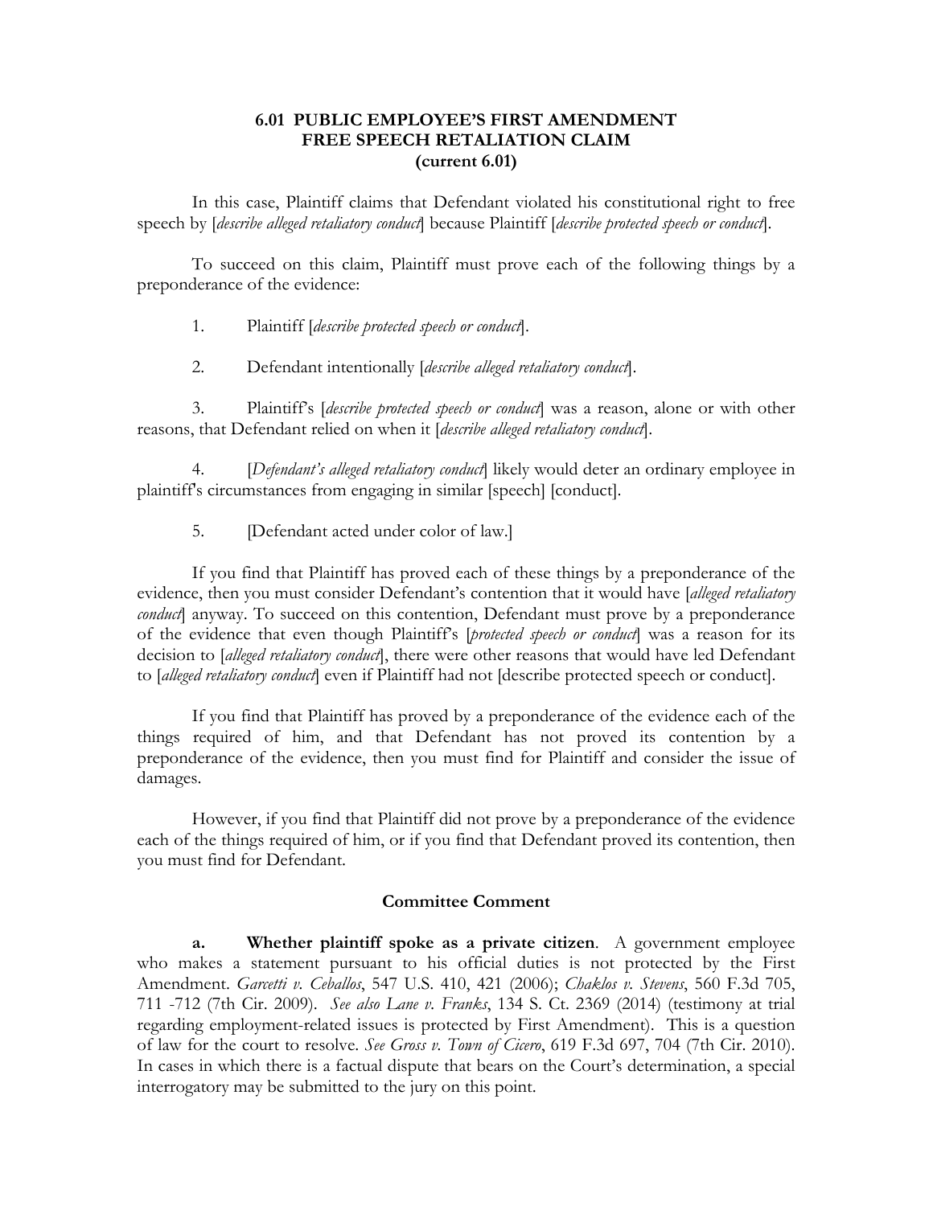# 6.01 PUBLIC EMPLOYEE'S FIRST AMENDMENT FREE SPEECH RETALIATION CLAIM (current 6.01)

In this case, Plaintiff claims that Defendant violated his constitutional right to free speech by [*describe alleged retaliatory conduct*] because Plaintiff [*describe protected speech or conduct*].

To succeed on this claim, Plaintiff must prove each of the following things by a preponderance of the evidence:

1. Plaintiff [*describe protected speech or conduct*].

2. Defendant intentionally [*describe alleged retaliatory conduct*].

3. Plaintiff's [*describe protected speech or conduct*] was a reason, alone or with other reasons, that Defendant relied on when it [*describe alleged retaliatory conduct*].

4. [*Defendant's alleged retaliatory conduct*] likely would deter an ordinary employee in plaintiff's circumstances from engaging in similar [speech] [conduct].

5. [Defendant acted under color of law.]

If you find that Plaintiff has proved each of these things by a preponderance of the evidence, then you must consider Defendant's contention that it would have [*alleged retaliatory conduct*] anyway. To succeed on this contention, Defendant must prove by a preponderance of the evidence that even though Plaintiff's [*protected speech or conduct*] was a reason for its decision to [*alleged retaliatory conduct*], there were other reasons that would have led Defendant to [*alleged retaliatory conduct*] even if Plaintiff had not [describe protected speech or conduct].

If you find that Plaintiff has proved by a preponderance of the evidence each of the things required of him, and that Defendant has not proved its contention by a preponderance of the evidence, then you must find for Plaintiff and consider the issue of damages.

However, if you find that Plaintiff did not prove by a preponderance of the evidence each of the things required of him, or if you find that Defendant proved its contention, then you must find for Defendant.

## Committee Comment

**a. Whether plaintiff spoke as a private citizen**. A government employee who makes a statement pursuant to his official duties is not protected by the First Amendment. *Garcetti v. Ceballos*, 547 U.S. 410, 421 (2006); *Chaklos v. Stevens*, 560 F.3d 705, 711 -712 (7th Cir. 2009). *See also Lane v. Franks*, 134 S. Ct. 2369 (2014) (testimony at trial regarding employment-related issues is protected by First Amendment). This is a question of law for the court to resolve. *See Gross v. Town of Cicero*, 619 F.3d 697, 704 (7th Cir. 2010). In cases in which there is a factual dispute that bears on the Court's determination, a special interrogatory may be submitted to the jury on this point.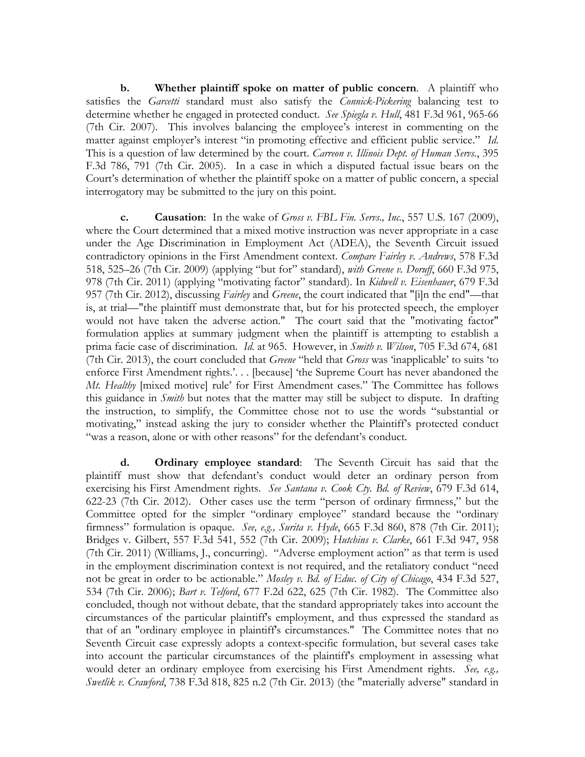**b. Whether plaintiff spoke on matter of public concern**. A plaintiff who satisfies the *Garcetti* standard must also satisfy the *Connick-Pickering* balancing test to determine whether he engaged in protected conduct. *See Spiegla v. Hull*, 481 F.3d 961, 965-66 (7th Cir. 2007). This involves balancing the employee's interest in commenting on the matter against employer's interest "in promoting effective and efficient public service." *Id.* This is a question of law determined by the court. *Carreon v. Illinois Dept. of Human Servs.*, 395 F.3d 786, 791 (7th Cir. 2005). In a case in which a disputed factual issue bears on the Court's determination of whether the plaintiff spoke on a matter of public concern, a special interrogatory may be submitted to the jury on this point.

**c. Causation**: In the wake of *Gross v. FBL Fin. Servs., Inc.*, 557 U.S. 167 (2009), where the Court determined that a mixed motive instruction was never appropriate in a case under the Age Discrimination in Employment Act (ADEA), the Seventh Circuit issued contradictory opinions in the First Amendment context. *Compare Fairley v. Andrews*, 578 F.3d 518, 525–26 (7th Cir. 2009) (applying "but for" standard), *with Greene v. Doruff*, 660 F.3d 975, 978 (7th Cir. 2011) (applying "motivating factor" standard). In *Kidwell v. Eisenhauer*, 679 F.3d 957 (7th Cir. 2012), discussing *Fairley* and *Greene*, the court indicated that "[i]n the end"—that is, at trial—"the plaintiff must demonstrate that, but for his protected speech, the employer would not have taken the adverse action." The court said that the "motivating factor" formulation applies at summary judgment when the plaintiff is attempting to establish a prima facie case of discrimination. *Id.* at 965. However, in *Smith v. Wilson*, 705 F.3d 674, 681 (7th Cir. 2013), the court concluded that *Greene* "held that *Gross* was 'inapplicable' to suits 'to enforce First Amendment rights.'. . . [because] 'the Supreme Court has never abandoned the *Mt. Healthy* [mixed motive] rule' for First Amendment cases." The Committee has follows this guidance in *Smith* but notes that the matter may still be subject to dispute. In drafting the instruction, to simplify, the Committee chose not to use the words "substantial or motivating," instead asking the jury to consider whether the Plaintiff's protected conduct "was a reason, alone or with other reasons" for the defendant's conduct.

**d. Ordinary employee standard**: The Seventh Circuit has said that the plaintiff must show that defendant's conduct would deter an ordinary person from exercising his First Amendment rights. *See Santana v. Cook Cty. Bd. of Review*, 679 F.3d 614, 622-23 (7th Cir. 2012). Other cases use the term "person of ordinary firmness," but the Committee opted for the simpler "ordinary employee" standard because the "ordinary firmness" formulation is opaque. *See, e.g., Surita v. Hyde*, 665 F.3d 860, 878 (7th Cir. 2011); Bridges v. Gilbert, 557 F.3d 541, 552 (7th Cir. 2009); *Hutchins v. Clarke*, 661 F.3d 947, 958 (7th Cir. 2011) (Williams, J., concurring). "Adverse employment action" as that term is used in the employment discrimination context is not required, and the retaliatory conduct "need not be great in order to be actionable." *Mosley v. Bd. of Educ. of City of Chicago*, 434 F.3d 527, 534 (7th Cir. 2006); *Bart v. Telford*, 677 F.2d 622, 625 (7th Cir. 1982). The Committee also concluded, though not without debate, that the standard appropriately takes into account the circumstances of the particular plaintiff's employment, and thus expressed the standard as that of an "ordinary employee in plaintiff's circumstances." The Committee notes that no Seventh Circuit case expressly adopts a context-specific formulation, but several cases take into account the particular circumstances of the plaintiff's employment in assessing what would deter an ordinary employee from exercising his First Amendment rights. *See, e.g., Swetlik v. Crawford*, 738 F.3d 818, 825 n.2 (7th Cir. 2013) (the "materially adverse" standard in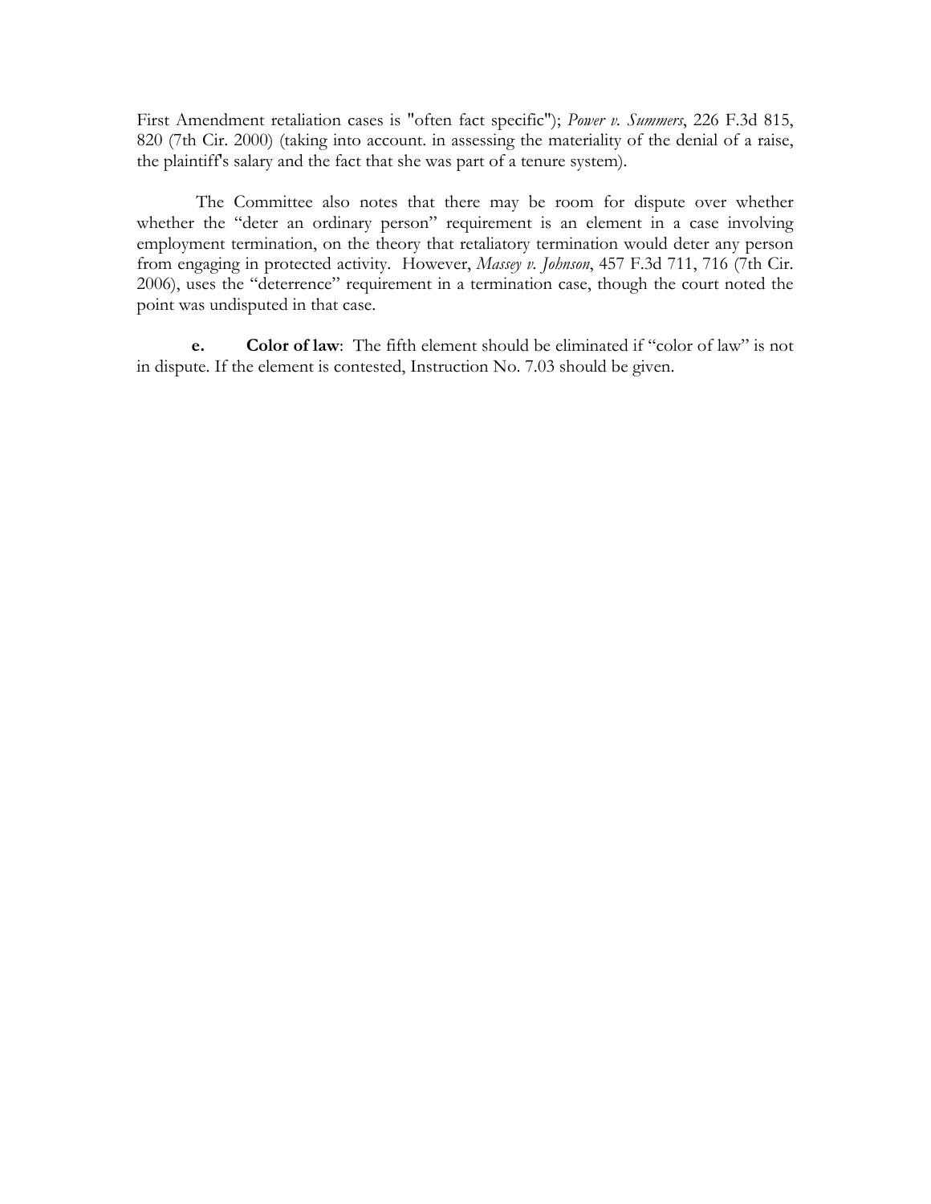First Amendment retaliation cases is "often fact specific"); *Power v. Summers*, 226 F.3d 815, 820 (7th Cir. 2000) (taking into account. in assessing the materiality of the denial of a raise, the plaintiff's salary and the fact that she was part of a tenure system).

The Committee also notes that there may be room for dispute over whether whether the "deter an ordinary person" requirement is an element in a case involving employment termination, on the theory that retaliatory termination would deter any person from engaging in protected activity. However, *Massey v. Johnson*, 457 F.3d 711, 716 (7th Cir. 2006), uses the "deterrence" requirement in a termination case, though the court noted the point was undisputed in that case.

**e.** **Color of law**: The fifth element should be eliminated if "color of law" is not in dispute. If the element is contested, Instruction No. 7.03 should be given.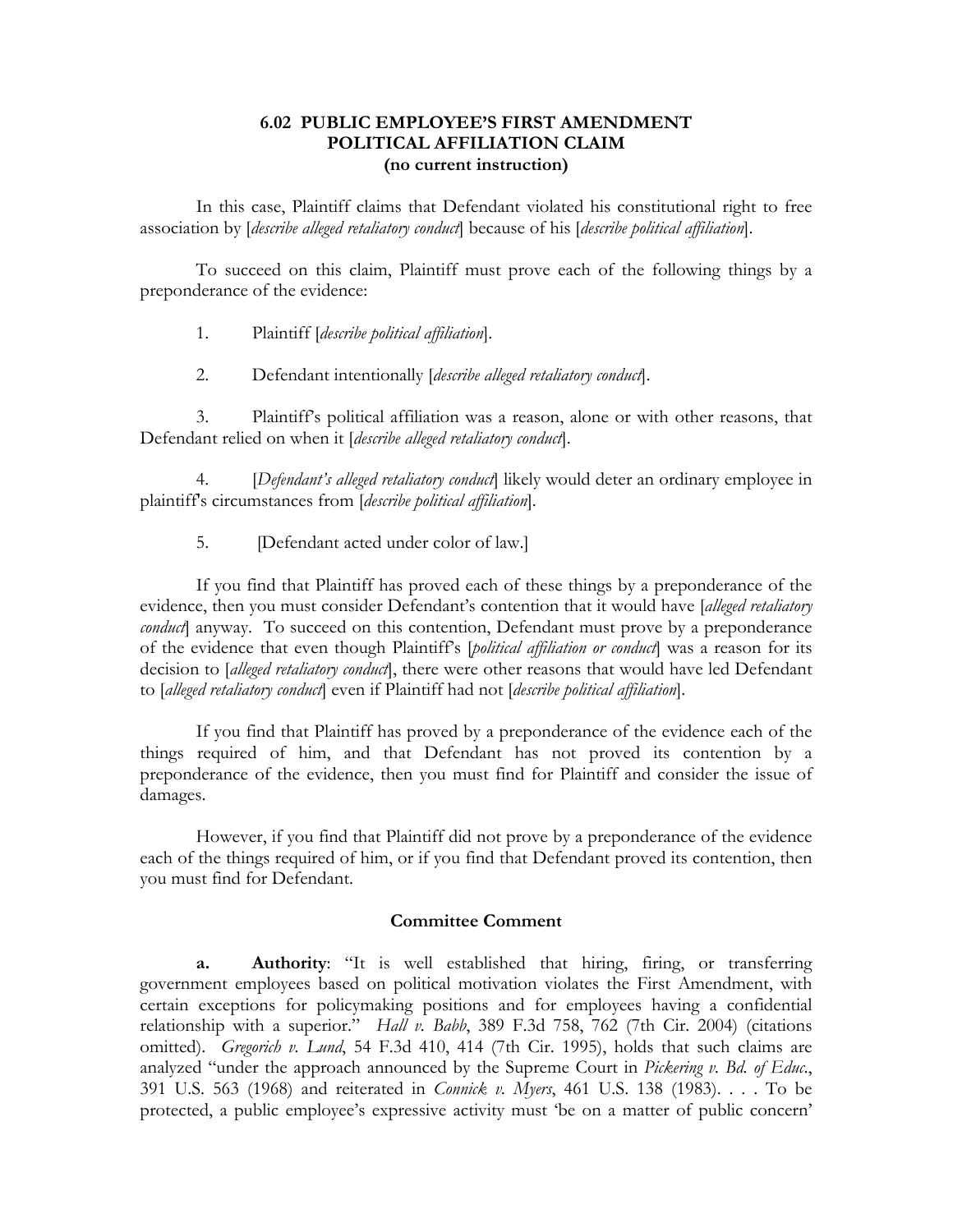## 6.02 PUBLIC EMPLOYEE'S FIRST AMENDMENT POLITICAL AFFILIATION CLAIM
### (no current instruction)

In this case, Plaintiff claims that Defendant violated his constitutional right to free association by [*describe alleged retaliatory conduct*] because of his [*describe political affiliation*].

To succeed on this claim, Plaintiff must prove each of the following things by a preponderance of the evidence:

1. Plaintiff [*describe political affiliation*].

2. Defendant intentionally [*describe alleged retaliatory conduct*].

3. Plaintiff's political affiliation was a reason, alone or with other reasons, that Defendant relied on when it [*describe alleged retaliatory conduct*].

4. [*Defendant's alleged retaliatory conduct*] likely would deter an ordinary employee in plaintiff's circumstances from [*describe political affiliation*].

5. [Defendant acted under color of law.]

If you find that Plaintiff has proved each of these things by a preponderance of the evidence, then you must consider Defendant's contention that it would have [*alleged retaliatory conduct*] anyway. To succeed on this contention, Defendant must prove by a preponderance of the evidence that even though Plaintiff's [*political affiliation or conduct*] was a reason for its decision to [*alleged retaliatory conduct*], there were other reasons that would have led Defendant to [*alleged retaliatory conduct*] even if Plaintiff had not [*describe political affiliation*].

If you find that Plaintiff has proved by a preponderance of the evidence each of the things required of him, and that Defendant has not proved its contention by a preponderance of the evidence, then you must find for Plaintiff and consider the issue of damages.

However, if you find that Plaintiff did not prove by a preponderance of the evidence each of the things required of him, or if you find that Defendant proved its contention, then you must find for Defendant.

### Committee Comment

**a. Authority**: "It is well established that hiring, firing, or transferring government employees based on political motivation violates the First Amendment, with certain exceptions for policymaking positions and for employees having a confidential relationship with a superior." *Hall v. Babb*, 389 F.3d 758, 762 (7th Cir. 2004) (citations omitted). *Gregorich v. Lund*, 54 F.3d 410, 414 (7th Cir. 1995), holds that such claims are analyzed "under the approach announced by the Supreme Court in *Pickering v. Bd. of Educ.*, 391 U.S. 563 (1968) and reiterated in *Connick v. Myers*, 461 U.S. 138 (1983). . . . To be protected, a public employee's expressive activity must 'be on a matter of public concern'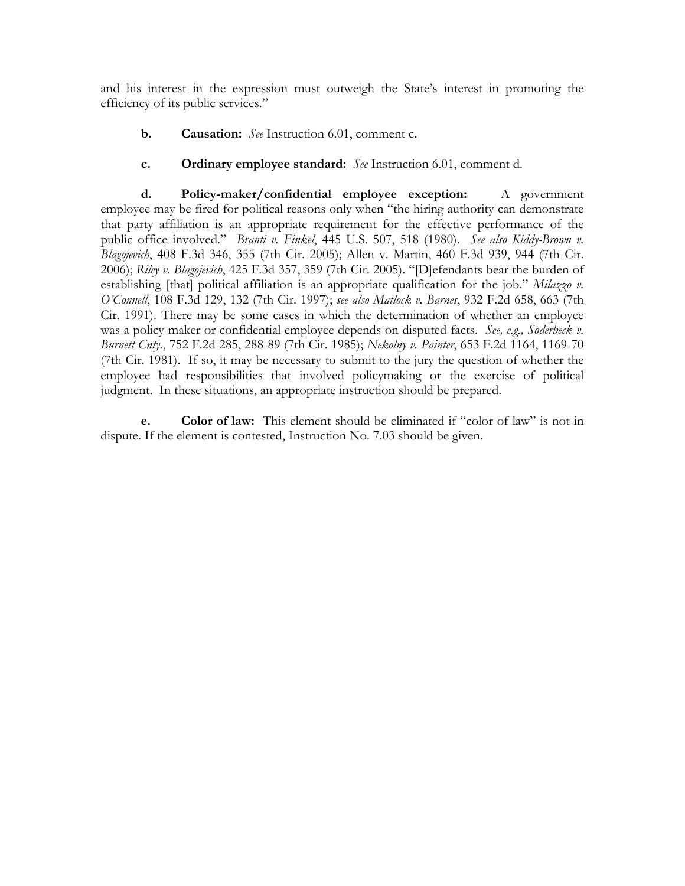and his interest in the expression must outweigh the State's interest in promoting the efficiency of its public services."

**b. Causation:** *See* Instruction 6.01, comment c.

**c. Ordinary employee standard:** *See* Instruction 6.01, comment d.

**d. Policy-maker/confidential employee exception:** A government employee may be fired for political reasons only when "the hiring authority can demonstrate that party affiliation is an appropriate requirement for the effective performance of the public office involved." *Branti v. Finkel*, 445 U.S. 507, 518 (1980). *See also Kiddy-Brown v. Blagojevich*, 408 F.3d 346, 355 (7th Cir. 2005); Allen v. Martin, 460 F.3d 939, 944 (7th Cir. 2006); *Riley v. Blagojevich*, 425 F.3d 357, 359 (7th Cir. 2005). "[D]efendants bear the burden of establishing [that] political affiliation is an appropriate qualification for the job." *Milazzo v. O'Connell*, 108 F.3d 129, 132 (7th Cir. 1997); *see also Matlock v. Barnes*, 932 F.2d 658, 663 (7th Cir. 1991). There may be some cases in which the determination of whether an employee was a policy-maker or confidential employee depends on disputed facts. *See, e.g., Soderbeck v. Burnett Cnty.*, 752 F.2d 285, 288-89 (7th Cir. 1985); *Nekolny v. Painter*, 653 F.2d 1164, 1169-70 (7th Cir. 1981). If so, it may be necessary to submit to the jury the question of whether the employee had responsibilities that involved policymaking or the exercise of political judgment. In these situations, an appropriate instruction should be prepared.

**e. Color of law:** This element should be eliminated if "color of law" is not in dispute. If the element is contested, Instruction No. 7.03 should be given.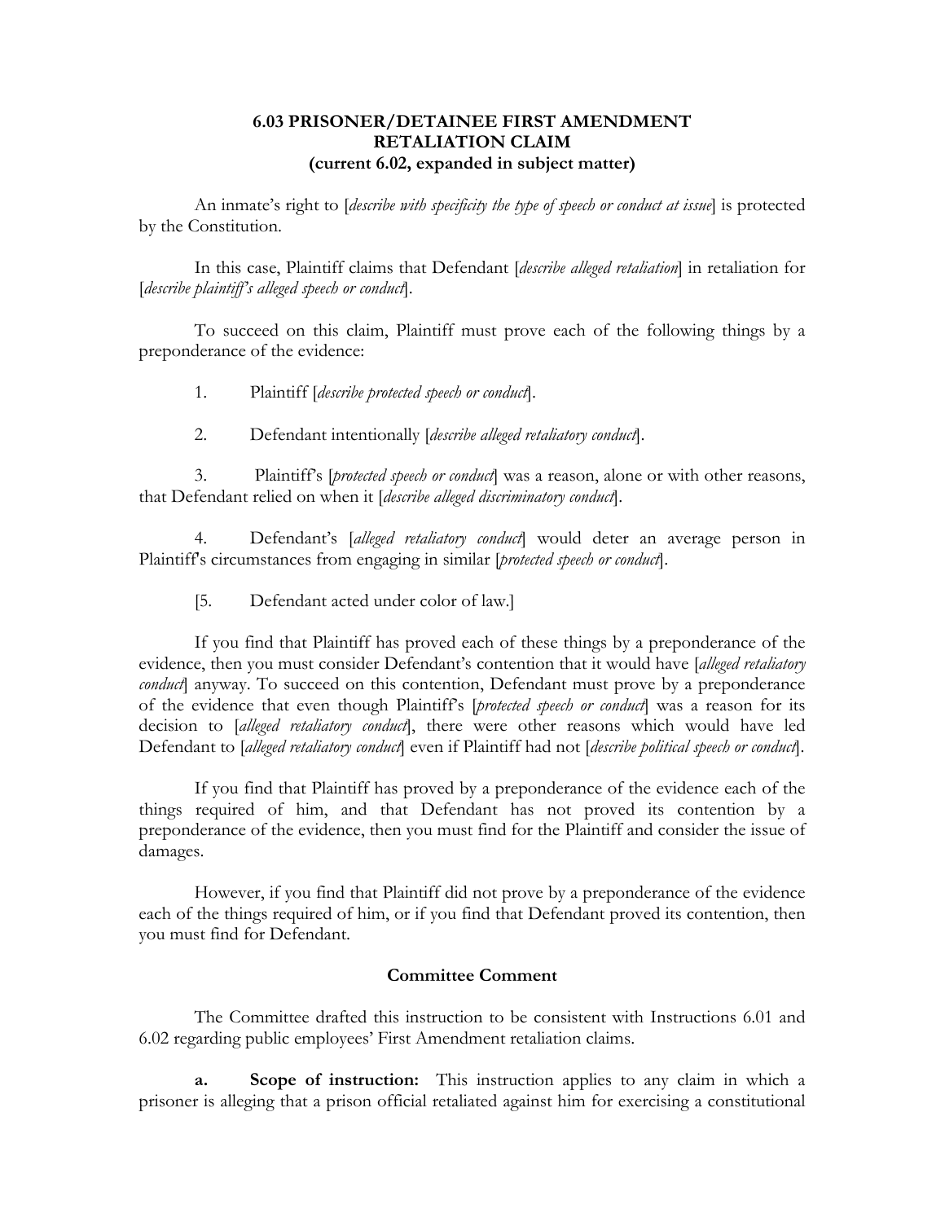### 6.03 PRISONER/DETAINEE FIRST AMENDMENT RETALIATION CLAIM
### (current 6.02, expanded in subject matter)

An inmate's right to [*describe with specificity the type of speech or conduct at issue*] is protected by the Constitution.

In this case, Plaintiff claims that Defendant [*describe alleged retaliation*] in retaliation for [*describe plaintiff's alleged speech or conduct*].

To succeed on this claim, Plaintiff must prove each of the following things by a preponderance of the evidence:

1. Plaintiff [*describe protected speech or conduct*].

2. Defendant intentionally [*describe alleged retaliatory conduct*].

3. Plaintiff's [*protected speech or conduct*] was a reason, alone or with other reasons, that Defendant relied on when it [*describe alleged discriminatory conduct*].

4. Defendant's [*alleged retaliatory conduct*] would deter an average person in Plaintiff's circumstances from engaging in similar [*protected speech or conduct*].

[5. Defendant acted under color of law.]

If you find that Plaintiff has proved each of these things by a preponderance of the evidence, then you must consider Defendant's contention that it would have [*alleged retaliatory conduct*] anyway. To succeed on this contention, Defendant must prove by a preponderance of the evidence that even though Plaintiff's [*protected speech or conduct*] was a reason for its decision to [*alleged retaliatory conduct*], there were other reasons which would have led Defendant to [*alleged retaliatory conduct*] even if Plaintiff had not [*describe political speech or conduct*].

If you find that Plaintiff has proved by a preponderance of the evidence each of the things required of him, and that Defendant has not proved its contention by a preponderance of the evidence, then you must find for the Plaintiff and consider the issue of damages.

However, if you find that Plaintiff did not prove by a preponderance of the evidence each of the things required of him, or if you find that Defendant proved its contention, then you must find for Defendant.

#### Committee Comment

The Committee drafted this instruction to be consistent with Instructions 6.01 and 6.02 regarding public employees' First Amendment retaliation claims.

**a. Scope of instruction:** This instruction applies to any claim in which a prisoner is alleging that a prison official retaliated against him for exercising a constitutional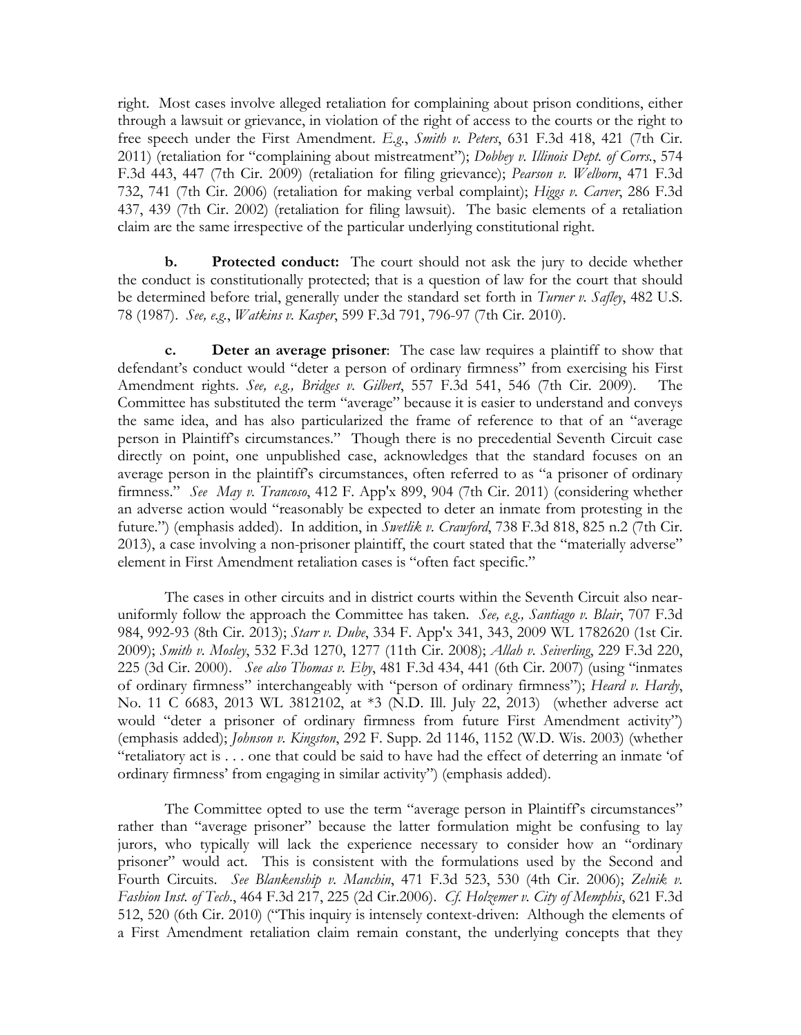right. Most cases involve alleged retaliation for complaining about prison conditions, either through a lawsuit or grievance, in violation of the right of access to the courts or the right to free speech under the First Amendment. *E.g.*, *Smith v. Peters*, 631 F.3d 418, 421 (7th Cir. 2011) (retaliation for "complaining about mistreatment"); *Dobbey v. Illinois Dept. of Corrs.*, 574 F.3d 443, 447 (7th Cir. 2009) (retaliation for filing grievance); *Pearson v. Welborn*, 471 F.3d 732, 741 (7th Cir. 2006) (retaliation for making verbal complaint); *Higgs v. Carver*, 286 F.3d 437, 439 (7th Cir. 2002) (retaliation for filing lawsuit). The basic elements of a retaliation claim are the same irrespective of the particular underlying constitutional right.

**b. Protected conduct:** The court should not ask the jury to decide whether the conduct is constitutionally protected; that is a question of law for the court that should be determined before trial, generally under the standard set forth in *Turner v. Safley*, 482 U.S. 78 (1987). *See, e.g.*, *Watkins v. Kasper*, 599 F.3d 791, 796-97 (7th Cir. 2010).

**c. Deter an average prisoner**: The case law requires a plaintiff to show that defendant's conduct would "deter a person of ordinary firmness" from exercising his First Amendment rights. *See, e.g., Bridges v. Gilbert*, 557 F.3d 541, 546 (7th Cir. 2009). The Committee has substituted the term "average" because it is easier to understand and conveys the same idea, and has also particularized the frame of reference to that of an "average person in Plaintiff's circumstances." Though there is no precedential Seventh Circuit case directly on point, one unpublished case, acknowledges that the standard focuses on an average person in the plaintiff's circumstances, often referred to as "a prisoner of ordinary firmness." *See May v. Trancoso*, 412 F. App'x 899, 904 (7th Cir. 2011) (considering whether an adverse action would "reasonably be expected to deter an inmate from protesting in the future.") (emphasis added). In addition, in *Swetlik v. Crawford*, 738 F.3d 818, 825 n.2 (7th Cir. 2013), a case involving a non-prisoner plaintiff, the court stated that the "materially adverse" element in First Amendment retaliation cases is "often fact specific."

The cases in other circuits and in district courts within the Seventh Circuit also near-uniformly follow the approach the Committee has taken. *See, e.g., Santiago v. Blair*, 707 F.3d 984, 992-93 (8th Cir. 2013); *Starr v. Dube*, 334 F. App'x 341, 343, 2009 WL 1782620 (1st Cir. 2009); *Smith v. Mosley*, 532 F.3d 1270, 1277 (11th Cir. 2008); *Allah v. Seiverling*, 229 F.3d 220, 225 (3d Cir. 2000). *See also Thomas v. Eby*, 481 F.3d 434, 441 (6th Cir. 2007) (using "inmates of ordinary firmness" interchangeably with "person of ordinary firmness"); *Heard v. Hardy*, No. 11 C 6683, 2013 WL 3812102, at *3 (N.D. Ill. July 22, 2013) (whether adverse act would "deter a prisoner of ordinary firmness from future First Amendment activity") (emphasis added); *Johnson v. Kingston*, 292 F. Supp. 2d 1146, 1152 (W.D. Wis. 2003) (whether "retaliatory act is . . . one that could be said to have had the effect of deterring an inmate 'of ordinary firmness' from engaging in similar activity") (emphasis added).

The Committee opted to use the term "average person in Plaintiff's circumstances" rather than "average prisoner" because the latter formulation might be confusing to lay jurors, who typically will lack the experience necessary to consider how an "ordinary prisoner" would act. This is consistent with the formulations used by the Second and Fourth Circuits. *See Blankenship v. Manchin*, 471 F.3d 523, 530 (4th Cir. 2006); *Zelnik v. Fashion Inst. of Tech.*, 464 F.3d 217, 225 (2d Cir.2006). *Cf. Holzemer v. City of Memphis*, 621 F.3d 512, 520 (6th Cir. 2010) ("This inquiry is intensely context-driven: Although the elements of a First Amendment retaliation claim remain constant, the underlying concepts that they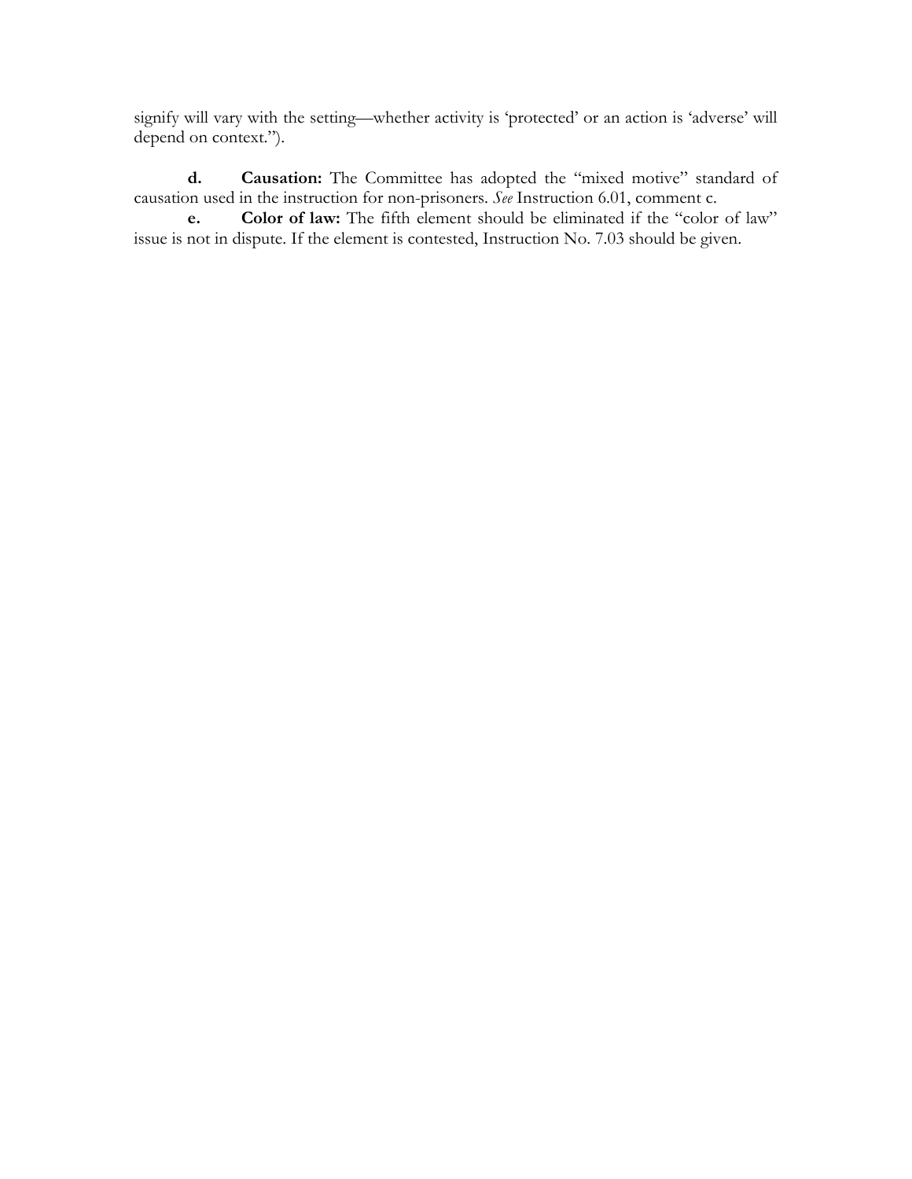signify will vary with the setting—whether activity is 'protected' or an action is 'adverse' will depend on context.").

**d. Causation:** The Committee has adopted the "mixed motive" standard of causation used in the instruction for non-prisoners. *See* Instruction 6.01, comment c.

**e. Color of law:** The fifth element should be eliminated if the "color of law" issue is not in dispute. If the element is contested, Instruction No. 7.03 should be given.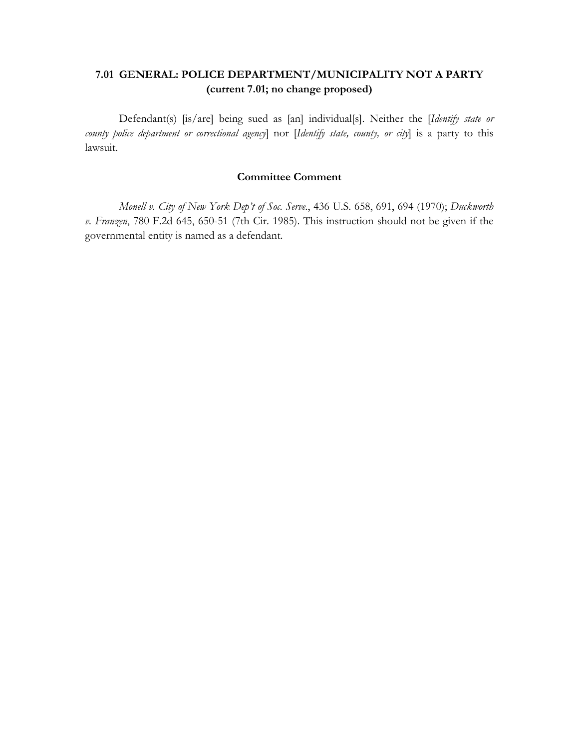## 7.01 GENERAL: POLICE DEPARTMENT/MUNICIPALITY NOT A PARTY (current 7.01; no change proposed)

Defendant(s) [is/are] being sued as [an] individual[s]. Neither the [*Identify state or county police department or correctional agency*] nor [*Identify state, county, or city*] is a party to this lawsuit.

### Committee Comment

*Monell v. City of New York Dep't of Soc. Serve.*, 436 U.S. 658, 691, 694 (1970); *Duckworth v. Franzen*, 780 F.2d 645, 650-51 (7th Cir. 1985). This instruction should not be given if the governmental entity is named as a defendant.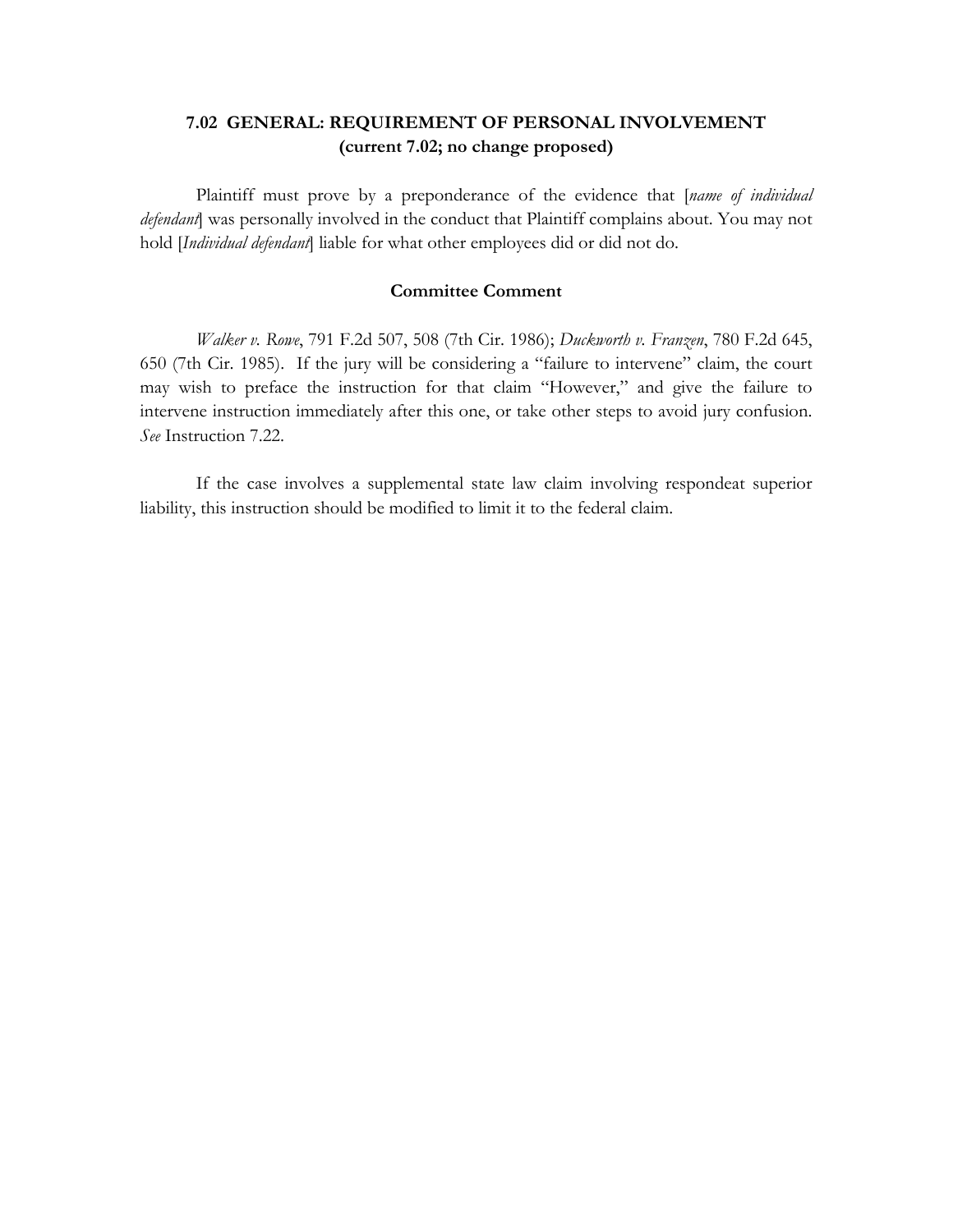## 7.02 GENERAL: REQUIREMENT OF PERSONAL INVOLVEMENT
**(current 7.02; no change proposed)**

Plaintiff must prove by a preponderance of the evidence that [*name of individual defendant*] was personally involved in the conduct that Plaintiff complains about. You may not hold [*Individual defendant*] liable for what other employees did or did not do.

### Committee Comment

*Walker v. Rowe*, 791 F.2d 507, 508 (7th Cir. 1986); *Duckworth v. Franzen*, 780 F.2d 645, 650 (7th Cir. 1985). If the jury will be considering a "failure to intervene" claim, the court may wish to preface the instruction for that claim "However," and give the failure to intervene instruction immediately after this one, or take other steps to avoid jury confusion. *See* Instruction 7.22.

If the case involves a supplemental state law claim involving respondeat superior liability, this instruction should be modified to limit it to the federal claim.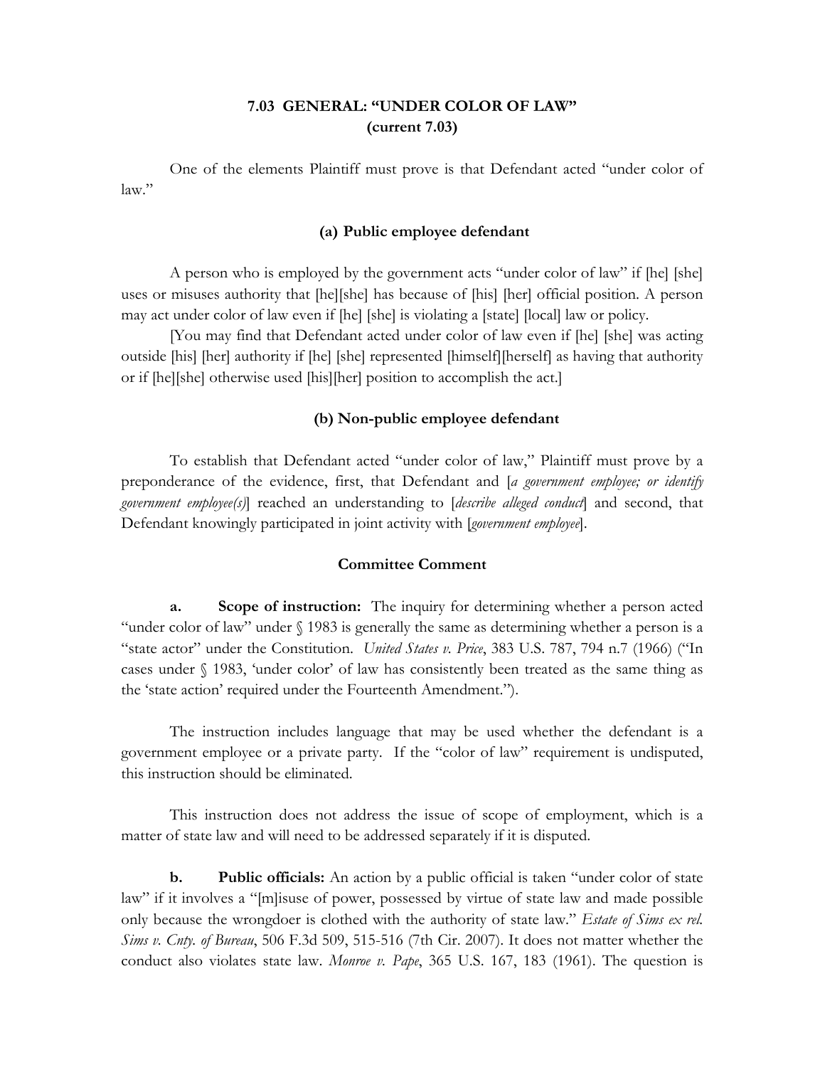## 7.03 GENERAL: "UNDER COLOR OF LAW" (current 7.03)

One of the elements Plaintiff must prove is that Defendant acted "under color of law."

### (a) Public employee defendant

A person who is employed by the government acts "under color of law" if [he] [she] uses or misuses authority that [he][she] has because of [his] [her] official position. A person may act under color of law even if [he] [she] is violating a [state] [local] law or policy.

[You may find that Defendant acted under color of law even if [he] [she] was acting outside [his] [her] authority if [he] [she] represented [himself][herself] as having that authority or if [he][she] otherwise used [his][her] position to accomplish the act.]

### (b) Non-public employee defendant

To establish that Defendant acted "under color of law," Plaintiff must prove by a preponderance of the evidence, first, that Defendant and [*a government employee; or identify government employee(s)*] reached an understanding to [*describe alleged conduct*] and second, that Defendant knowingly participated in joint activity with [*government employee*].

### Committee Comment

**a. Scope of instruction:** The inquiry for determining whether a person acted "under color of law" under § 1983 is generally the same as determining whether a person is a "state actor" under the Constitution. *United States v. Price*, 383 U.S. 787, 794 n.7 (1966) ("In cases under § 1983, 'under color' of law has consistently been treated as the same thing as the 'state action' required under the Fourteenth Amendment.").

The instruction includes language that may be used whether the defendant is a government employee or a private party. If the "color of law" requirement is undisputed, this instruction should be eliminated.

This instruction does not address the issue of scope of employment, which is a matter of state law and will need to be addressed separately if it is disputed.

**b. Public officials:** An action by a public official is taken "under color of state law" if it involves a "[m]isuse of power, possessed by virtue of state law and made possible only because the wrongdoer is clothed with the authority of state law." *Estate of Sims ex rel. Sims v. Cnty. of Bureau*, 506 F.3d 509, 515-516 (7th Cir. 2007). It does not matter whether the conduct also violates state law. *Monroe v. Pape*, 365 U.S. 167, 183 (1961). The question is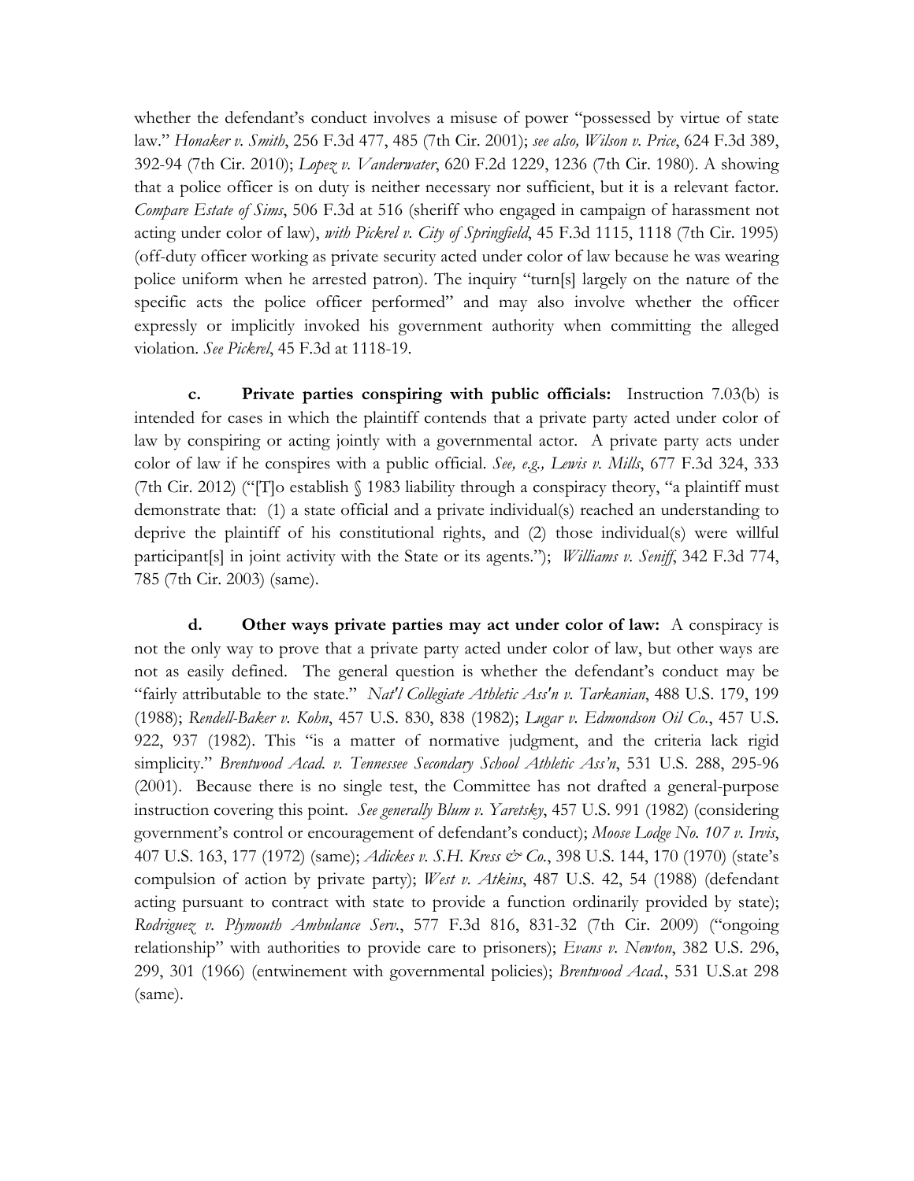whether the defendant's conduct involves a misuse of power "possessed by virtue of state law." *Honaker v. Smith*, 256 F.3d 477, 485 (7th Cir. 2001); *see also, Wilson v. Price*, 624 F.3d 389, 392-94 (7th Cir. 2010); *Lopez v. Vanderwater*, 620 F.2d 1229, 1236 (7th Cir. 1980). A showing that a police officer is on duty is neither necessary nor sufficient, but it is a relevant factor. *Compare Estate of Sims*, 506 F.3d at 516 (sheriff who engaged in campaign of harassment not acting under color of law), *with Pickrel v. City of Springfield*, 45 F.3d 1115, 1118 (7th Cir. 1995) (off-duty officer working as private security acted under color of law because he was wearing police uniform when he arrested patron). The inquiry "turn[s] largely on the nature of the specific acts the police officer performed" and may also involve whether the officer expressly or implicitly invoked his government authority when committing the alleged violation. *See Pickrel*, 45 F.3d at 1118-19.

**c. Private parties conspiring with public officials:** Instruction 7.03(b) is intended for cases in which the plaintiff contends that a private party acted under color of law by conspiring or acting jointly with a governmental actor. A private party acts under color of law if he conspires with a public official. *See, e.g., Lewis v. Mills*, 677 F.3d 324, 333 (7th Cir. 2012) ("[T]o establish § 1983 liability through a conspiracy theory, "a plaintiff must demonstrate that: (1) a state official and a private individual(s) reached an understanding to deprive the plaintiff of his constitutional rights, and (2) those individual(s) were willful participant[s] in joint activity with the State or its agents."); *Williams v. Seniff*, 342 F.3d 774, 785 (7th Cir. 2003) (same).

**d. Other ways private parties may act under color of law:** A conspiracy is not the only way to prove that a private party acted under color of law, but other ways are not as easily defined. The general question is whether the defendant's conduct may be "fairly attributable to the state." *Nat'l Collegiate Athletic Ass'n v. Tarkanian*, 488 U.S. 179, 199 (1988); *Rendell-Baker v. Kohn*, 457 U.S. 830, 838 (1982); *Lugar v. Edmondson Oil Co.*, 457 U.S. 922, 937 (1982). This "is a matter of normative judgment, and the criteria lack rigid simplicity." *Brentwood Acad. v. Tennessee Secondary School Athletic Ass'n*, 531 U.S. 288, 295-96 (2001). Because there is no single test, the Committee has not drafted a general-purpose instruction covering this point. *See generally Blum v. Yaretsky*, 457 U.S. 991 (1982) (considering government's control or encouragement of defendant's conduct); *Moose Lodge No. 107 v. Irvis*, 407 U.S. 163, 177 (1972) (same); *Adickes v. S.H. Kress & Co.*, 398 U.S. 144, 170 (1970) (state's compulsion of action by private party); *West v. Atkins*, 487 U.S. 42, 54 (1988) (defendant acting pursuant to contract with state to provide a function ordinarily provided by state); *Rodriguez v. Plymouth Ambulance Serv.*, 577 F.3d 816, 831-32 (7th Cir. 2009) ("ongoing relationship" with authorities to provide care to prisoners); *Evans v. Newton*, 382 U.S. 296, 299, 301 (1966) (entwinement with governmental policies); *Brentwood Acad.*, 531 U.S.at 298 (same).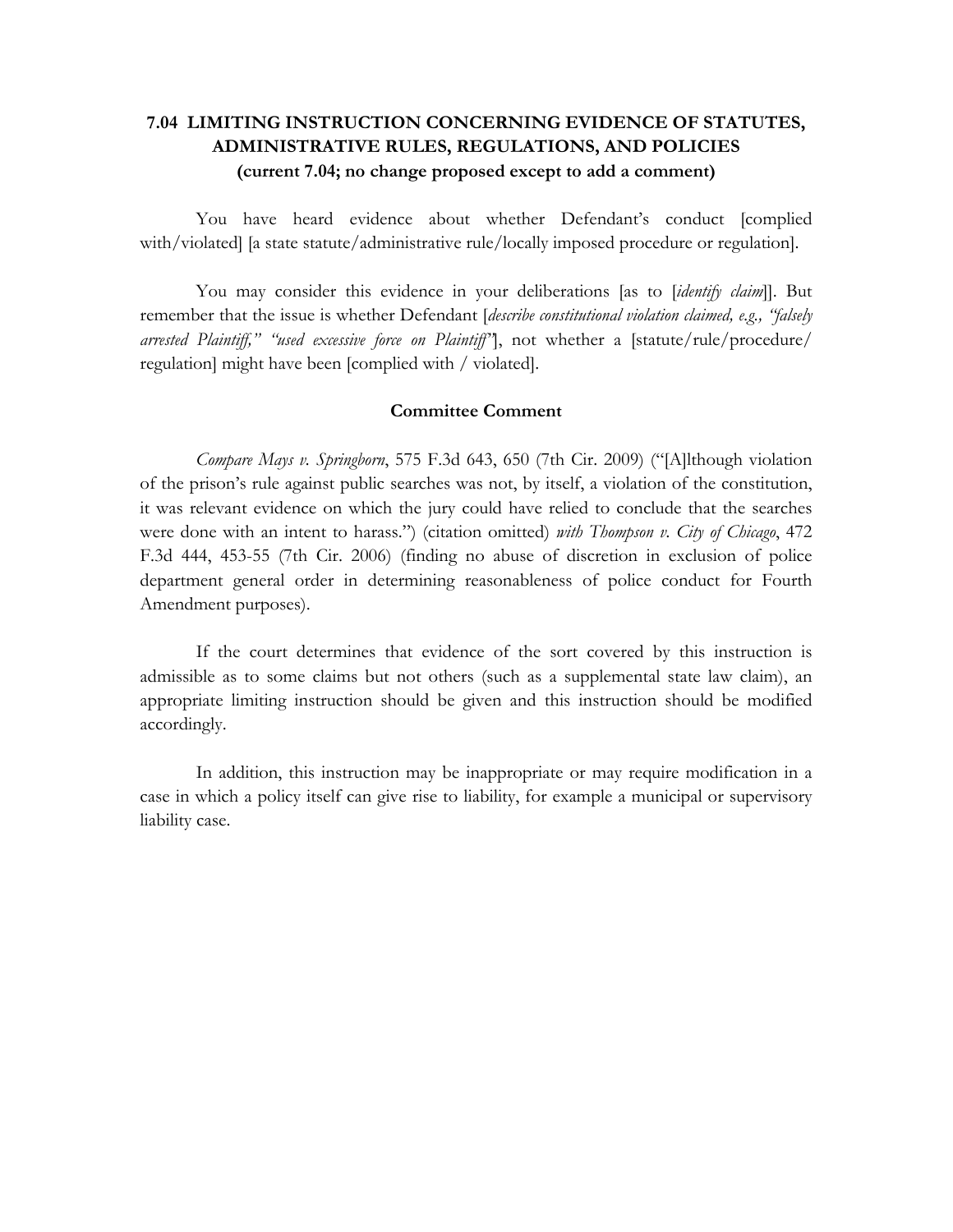## 7.04 LIMITING INSTRUCTION CONCERNING EVIDENCE OF STATUTES, ADMINISTRATIVE RULES, REGULATIONS, AND POLICIES
**(current 7.04; no change proposed except to add a comment)**

You have heard evidence about whether Defendant's conduct [complied with/violated] [a state statute/administrative rule/locally imposed procedure or regulation].

You may consider this evidence in your deliberations [as to [*identify claim*]]. But remember that the issue is whether Defendant [*describe constitutional violation claimed, e.g., "falsely arrested Plaintiff," "used excessive force on Plaintiff"*], not whether a [statute/rule/procedure/regulation] might have been [complied with / violated].

### Committee Comment

*Compare Mays v. Springborn*, 575 F.3d 643, 650 (7th Cir. 2009) ("[A]lthough violation of the prison's rule against public searches was not, by itself, a violation of the constitution, it was relevant evidence on which the jury could have relied to conclude that the searches were done with an intent to harass.") (citation omitted) *with Thompson v. City of Chicago*, 472 F.3d 444, 453-55 (7th Cir. 2006) (finding no abuse of discretion in exclusion of police department general order in determining reasonableness of police conduct for Fourth Amendment purposes).

If the court determines that evidence of the sort covered by this instruction is admissible as to some claims but not others (such as a supplemental state law claim), an appropriate limiting instruction should be given and this instruction should be modified accordingly.

In addition, this instruction may be inappropriate or may require modification in a case in which a policy itself can give rise to liability, for example a municipal or supervisory liability case.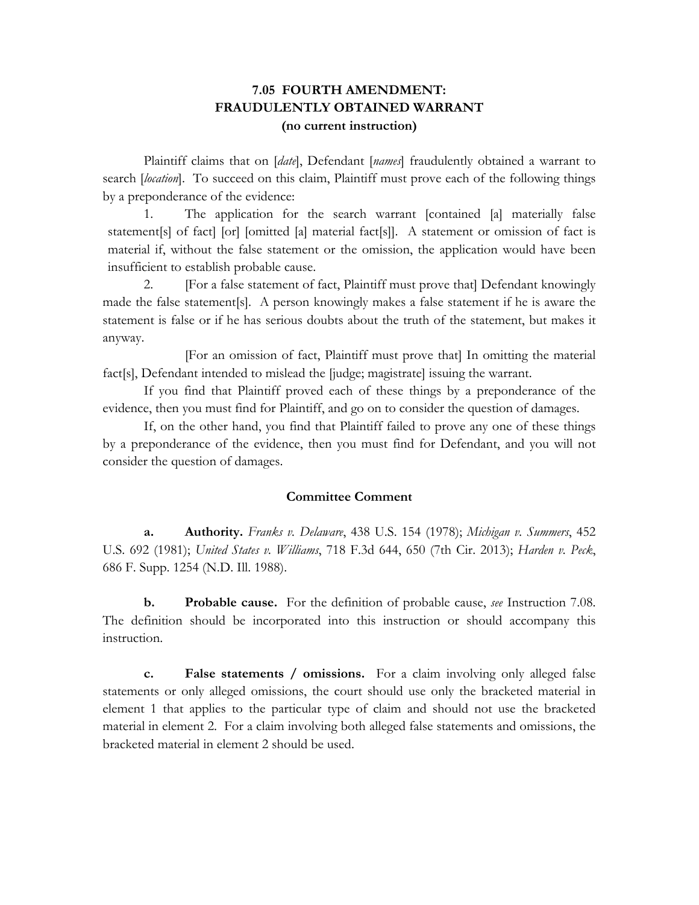## 7.05 FOURTH AMENDMENT: FRAUDULENTLY OBTAINED WARRANT (no current instruction)

Plaintiff claims that on [*date*], Defendant [*names*] fraudulently obtained a warrant to search [*location*]. To succeed on this claim, Plaintiff must prove each of the following things by a preponderance of the evidence:

1. The application for the search warrant [contained [a] materially false statement[s] of fact] [or] [omitted [a] material fact[s]]. A statement or omission of fact is material if, without the false statement or the omission, the application would have been insufficient to establish probable cause.

2. [For a false statement of fact, Plaintiff must prove that] Defendant knowingly made the false statement[s]. A person knowingly makes a false statement if he is aware the statement is false or if he has serious doubts about the truth of the statement, but makes it anyway.

   [For an omission of fact, Plaintiff must prove that] In omitting the material fact[s], Defendant intended to mislead the [judge; magistrate] issuing the warrant.

If you find that Plaintiff proved each of these things by a preponderance of the evidence, then you must find for Plaintiff, and go on to consider the question of damages.

If, on the other hand, you find that Plaintiff failed to prove any one of these things by a preponderance of the evidence, then you must find for Defendant, and you will not consider the question of damages.

### Committee Comment

**a. Authority.** *Franks v. Delaware*, 438 U.S. 154 (1978); *Michigan v. Summers*, 452 U.S. 692 (1981); *United States v. Williams*, 718 F.3d 644, 650 (7th Cir. 2013); *Harden v. Peck*, 686 F. Supp. 1254 (N.D. Ill. 1988).

**b. Probable cause.** For the definition of probable cause, *see* Instruction 7.08. The definition should be incorporated into this instruction or should accompany this instruction.

**c. False statements / omissions.** For a claim involving only alleged false statements or only alleged omissions, the court should use only the bracketed material in element 1 that applies to the particular type of claim and should not use the bracketed material in element 2. For a claim involving both alleged false statements and omissions, the bracketed material in element 2 should be used.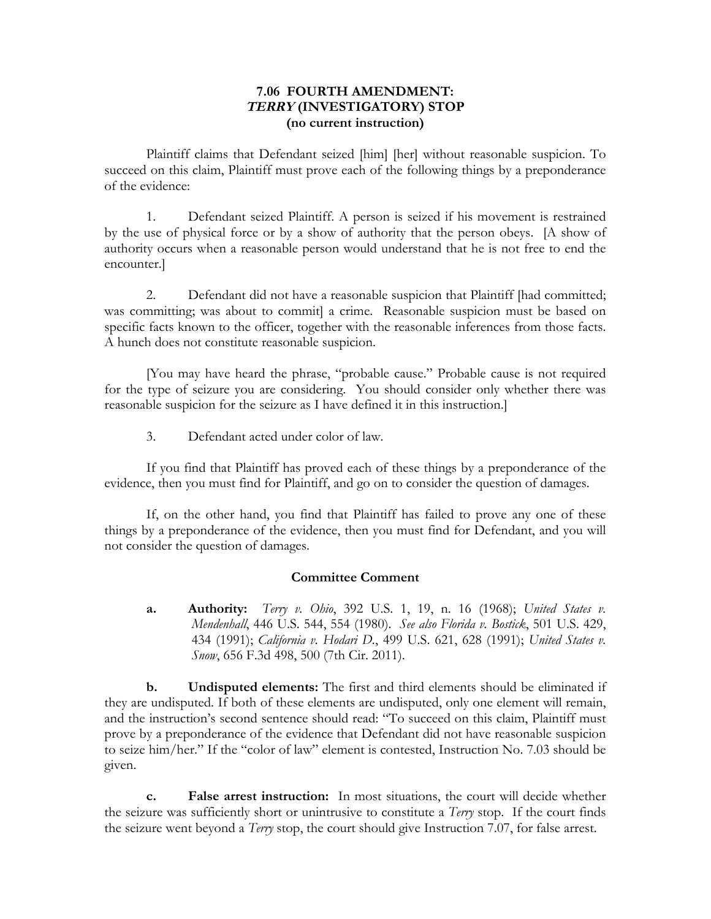## 7.06 FOURTH AMENDMENT: *TERRY* (INVESTIGATORY) STOP (no current instruction)

Plaintiff claims that Defendant seized [him] [her] without reasonable suspicion. To succeed on this claim, Plaintiff must prove each of the following things by a preponderance of the evidence:

1. Defendant seized Plaintiff. A person is seized if his movement is restrained by the use of physical force or by a show of authority that the person obeys. [A show of authority occurs when a reasonable person would understand that he is not free to end the encounter.]

2. Defendant did not have a reasonable suspicion that Plaintiff [had committed; was committing; was about to commit] a crime. Reasonable suspicion must be based on specific facts known to the officer, together with the reasonable inferences from those facts. A hunch does not constitute reasonable suspicion.

[You may have heard the phrase, "probable cause." Probable cause is not required for the type of seizure you are considering. You should consider only whether there was reasonable suspicion for the seizure as I have defined it in this instruction.]

3. Defendant acted under color of law.

If you find that Plaintiff has proved each of these things by a preponderance of the evidence, then you must find for Plaintiff, and go on to consider the question of damages.

If, on the other hand, you find that Plaintiff has failed to prove any one of these things by a preponderance of the evidence, then you must find for Defendant, and you will not consider the question of damages.

### Committee Comment

**a. Authority:** *Terry v. Ohio*, 392 U.S. 1, 19, n. 16 (1968); *United States v. Mendenhall*, 446 U.S. 544, 554 (1980). *See also Florida v. Bostick*, 501 U.S. 429, 434 (1991); *California v. Hodari D.*, 499 U.S. 621, 628 (1991); *United States v. Snow*, 656 F.3d 498, 500 (7th Cir. 2011).

**b. Undisputed elements:** The first and third elements should be eliminated if they are undisputed. If both of these elements are undisputed, only one element will remain, and the instruction's second sentence should read: "To succeed on this claim, Plaintiff must prove by a preponderance of the evidence that Defendant did not have reasonable suspicion to seize him/her." If the "color of law" element is contested, Instruction No. 7.03 should be given.

**c. False arrest instruction:** In most situations, the court will decide whether the seizure was sufficiently short or unintrusive to constitute a *Terry* stop. If the court finds the seizure went beyond a *Terry* stop, the court should give Instruction 7.07, for false arrest.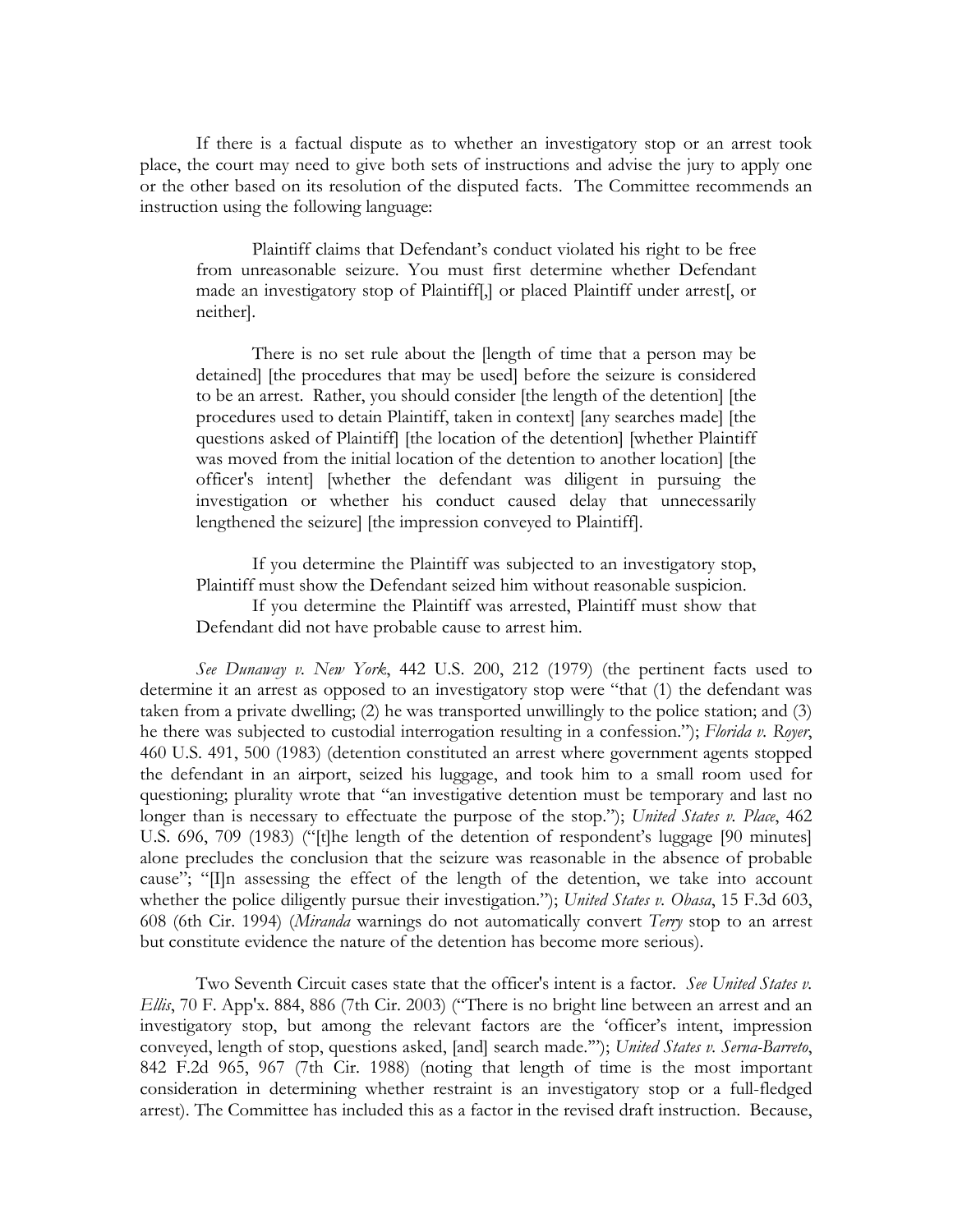If there is a factual dispute as to whether an investigatory stop or an arrest took place, the court may need to give both sets of instructions and advise the jury to apply one or the other based on its resolution of the disputed facts. The Committee recommends an instruction using the following language:

> Plaintiff claims that Defendant's conduct violated his right to be free from unreasonable seizure. You must first determine whether Defendant made an investigatory stop of Plaintiff[,] or placed Plaintiff under arrest[, or neither].
>
> There is no set rule about the [length of time that a person may be detained] [the procedures that may be used] before the seizure is considered to be an arrest. Rather, you should consider [the length of the detention] [the procedures used to detain Plaintiff, taken in context] [any searches made] [the questions asked of Plaintiff] [the location of the detention] [whether Plaintiff was moved from the initial location of the detention to another location] [the officer's intent] [whether the defendant was diligent in pursuing the investigation or whether his conduct caused delay that unnecessarily lengthened the seizure] [the impression conveyed to Plaintiff].
>
> If you determine the Plaintiff was subjected to an investigatory stop, Plaintiff must show the Defendant seized him without reasonable suspicion.
>
> If you determine the Plaintiff was arrested, Plaintiff must show that Defendant did not have probable cause to arrest him.

*See Dunaway v. New York*, 442 U.S. 200, 212 (1979) (the pertinent facts used to determine it an arrest as opposed to an investigatory stop were "that (1) the defendant was taken from a private dwelling; (2) he was transported unwillingly to the police station; and (3) he there was subjected to custodial interrogation resulting in a confession."); *Florida v. Royer*, 460 U.S. 491, 500 (1983) (detention constituted an arrest where government agents stopped the defendant in an airport, seized his luggage, and took him to a small room used for questioning; plurality wrote that "an investigative detention must be temporary and last no longer than is necessary to effectuate the purpose of the stop."); *United States v. Place*, 462 U.S. 696, 709 (1983) ("[t]he length of the detention of respondent's luggage [90 minutes] alone precludes the conclusion that the seizure was reasonable in the absence of probable cause"; "[I]n assessing the effect of the length of the detention, we take into account whether the police diligently pursue their investigation."); *United States v. Obasa*, 15 F.3d 603, 608 (6th Cir. 1994) (*Miranda* warnings do not automatically convert *Terry* stop to an arrest but constitute evidence the nature of the detention has become more serious).

Two Seventh Circuit cases state that the officer's intent is a factor. *See United States v. Ellis*, 70 F. App'x. 884, 886 (7th Cir. 2003) ("There is no bright line between an arrest and an investigatory stop, but among the relevant factors are the 'officer's intent, impression conveyed, length of stop, questions asked, [and] search made.'"); *United States v. Serna-Barreto*, 842 F.2d 965, 967 (7th Cir. 1988) (noting that length of time is the most important consideration in determining whether restraint is an investigatory stop or a full-fledged arrest). The Committee has included this as a factor in the revised draft instruction. Because,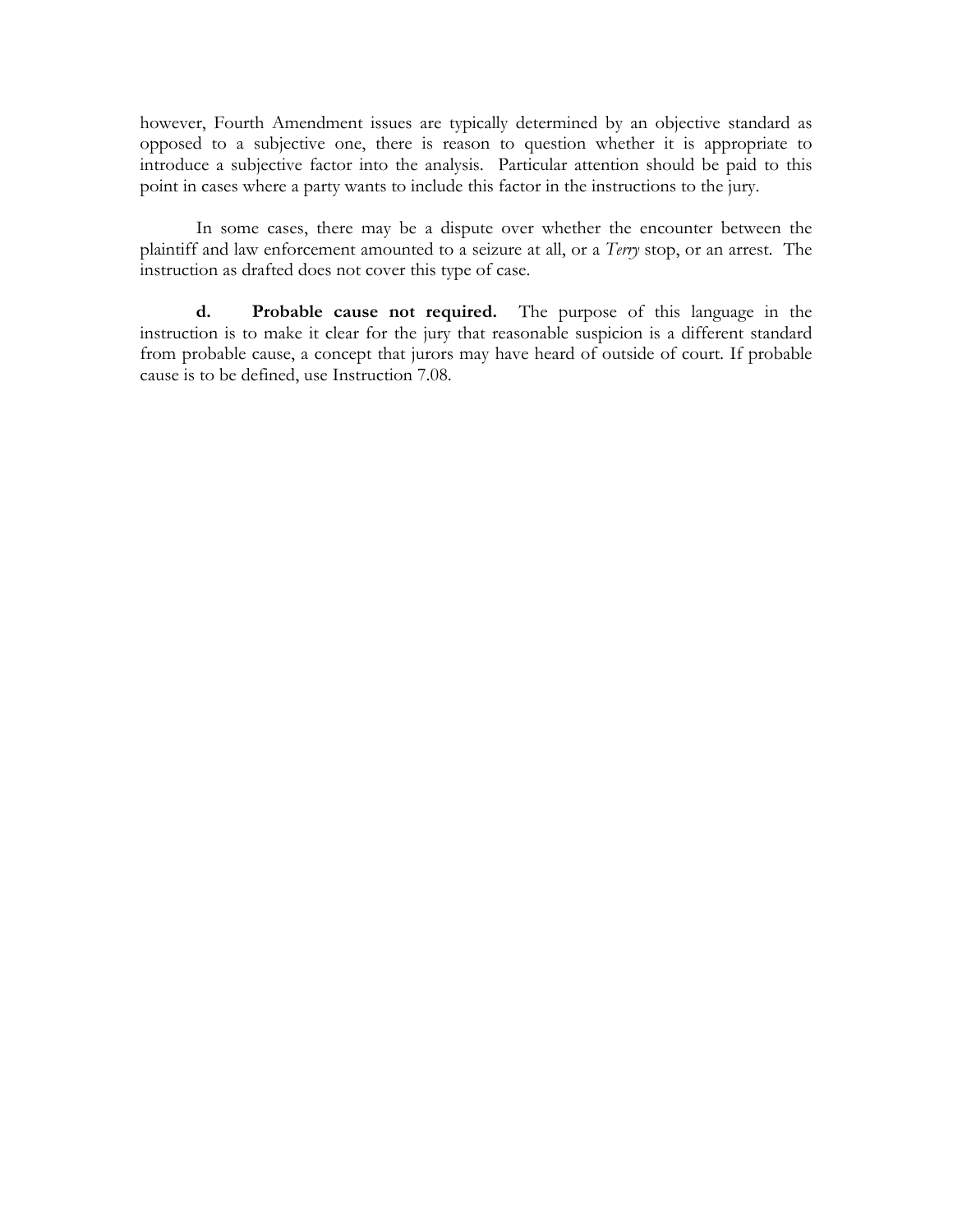however, Fourth Amendment issues are typically determined by an objective standard as opposed to a subjective one, there is reason to question whether it is appropriate to introduce a subjective factor into the analysis. Particular attention should be paid to this point in cases where a party wants to include this factor in the instructions to the jury.

In some cases, there may be a dispute over whether the encounter between the plaintiff and law enforcement amounted to a seizure at all, or a *Terry* stop, or an arrest. The instruction as drafted does not cover this type of case.

**d. Probable cause not required.** The purpose of this language in the instruction is to make it clear for the jury that reasonable suspicion is a different standard from probable cause, a concept that jurors may have heard of outside of court. If probable cause is to be defined, use Instruction 7.08.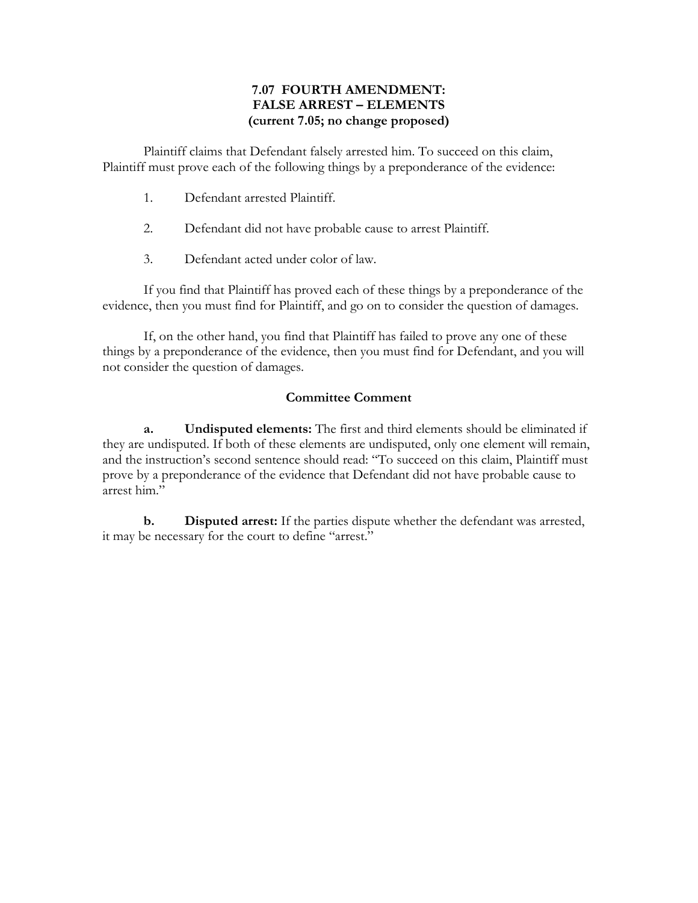# 7.07 FOURTH AMENDMENT: FALSE ARREST – ELEMENTS (current 7.05; no change proposed)

Plaintiff claims that Defendant falsely arrested him. To succeed on this claim, Plaintiff must prove each of the following things by a preponderance of the evidence:

1. Defendant arrested Plaintiff.

2. Defendant did not have probable cause to arrest Plaintiff.

3. Defendant acted under color of law.

If you find that Plaintiff has proved each of these things by a preponderance of the evidence, then you must find for Plaintiff, and go on to consider the question of damages.

If, on the other hand, you find that Plaintiff has failed to prove any one of these things by a preponderance of the evidence, then you must find for Defendant, and you will not consider the question of damages.

## Committee Comment

**a. Undisputed elements:** The first and third elements should be eliminated if they are undisputed. If both of these elements are undisputed, only one element will remain, and the instruction's second sentence should read: "To succeed on this claim, Plaintiff must prove by a preponderance of the evidence that Defendant did not have probable cause to arrest him."

**b. Disputed arrest:** If the parties dispute whether the defendant was arrested, it may be necessary for the court to define "arrest."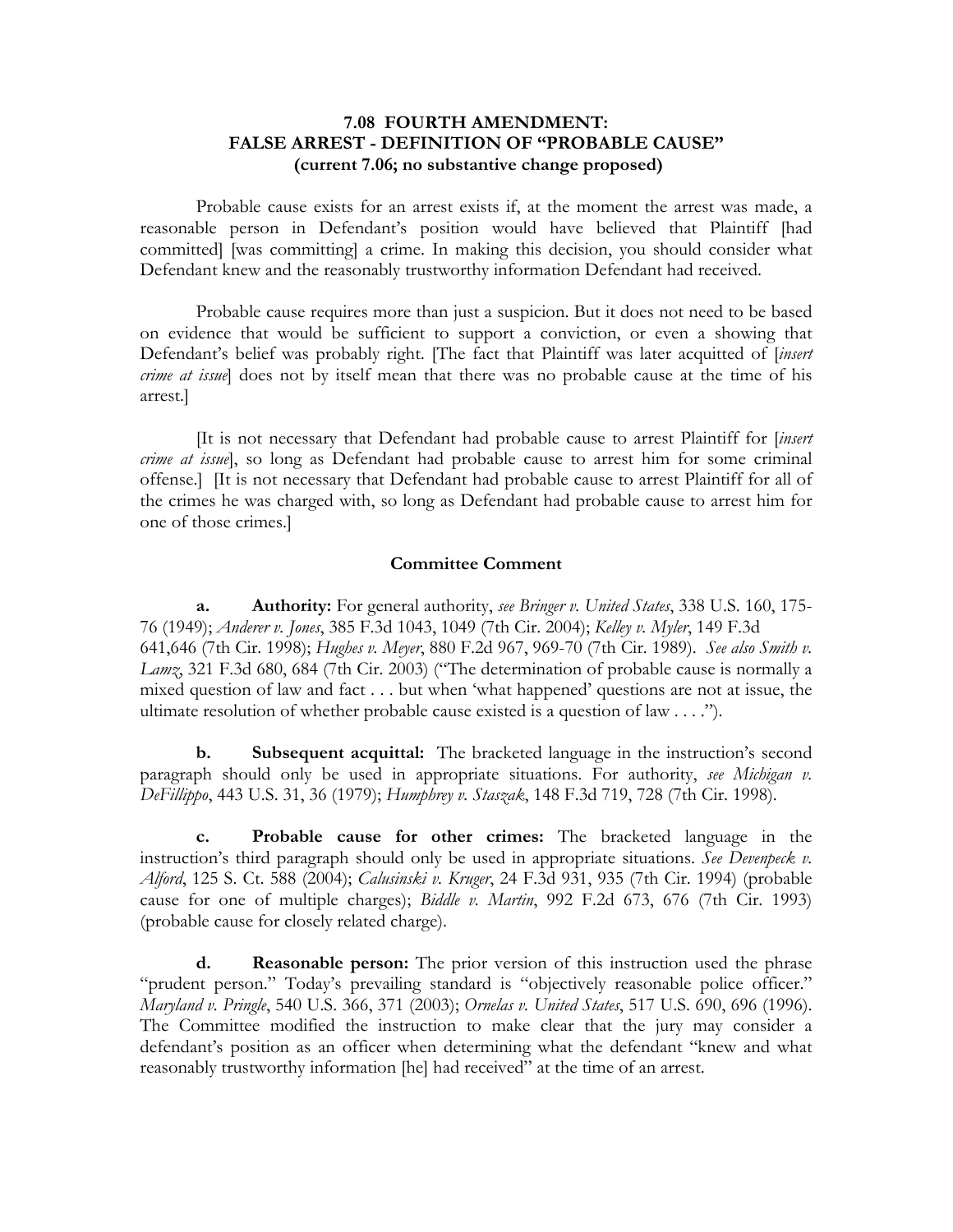## 7.08 FOURTH AMENDMENT: FALSE ARREST - DEFINITION OF "PROBABLE CAUSE" (current 7.06; no substantive change proposed)

Probable cause exists for an arrest exists if, at the moment the arrest was made, a reasonable person in Defendant's position would have believed that Plaintiff [had committed] [was committing] a crime. In making this decision, you should consider what Defendant knew and the reasonably trustworthy information Defendant had received.

Probable cause requires more than just a suspicion. But it does not need to be based on evidence that would be sufficient to support a conviction, or even a showing that Defendant's belief was probably right. [The fact that Plaintiff was later acquitted of [*insert crime at issue*] does not by itself mean that there was no probable cause at the time of his arrest.]

[It is not necessary that Defendant had probable cause to arrest Plaintiff for [*insert crime at issue*], so long as Defendant had probable cause to arrest him for some criminal offense.] [It is not necessary that Defendant had probable cause to arrest Plaintiff for all of the crimes he was charged with, so long as Defendant had probable cause to arrest him for one of those crimes.]

### Committee Comment

**a. Authority:** For general authority, *see Bringer v. United States*, 338 U.S. 160, 175-76 (1949); *Anderer v. Jones*, 385 F.3d 1043, 1049 (7th Cir. 2004); *Kelley v. Myler*, 149 F.3d 641,646 (7th Cir. 1998); *Hughes v. Meyer*, 880 F.2d 967, 969-70 (7th Cir. 1989). *See also Smith v. Lamz*, 321 F.3d 680, 684 (7th Cir. 2003) ("The determination of probable cause is normally a mixed question of law and fact . . . but when 'what happened' questions are not at issue, the ultimate resolution of whether probable cause existed is a question of law . . . .").

**b. Subsequent acquittal:** The bracketed language in the instruction's second paragraph should only be used in appropriate situations. For authority, *see Michigan v. DeFillippo*, 443 U.S. 31, 36 (1979); *Humphrey v. Staszak*, 148 F.3d 719, 728 (7th Cir. 1998).

**c. Probable cause for other crimes:** The bracketed language in the instruction's third paragraph should only be used in appropriate situations. *See Devenpeck v. Alford*, 125 S. Ct. 588 (2004); *Calusinski v. Kruger*, 24 F.3d 931, 935 (7th Cir. 1994) (probable cause for one of multiple charges); *Biddle v. Martin*, 992 F.2d 673, 676 (7th Cir. 1993) (probable cause for closely related charge).

**d. Reasonable person:** The prior version of this instruction used the phrase "prudent person." Today's prevailing standard is "objectively reasonable police officer." *Maryland v. Pringle*, 540 U.S. 366, 371 (2003); *Ornelas v. United States*, 517 U.S. 690, 696 (1996). The Committee modified the instruction to make clear that the jury may consider a defendant's position as an officer when determining what the defendant "knew and what reasonably trustworthy information [he] had received" at the time of an arrest.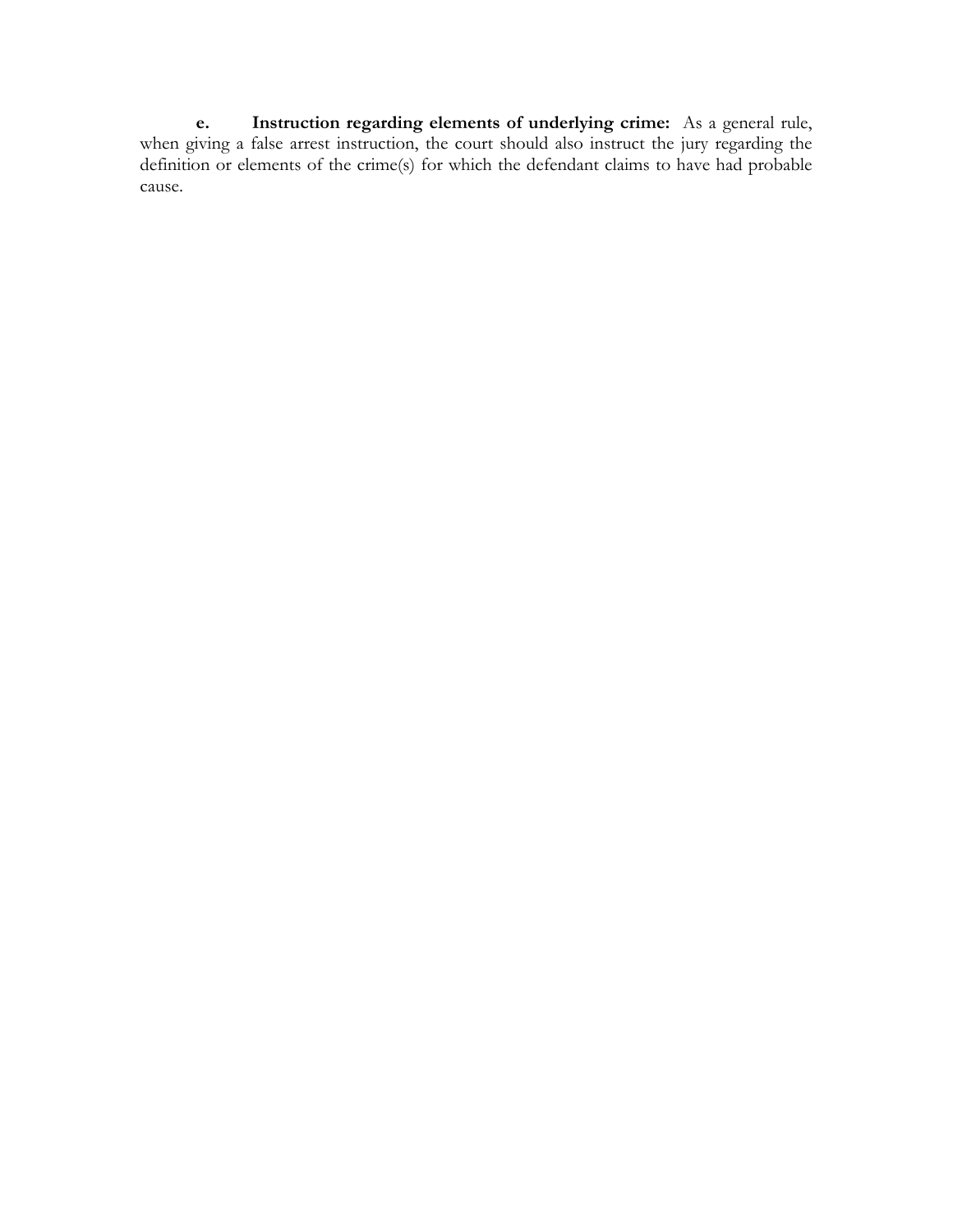**e. Instruction regarding elements of underlying crime:** As a general rule, when giving a false arrest instruction, the court should also instruct the jury regarding the definition or elements of the crime(s) for which the defendant claims to have had probable cause.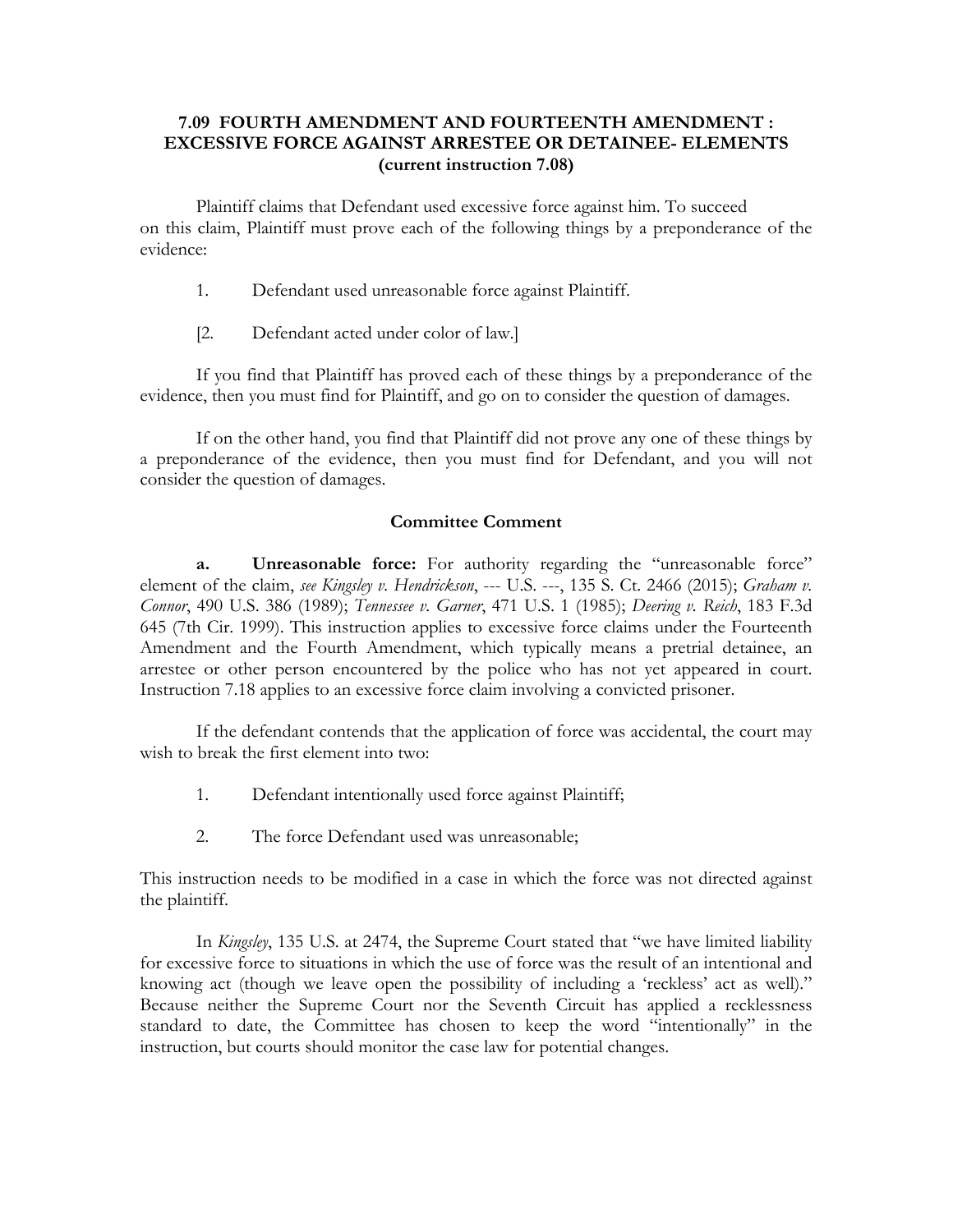**7.09 FOURTH AMENDMENT AND FOURTEENTH AMENDMENT : EXCESSIVE FORCE AGAINST ARRESTEE OR DETAINEE- ELEMENTS (current instruction 7.08)**

Plaintiff claims that Defendant used excessive force against him. To succeed on this claim, Plaintiff must prove each of the following things by a preponderance of the evidence:

1. Defendant used unreasonable force against Plaintiff.

[2. Defendant acted under color of law.]

If you find that Plaintiff has proved each of these things by a preponderance of the evidence, then you must find for Plaintiff, and go on to consider the question of damages.

If on the other hand, you find that Plaintiff did not prove any one of these things by a preponderance of the evidence, then you must find for Defendant, and you will not consider the question of damages.

**Committee Comment**

**a. Unreasonable force:** For authority regarding the "unreasonable force" element of the claim, *see Kingsley v. Hendrickson*, --- U.S. ---, 135 S. Ct. 2466 (2015); *Graham v. Connor*, 490 U.S. 386 (1989); *Tennessee v. Garner*, 471 U.S. 1 (1985); *Deering v. Reich*, 183 F.3d 645 (7th Cir. 1999). This instruction applies to excessive force claims under the Fourteenth Amendment and the Fourth Amendment, which typically means a pretrial detainee, an arrestee or other person encountered by the police who has not yet appeared in court. Instruction 7.18 applies to an excessive force claim involving a convicted prisoner.

If the defendant contends that the application of force was accidental, the court may wish to break the first element into two:

1. Defendant intentionally used force against Plaintiff;

2. The force Defendant used was unreasonable;

This instruction needs to be modified in a case in which the force was not directed against the plaintiff.

In *Kingsley*, 135 U.S. at 2474, the Supreme Court stated that "we have limited liability for excessive force to situations in which the use of force was the result of an intentional and knowing act (though we leave open the possibility of including a 'reckless' act as well)." Because neither the Supreme Court nor the Seventh Circuit has applied a recklessness standard to date, the Committee has chosen to keep the word "intentionally" in the instruction, but courts should monitor the case law for potential changes.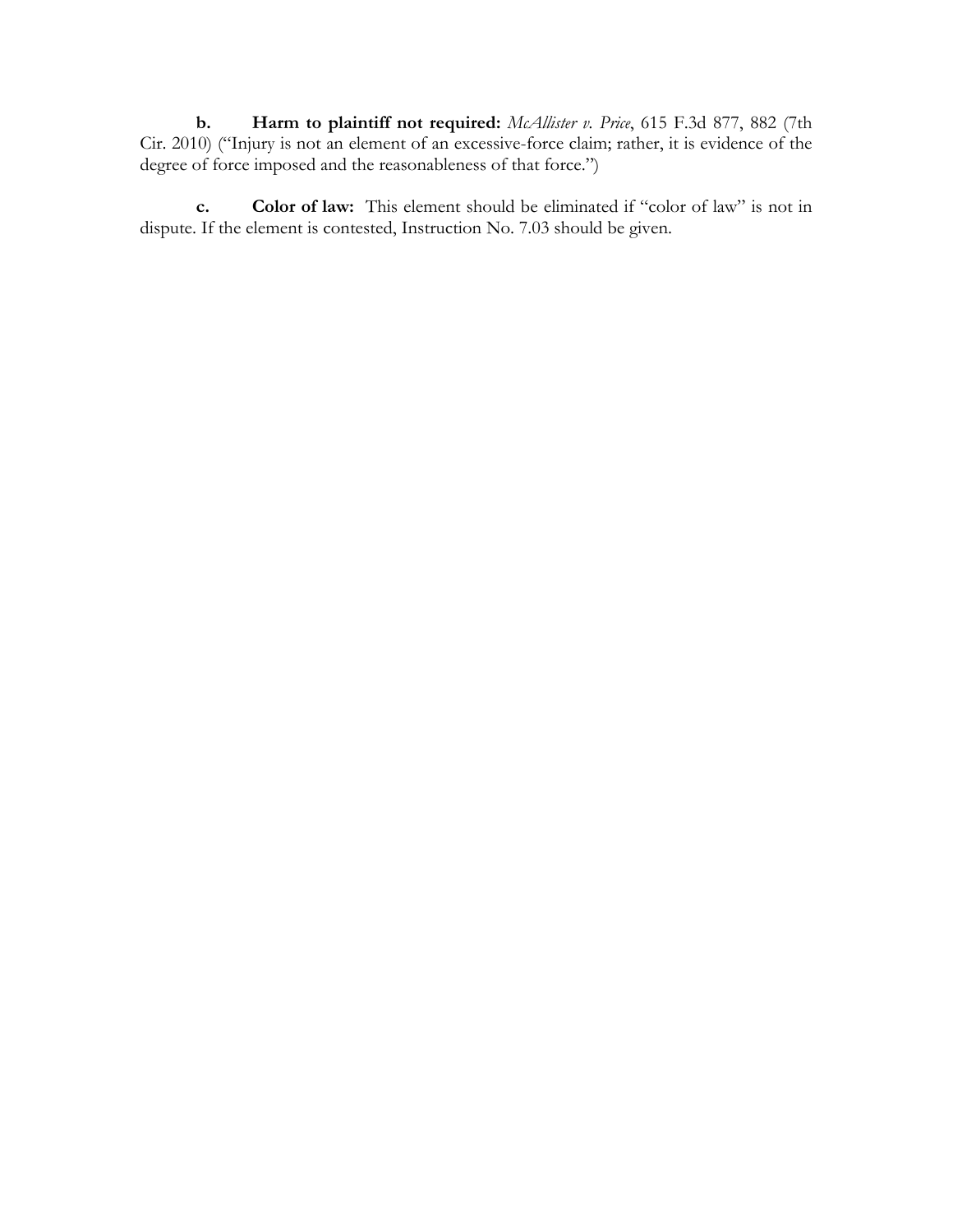**b. Harm to plaintiff not required:** *McAllister v. Price*, 615 F.3d 877, 882 (7th Cir. 2010) ("Injury is not an element of an excessive-force claim; rather, it is evidence of the degree of force imposed and the reasonableness of that force.")

**c. Color of law:** This element should be eliminated if "color of law" is not in dispute. If the element is contested, Instruction No. 7.03 should be given.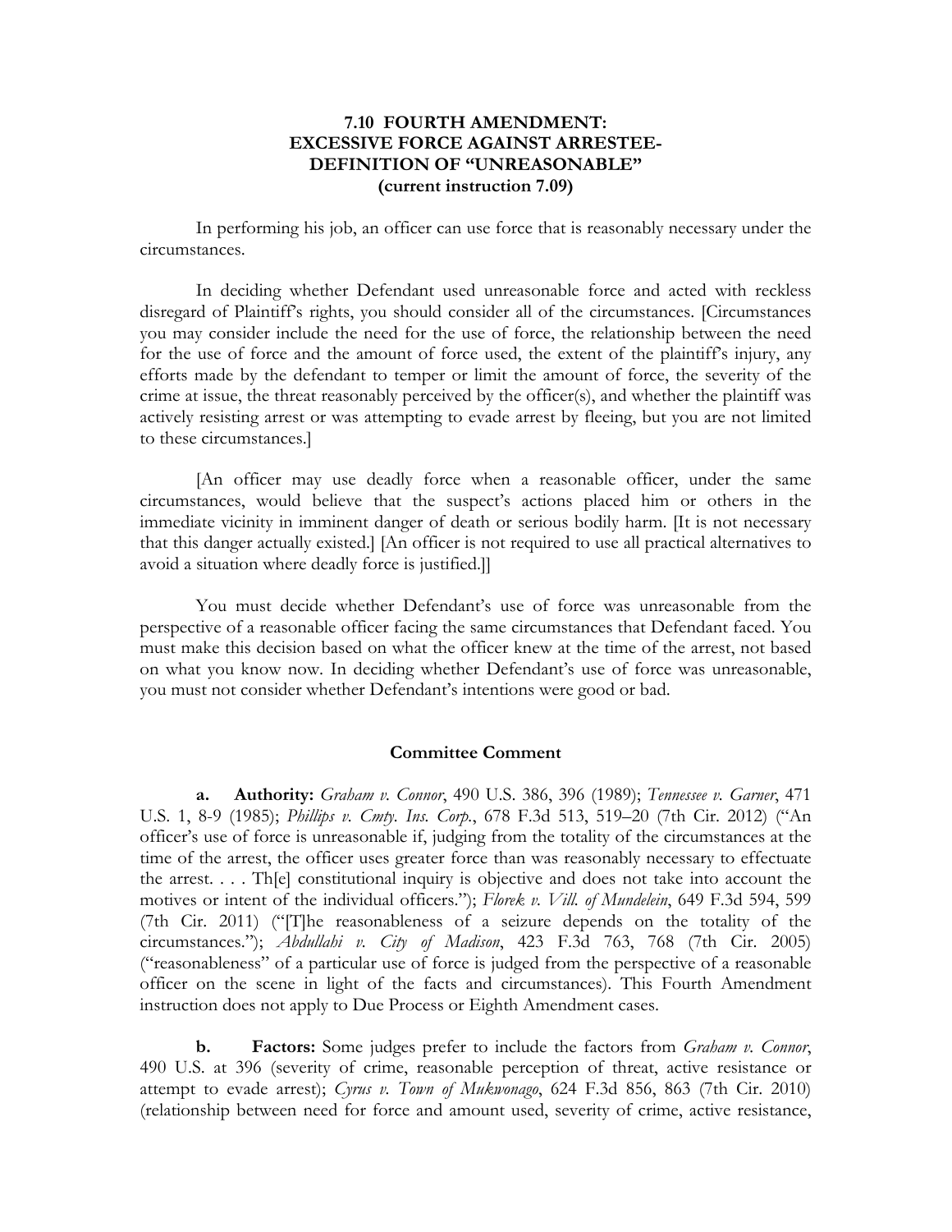# 7.10 FOURTH AMENDMENT: EXCESSIVE FORCE AGAINST ARRESTEE-DEFINITION OF "UNREASONABLE" (current instruction 7.09)

In performing his job, an officer can use force that is reasonably necessary under the circumstances.

In deciding whether Defendant used unreasonable force and acted with reckless disregard of Plaintiff's rights, you should consider all of the circumstances. [Circumstances you may consider include the need for the use of force, the relationship between the need for the use of force and the amount of force used, the extent of the plaintiff's injury, any efforts made by the defendant to temper or limit the amount of force, the severity of the crime at issue, the threat reasonably perceived by the officer(s), and whether the plaintiff was actively resisting arrest or was attempting to evade arrest by fleeing, but you are not limited to these circumstances.]

[An officer may use deadly force when a reasonable officer, under the same circumstances, would believe that the suspect's actions placed him or others in the immediate vicinity in imminent danger of death or serious bodily harm. [It is not necessary that this danger actually existed.] [An officer is not required to use all practical alternatives to avoid a situation where deadly force is justified.]]

You must decide whether Defendant's use of force was unreasonable from the perspective of a reasonable officer facing the same circumstances that Defendant faced. You must make this decision based on what the officer knew at the time of the arrest, not based on what you know now. In deciding whether Defendant's use of force was unreasonable, you must not consider whether Defendant's intentions were good or bad.

### Committee Comment

**a. Authority:** *Graham v. Connor*, 490 U.S. 386, 396 (1989); *Tennessee v. Garner*, 471 U.S. 1, 8-9 (1985); *Phillips v. Cmty. Ins. Corp.*, 678 F.3d 513, 519–20 (7th Cir. 2012) ("An officer's use of force is unreasonable if, judging from the totality of the circumstances at the time of the arrest, the officer uses greater force than was reasonably necessary to effectuate the arrest. . . . Th[e] constitutional inquiry is objective and does not take into account the motives or intent of the individual officers."); *Florek v. Vill. of Mundelein*, 649 F.3d 594, 599 (7th Cir. 2011) ("[T]he reasonableness of a seizure depends on the totality of the circumstances."); *Abdullahi v. City of Madison*, 423 F.3d 763, 768 (7th Cir. 2005) ("reasonableness" of a particular use of force is judged from the perspective of a reasonable officer on the scene in light of the facts and circumstances). This Fourth Amendment instruction does not apply to Due Process or Eighth Amendment cases.

**b. Factors:** Some judges prefer to include the factors from *Graham v. Connor*, 490 U.S. at 396 (severity of crime, reasonable perception of threat, active resistance or attempt to evade arrest); *Cyrus v. Town of Mukwonago*, 624 F.3d 856, 863 (7th Cir. 2010) (relationship between need for force and amount used, severity of crime, active resistance,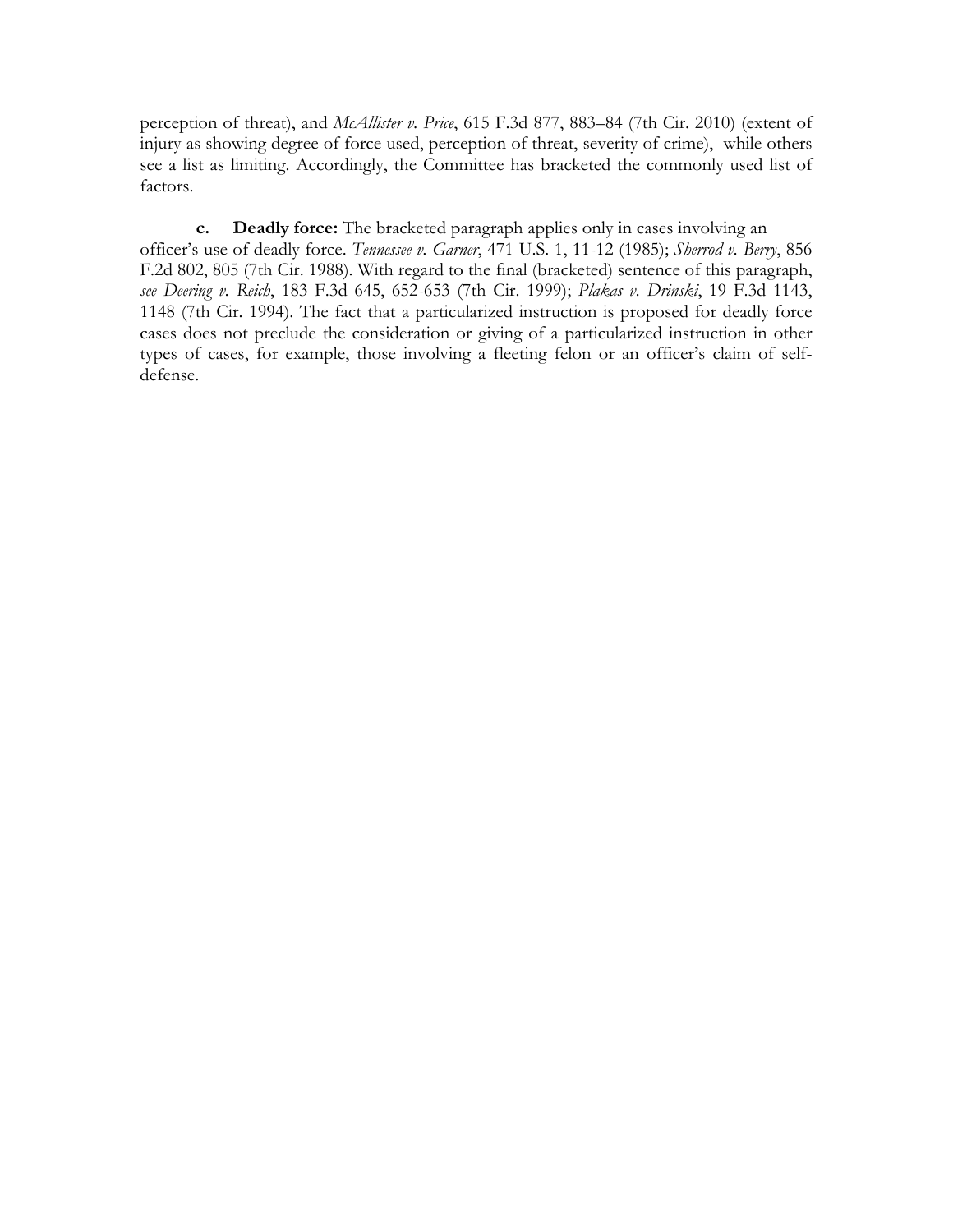perception of threat), and *McAllister v. Price*, 615 F.3d 877, 883–84 (7th Cir. 2010) (extent of injury as showing degree of force used, perception of threat, severity of crime), while others see a list as limiting. Accordingly, the Committee has bracketed the commonly used list of factors.

**c. Deadly force:** The bracketed paragraph applies only in cases involving an officer's use of deadly force. *Tennessee v. Garner*, 471 U.S. 1, 11-12 (1985); *Sherrod v. Berry*, 856 F.2d 802, 805 (7th Cir. 1988). With regard to the final (bracketed) sentence of this paragraph, *see Deering v. Reich*, 183 F.3d 645, 652-653 (7th Cir. 1999); *Plakas v. Drinski*, 19 F.3d 1143, 1148 (7th Cir. 1994). The fact that a particularized instruction is proposed for deadly force cases does not preclude the consideration or giving of a particularized instruction in other types of cases, for example, those involving a fleeting felon or an officer's claim of self-defense.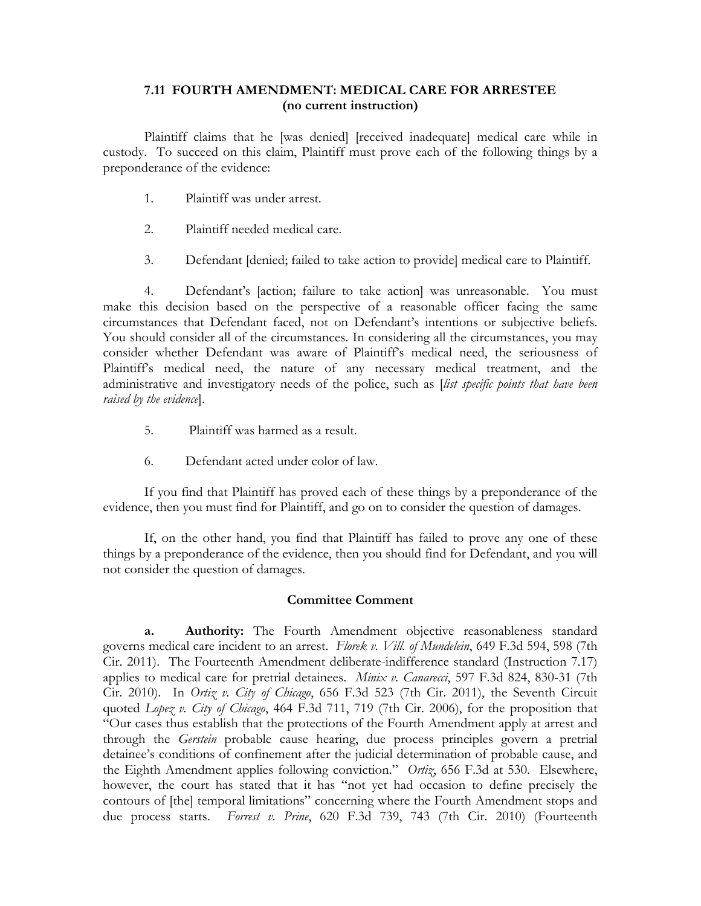## 7.11 FOURTH AMENDMENT: MEDICAL CARE FOR ARRESTEE
**(no current instruction)**

Plaintiff claims that he [was denied] [received inadequate] medical care while in custody. To succeed on this claim, Plaintiff must prove each of the following things by a preponderance of the evidence:

1. Plaintiff was under arrest.

2. Plaintiff needed medical care.

3. Defendant [denied; failed to take action to provide] medical care to Plaintiff.

4. Defendant's [action; failure to take action] was unreasonable. You must make this decision based on the perspective of a reasonable officer facing the same circumstances that Defendant faced, not on Defendant's intentions or subjective beliefs. You should consider all of the circumstances. In considering all the circumstances, you may consider whether Defendant was aware of Plaintiff's medical need, the seriousness of Plaintiff's medical need, the nature of any necessary medical treatment, and the administrative and investigatory needs of the police, such as [*list specific points that have been raised by the evidence*].

5. Plaintiff was harmed as a result.

6. Defendant acted under color of law.

If you find that Plaintiff has proved each of these things by a preponderance of the evidence, then you must find for Plaintiff, and go on to consider the question of damages.

If, on the other hand, you find that Plaintiff has failed to prove any one of these things by a preponderance of the evidence, then you should find for Defendant, and you will not consider the question of damages.

### Committee Comment

**a. Authority:** The Fourth Amendment objective reasonableness standard governs medical care incident to an arrest. *Florek v. Vill. of Mundelein*, 649 F.3d 594, 598 (7th Cir. 2011). The Fourteenth Amendment deliberate-indifference standard (Instruction 7.17) applies to medical care for pretrial detainees. *Minix v. Canarecci*, 597 F.3d 824, 830-31 (7th Cir. 2010). In *Ortiz v. City of Chicago*, 656 F.3d 523 (7th Cir. 2011), the Seventh Circuit quoted *Lopez v. City of Chicago*, 464 F.3d 711, 719 (7th Cir. 2006), for the proposition that "Our cases thus establish that the protections of the Fourth Amendment apply at arrest and through the *Gerstein* probable cause hearing, due process principles govern a pretrial detainee's conditions of confinement after the judicial determination of probable cause, and the Eighth Amendment applies following conviction." *Ortiz*, 656 F.3d at 530. Elsewhere, however, the court has stated that it has "not yet had occasion to define precisely the contours of [the] temporal limitations" concerning where the Fourth Amendment stops and due process starts. *Forrest v. Prine*, 620 F.3d 739, 743 (7th Cir. 2010) (Fourteenth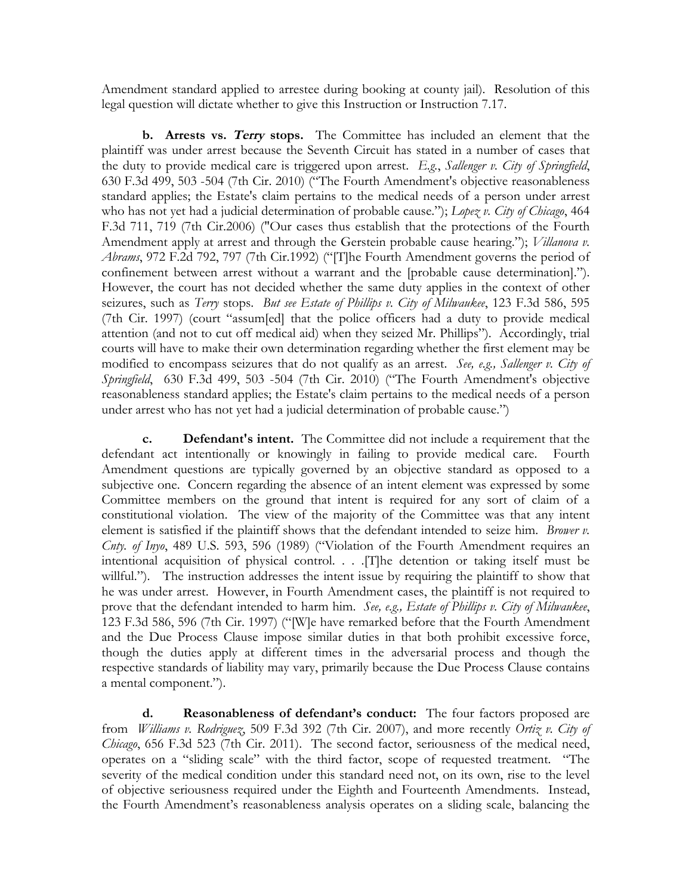Amendment standard applied to arrestee during booking at county jail). Resolution of this legal question will dictate whether to give this Instruction or Instruction 7.17.

**b. Arrests vs. *Terry* stops.** The Committee has included an element that the plaintiff was under arrest because the Seventh Circuit has stated in a number of cases that the duty to provide medical care is triggered upon arrest. *E.g.*, *Sallenger v. City of Springfield*, 630 F.3d 499, 503 -504 (7th Cir. 2010) ("The Fourth Amendment's objective reasonableness standard applies; the Estate's claim pertains to the medical needs of a person under arrest who has not yet had a judicial determination of probable cause."); *Lopez v. City of Chicago*, 464 F.3d 711, 719 (7th Cir.2006) ("Our cases thus establish that the protections of the Fourth Amendment apply at arrest and through the Gerstein probable cause hearing."); *Villanova v. Abrams*, 972 F.2d 792, 797 (7th Cir.1992) ("[T]he Fourth Amendment governs the period of confinement between arrest without a warrant and the [probable cause determination]."). However, the court has not decided whether the same duty applies in the context of other seizures, such as *Terry* stops. *But see Estate of Phillips v. City of Milwaukee*, 123 F.3d 586, 595 (7th Cir. 1997) (court "assum[ed] that the police officers had a duty to provide medical attention (and not to cut off medical aid) when they seized Mr. Phillips"). Accordingly, trial courts will have to make their own determination regarding whether the first element may be modified to encompass seizures that do not qualify as an arrest. *See, e.g., Sallenger v. City of Springfield*, 630 F.3d 499, 503 -504 (7th Cir. 2010) ("The Fourth Amendment's objective reasonableness standard applies; the Estate's claim pertains to the medical needs of a person under arrest who has not yet had a judicial determination of probable cause.")

**c. Defendant's intent.** The Committee did not include a requirement that the defendant act intentionally or knowingly in failing to provide medical care. Fourth Amendment questions are typically governed by an objective standard as opposed to a subjective one. Concern regarding the absence of an intent element was expressed by some Committee members on the ground that intent is required for any sort of claim of a constitutional violation. The view of the majority of the Committee was that any intent element is satisfied if the plaintiff shows that the defendant intended to seize him. *Brower v. Cnty. of Inyo*, 489 U.S. 593, 596 (1989) ("Violation of the Fourth Amendment requires an intentional acquisition of physical control. . . .[T]he detention or taking itself must be willful."). The instruction addresses the intent issue by requiring the plaintiff to show that he was under arrest. However, in Fourth Amendment cases, the plaintiff is not required to prove that the defendant intended to harm him. *See, e.g., Estate of Phillips v. City of Milwaukee*, 123 F.3d 586, 596 (7th Cir. 1997) ("[W]e have remarked before that the Fourth Amendment and the Due Process Clause impose similar duties in that both prohibit excessive force, though the duties apply at different times in the adversarial process and though the respective standards of liability may vary, primarily because the Due Process Clause contains a mental component.").

**d. Reasonableness of defendant's conduct:** The four factors proposed are from *Williams v. Rodriguez*, 509 F.3d 392 (7th Cir. 2007), and more recently *Ortiz v. City of Chicago*, 656 F.3d 523 (7th Cir. 2011). The second factor, seriousness of the medical need, operates on a "sliding scale" with the third factor, scope of requested treatment. "The severity of the medical condition under this standard need not, on its own, rise to the level of objective seriousness required under the Eighth and Fourteenth Amendments. Instead, the Fourth Amendment's reasonableness analysis operates on a sliding scale, balancing the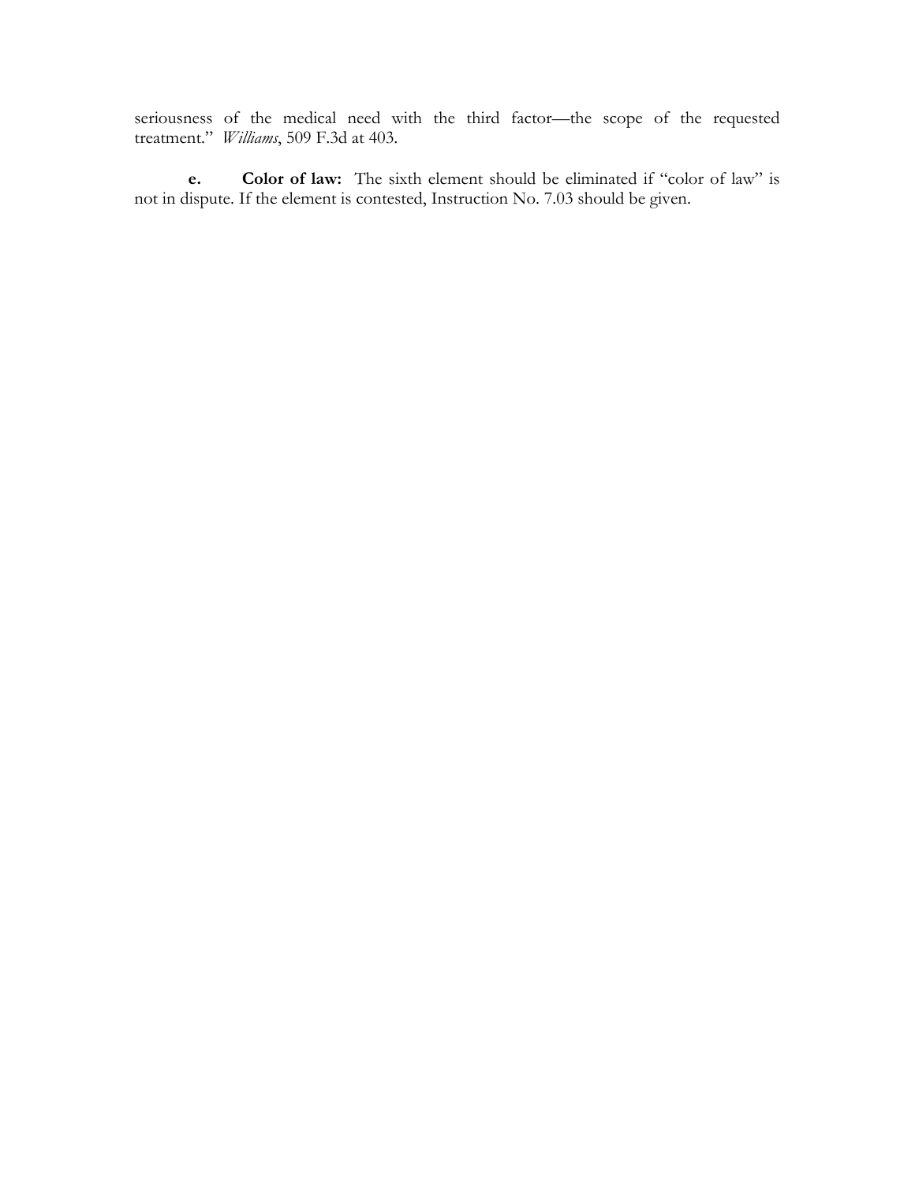seriousness of the medical need with the third factor—the scope of the requested treatment." *Williams*, 509 F.3d at 403.

**e. Color of law:** The sixth element should be eliminated if "color of law" is not in dispute. If the element is contested, Instruction No. 7.03 should be given.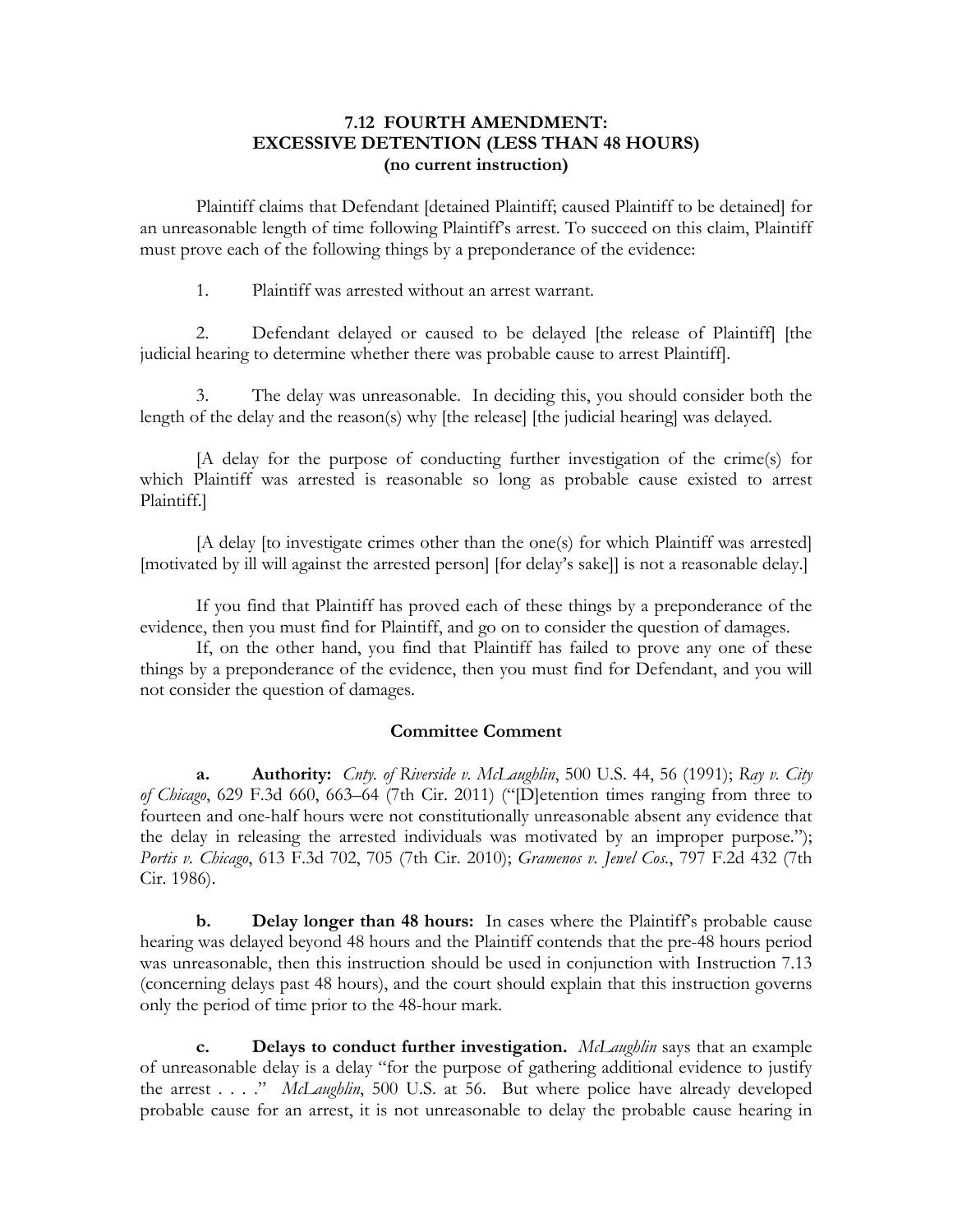## 7.12 FOURTH AMENDMENT: EXCESSIVE DETENTION (LESS THAN 48 HOURS) (no current instruction)

Plaintiff claims that Defendant [detained Plaintiff; caused Plaintiff to be detained] for an unreasonable length of time following Plaintiff's arrest. To succeed on this claim, Plaintiff must prove each of the following things by a preponderance of the evidence:

1. Plaintiff was arrested without an arrest warrant.

2. Defendant delayed or caused to be delayed [the release of Plaintiff] [the judicial hearing to determine whether there was probable cause to arrest Plaintiff].

3. The delay was unreasonable. In deciding this, you should consider both the length of the delay and the reason(s) why [the release] [the judicial hearing] was delayed.

[A delay for the purpose of conducting further investigation of the crime(s) for which Plaintiff was arrested is reasonable so long as probable cause existed to arrest Plaintiff.]

[A delay [to investigate crimes other than the one(s) for which Plaintiff was arrested] [motivated by ill will against the arrested person] [for delay's sake]] is not a reasonable delay.]

If you find that Plaintiff has proved each of these things by a preponderance of the evidence, then you must find for Plaintiff, and go on to consider the question of damages.

If, on the other hand, you find that Plaintiff has failed to prove any one of these things by a preponderance of the evidence, then you must find for Defendant, and you will not consider the question of damages.

### Committee Comment

**a. Authority:** *Cnty. of Riverside v. McLaughlin*, 500 U.S. 44, 56 (1991); *Ray v. City of Chicago*, 629 F.3d 660, 663–64 (7th Cir. 2011) ("[D]etention times ranging from three to fourteen and one-half hours were not constitutionally unreasonable absent any evidence that the delay in releasing the arrested individuals was motivated by an improper purpose."); *Portis v. Chicago*, 613 F.3d 702, 705 (7th Cir. 2010); *Gramenos v. Jewel Cos.*, 797 F.2d 432 (7th Cir. 1986).

**b. Delay longer than 48 hours:** In cases where the Plaintiff's probable cause hearing was delayed beyond 48 hours and the Plaintiff contends that the pre-48 hours period was unreasonable, then this instruction should be used in conjunction with Instruction 7.13 (concerning delays past 48 hours), and the court should explain that this instruction governs only the period of time prior to the 48-hour mark.

**c. Delays to conduct further investigation.** *McLaughlin* says that an example of unreasonable delay is a delay "for the purpose of gathering additional evidence to justify the arrest . . . ." *McLaughlin*, 500 U.S. at 56. But where police have already developed probable cause for an arrest, it is not unreasonable to delay the probable cause hearing in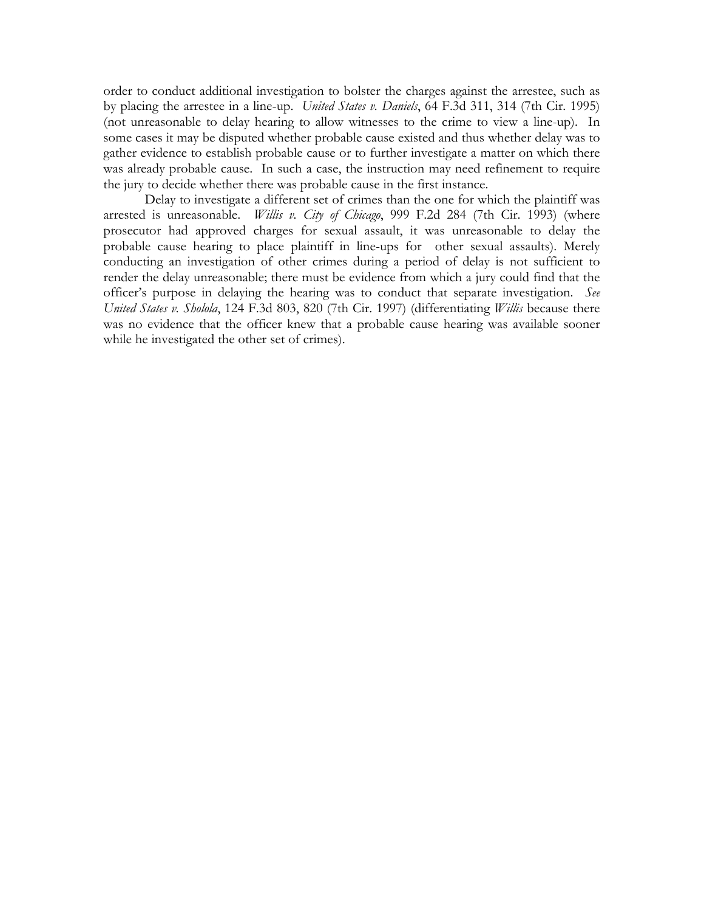order to conduct additional investigation to bolster the charges against the arrestee, such as by placing the arrestee in a line-up. *United States v. Daniels*, 64 F.3d 311, 314 (7th Cir. 1995) (not unreasonable to delay hearing to allow witnesses to the crime to view a line-up). In some cases it may be disputed whether probable cause existed and thus whether delay was to gather evidence to establish probable cause or to further investigate a matter on which there was already probable cause. In such a case, the instruction may need refinement to require the jury to decide whether there was probable cause in the first instance.

Delay to investigate a different set of crimes than the one for which the plaintiff was arrested is unreasonable. *Willis v. City of Chicago*, 999 F.2d 284 (7th Cir. 1993) (where prosecutor had approved charges for sexual assault, it was unreasonable to delay the probable cause hearing to place plaintiff in line-ups for other sexual assaults). Merely conducting an investigation of other crimes during a period of delay is not sufficient to render the delay unreasonable; there must be evidence from which a jury could find that the officer's purpose in delaying the hearing was to conduct that separate investigation. *See United States v. Sholola*, 124 F.3d 803, 820 (7th Cir. 1997) (differentiating *Willis* because there was no evidence that the officer knew that a probable cause hearing was available sooner while he investigated the other set of crimes).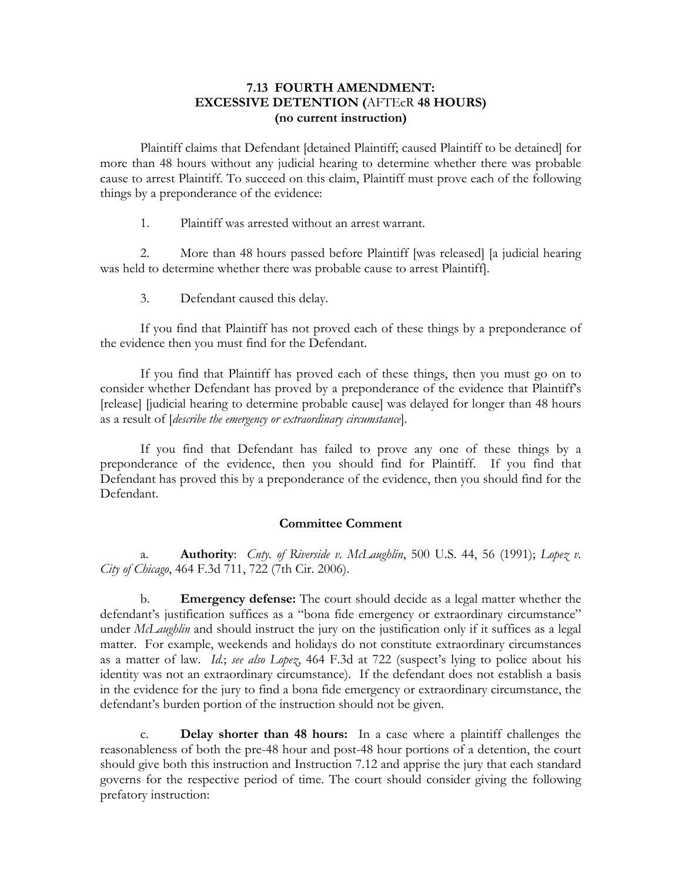## 7.13 FOURTH AMENDMENT: EXCESSIVE DETENTION (AFTEcR 48 HOURS) (no current instruction)

Plaintiff claims that Defendant [detained Plaintiff; caused Plaintiff to be detained] for more than 48 hours without any judicial hearing to determine whether there was probable cause to arrest Plaintiff. To succeed on this claim, Plaintiff must prove each of the following things by a preponderance of the evidence:

1. Plaintiff was arrested without an arrest warrant.

2. More than 48 hours passed before Plaintiff [was released] [a judicial hearing was held to determine whether there was probable cause to arrest Plaintiff].

3. Defendant caused this delay.

If you find that Plaintiff has not proved each of these things by a preponderance of the evidence then you must find for the Defendant.

If you find that Plaintiff has proved each of these things, then you must go on to consider whether Defendant has proved by a preponderance of the evidence that Plaintiff's [release] [judicial hearing to determine probable cause] was delayed for longer than 48 hours as a result of [*describe the emergency or extraordinary circumstance*].

If you find that Defendant has failed to prove any one of these things by a preponderance of the evidence, then you should find for Plaintiff. If you find that Defendant has proved this by a preponderance of the evidence, then you should find for the Defendant.

### Committee Comment

a. **Authority**: *Cnty. of Riverside v. McLaughlin*, 500 U.S. 44, 56 (1991); *Lopez v. City of Chicago*, 464 F.3d 711, 722 (7th Cir. 2006).

b. **Emergency defense:** The court should decide as a legal matter whether the defendant's justification suffices as a "bona fide emergency or extraordinary circumstance" under *McLaughlin* and should instruct the jury on the justification only if it suffices as a legal matter. For example, weekends and holidays do not constitute extraordinary circumstances as a matter of law. *Id.*; *see also Lopez*, 464 F.3d at 722 (suspect's lying to police about his identity was not an extraordinary circumstance). If the defendant does not establish a basis in the evidence for the jury to find a bona fide emergency or extraordinary circumstance, the defendant's burden portion of the instruction should not be given.

c. **Delay shorter than 48 hours:** In a case where a plaintiff challenges the reasonableness of both the pre-48 hour and post-48 hour portions of a detention, the court should give both this instruction and Instruction 7.12 and apprise the jury that each standard governs for the respective period of time. The court should consider giving the following prefatory instruction: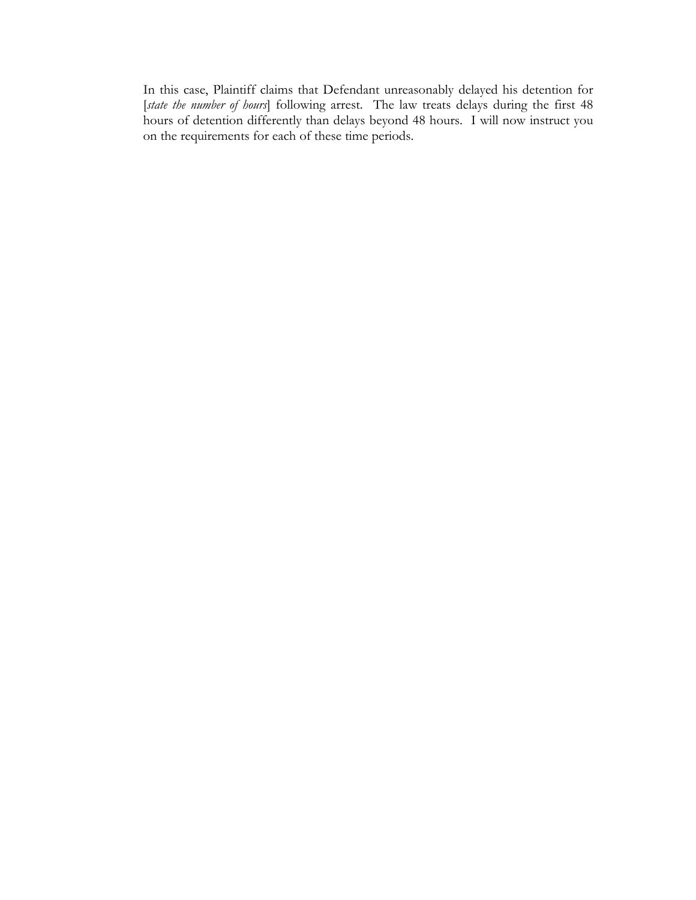In this case, Plaintiff claims that Defendant unreasonably delayed his detention for [*state the number of hours*] following arrest. The law treats delays during the first 48 hours of detention differently than delays beyond 48 hours. I will now instruct you on the requirements for each of these time periods.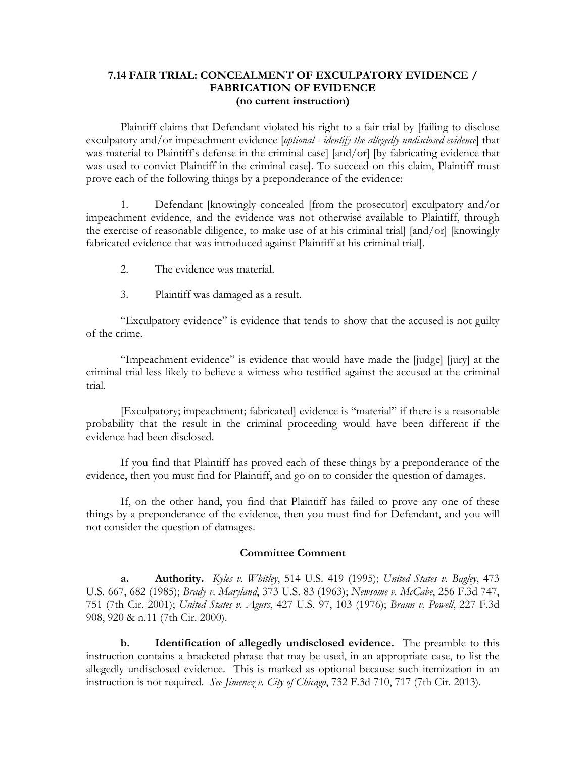### 7.14 FAIR TRIAL: CONCEALMENT OF EXCULPATORY EVIDENCE / FABRICATION OF EVIDENCE
**(no current instruction)**

Plaintiff claims that Defendant violated his right to a fair trial by [failing to disclose exculpatory and/or impeachment evidence [*optional - identify the allegedly undisclosed evidence*] that was material to Plaintiff's defense in the criminal case] [and/or] [by fabricating evidence that was used to convict Plaintiff in the criminal case]. To succeed on this claim, Plaintiff must prove each of the following things by a preponderance of the evidence:

1. Defendant [knowingly concealed [from the prosecutor] exculpatory and/or impeachment evidence, and the evidence was not otherwise available to Plaintiff, through the exercise of reasonable diligence, to make use of at his criminal trial] [and/or] [knowingly fabricated evidence that was introduced against Plaintiff at his criminal trial].

2. The evidence was material.

3. Plaintiff was damaged as a result.

"Exculpatory evidence" is evidence that tends to show that the accused is not guilty of the crime.

"Impeachment evidence" is evidence that would have made the [judge] [jury] at the criminal trial less likely to believe a witness who testified against the accused at the criminal trial.

[Exculpatory; impeachment; fabricated] evidence is "material" if there is a reasonable probability that the result in the criminal proceeding would have been different if the evidence had been disclosed.

If you find that Plaintiff has proved each of these things by a preponderance of the evidence, then you must find for Plaintiff, and go on to consider the question of damages.

If, on the other hand, you find that Plaintiff has failed to prove any one of these things by a preponderance of the evidence, then you must find for Defendant, and you will not consider the question of damages.

#### Committee Comment

**a. Authority.** *Kyles v. Whitley*, 514 U.S. 419 (1995); *United States v. Bagley*, 473 U.S. 667, 682 (1985); *Brady v. Maryland*, 373 U.S. 83 (1963); *Newsome v. McCabe*, 256 F.3d 747, 751 (7th Cir. 2001); *United States v. Agurs*, 427 U.S. 97, 103 (1976); *Braun v. Powell*, 227 F.3d 908, 920 & n.11 (7th Cir. 2000).

**b. Identification of allegedly undisclosed evidence.** The preamble to this instruction contains a bracketed phrase that may be used, in an appropriate case, to list the allegedly undisclosed evidence. This is marked as optional because such itemization in an instruction is not required. *See Jimenez v. City of Chicago*, 732 F.3d 710, 717 (7th Cir. 2013).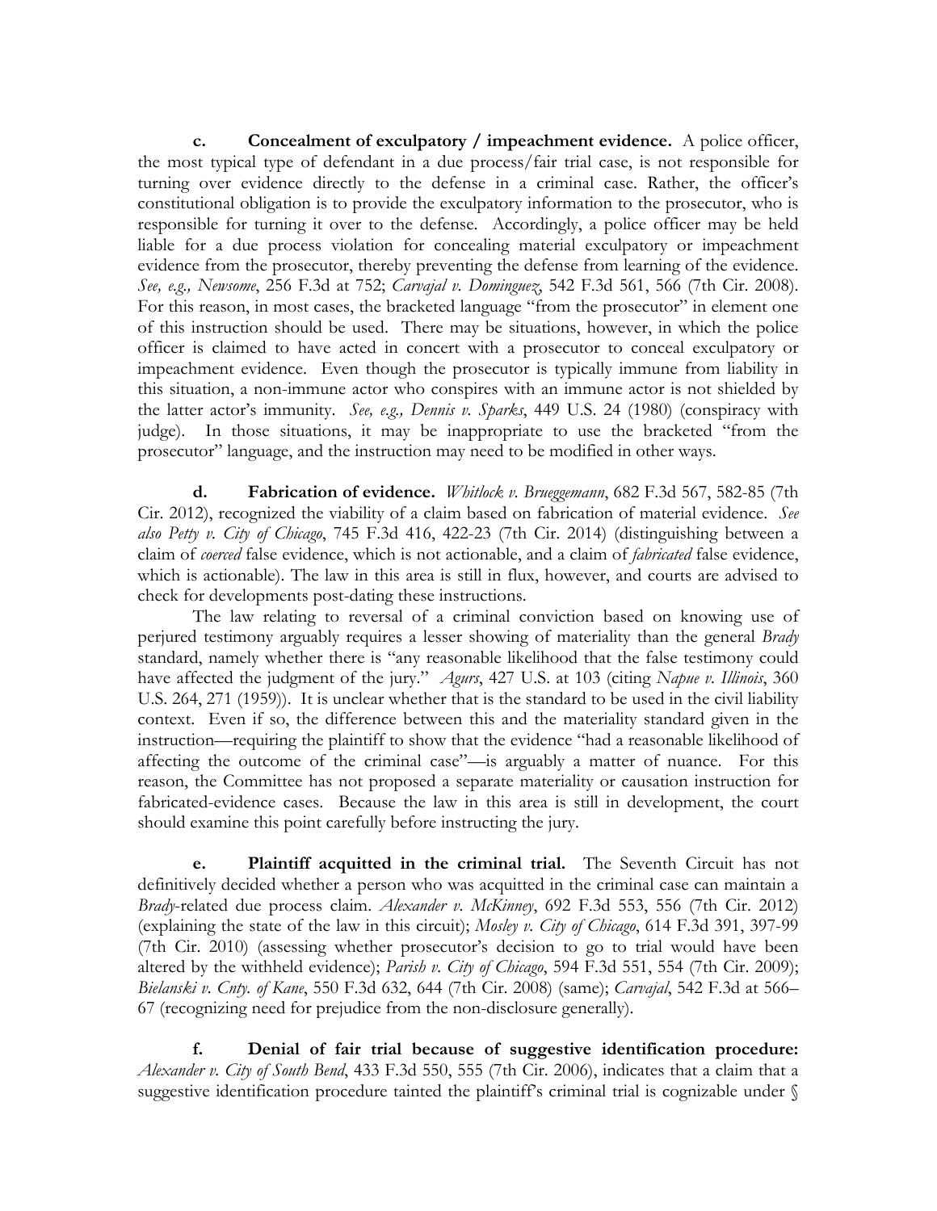**c. Concealment of exculpatory / impeachment evidence.** A police officer, the most typical type of defendant in a due process/fair trial case, is not responsible for turning over evidence directly to the defense in a criminal case. Rather, the officer's constitutional obligation is to provide the exculpatory information to the prosecutor, who is responsible for turning it over to the defense. Accordingly, a police officer may be held liable for a due process violation for concealing material exculpatory or impeachment evidence from the prosecutor, thereby preventing the defense from learning of the evidence. *See, e.g., Newsome*, 256 F.3d at 752; *Carvajal v. Dominguez*, 542 F.3d 561, 566 (7th Cir. 2008). For this reason, in most cases, the bracketed language "from the prosecutor" in element one of this instruction should be used. There may be situations, however, in which the police officer is claimed to have acted in concert with a prosecutor to conceal exculpatory or impeachment evidence. Even though the prosecutor is typically immune from liability in this situation, a non-immune actor who conspires with an immune actor is not shielded by the latter actor's immunity. *See, e.g., Dennis v. Sparks*, 449 U.S. 24 (1980) (conspiracy with judge). In those situations, it may be inappropriate to use the bracketed "from the prosecutor" language, and the instruction may need to be modified in other ways.

**d. Fabrication of evidence.** *Whitlock v. Brueggemann*, 682 F.3d 567, 582-85 (7th Cir. 2012), recognized the viability of a claim based on fabrication of material evidence. *See also Petty v. City of Chicago*, 745 F.3d 416, 422-23 (7th Cir. 2014) (distinguishing between a claim of *coerced* false evidence, which is not actionable, and a claim of *fabricated* false evidence, which is actionable). The law in this area is still in flux, however, and courts are advised to check for developments post-dating these instructions.

The law relating to reversal of a criminal conviction based on knowing use of perjured testimony arguably requires a lesser showing of materiality than the general *Brady* standard, namely whether there is "any reasonable likelihood that the false testimony could have affected the judgment of the jury." *Agurs*, 427 U.S. at 103 (citing *Napue v. Illinois*, 360 U.S. 264, 271 (1959)). It is unclear whether that is the standard to be used in the civil liability context. Even if so, the difference between this and the materiality standard given in the instruction—requiring the plaintiff to show that the evidence "had a reasonable likelihood of affecting the outcome of the criminal case"—is arguably a matter of nuance. For this reason, the Committee has not proposed a separate materiality or causation instruction for fabricated-evidence cases. Because the law in this area is still in development, the court should examine this point carefully before instructing the jury.

**e. Plaintiff acquitted in the criminal trial.** The Seventh Circuit has not definitively decided whether a person who was acquitted in the criminal case can maintain a *Brady*-related due process claim. *Alexander v. McKinney*, 692 F.3d 553, 556 (7th Cir. 2012) (explaining the state of the law in this circuit); *Mosley v. City of Chicago*, 614 F.3d 391, 397-99 (7th Cir. 2010) (assessing whether prosecutor's decision to go to trial would have been altered by the withheld evidence); *Parish v. City of Chicago*, 594 F.3d 551, 554 (7th Cir. 2009); *Bielanski v. Cnty. of Kane*, 550 F.3d 632, 644 (7th Cir. 2008) (same); *Carvajal*, 542 F.3d at 566–67 (recognizing need for prejudice from the non-disclosure generally).

**f. Denial of fair trial because of suggestive identification procedure:** *Alexander v. City of South Bend*, 433 F.3d 550, 555 (7th Cir. 2006), indicates that a claim that a suggestive identification procedure tainted the plaintiff's criminal trial is cognizable under §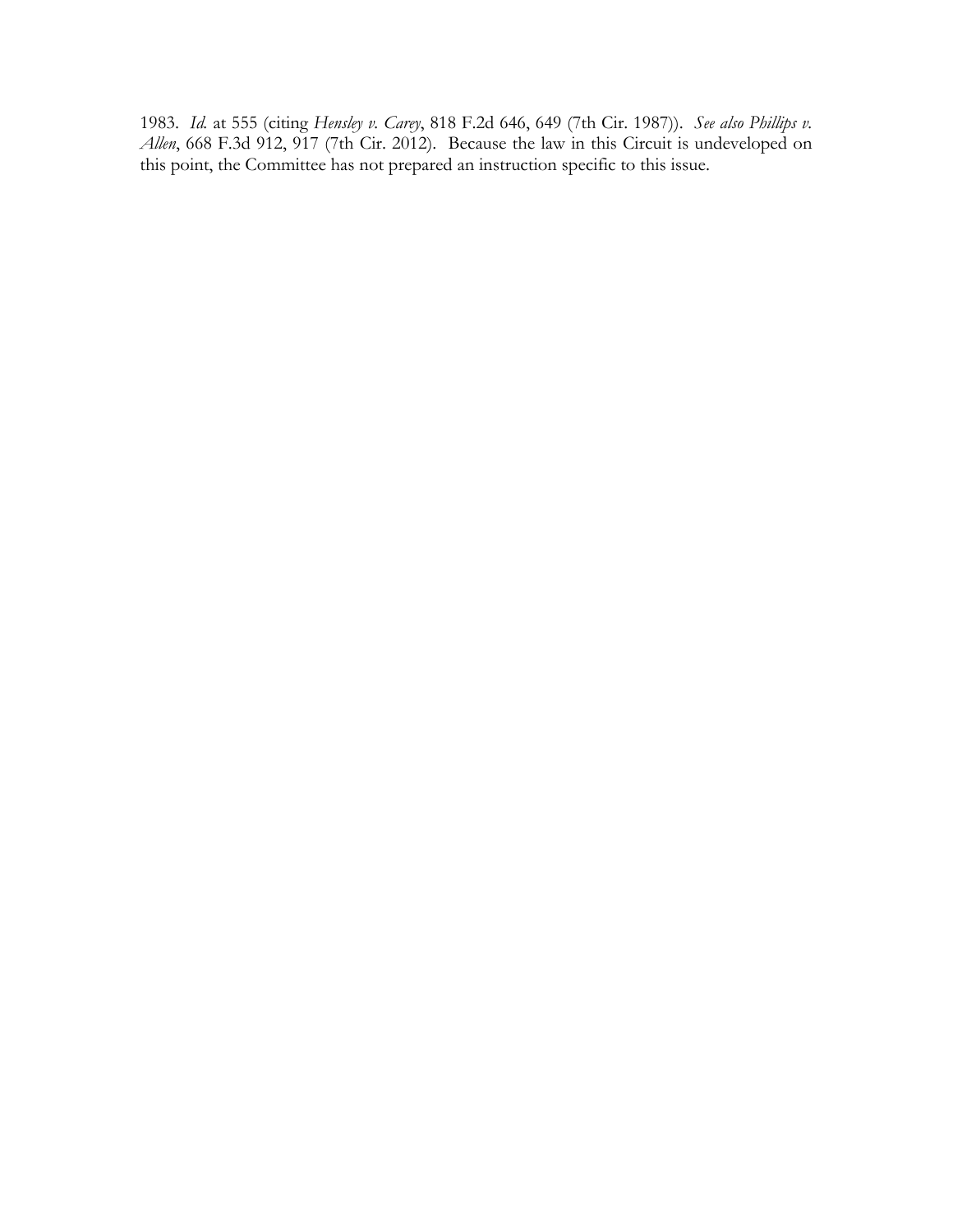1983. *Id.* at 555 (citing *Hensley v. Carey*, 818 F.2d 646, 649 (7th Cir. 1987)). *See also Phillips v. Allen*, 668 F.3d 912, 917 (7th Cir. 2012). Because the law in this Circuit is undeveloped on this point, the Committee has not prepared an instruction specific to this issue.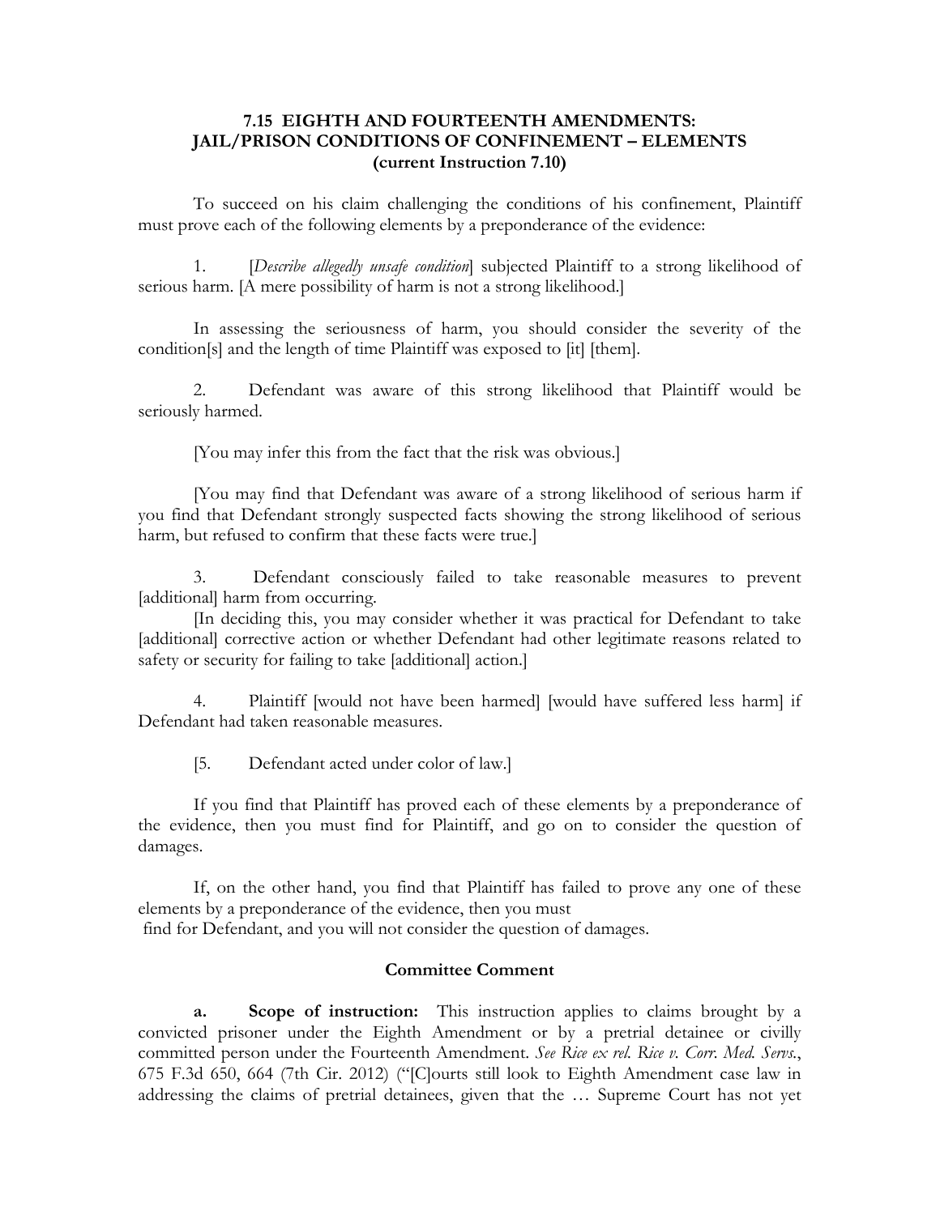## 7.15 EIGHTH AND FOURTEENTH AMENDMENTS: JAIL/PRISON CONDITIONS OF CONFINEMENT – ELEMENTS (current Instruction 7.10)

To succeed on his claim challenging the conditions of his confinement, Plaintiff must prove each of the following elements by a preponderance of the evidence:

1. [*Describe allegedly unsafe condition*] subjected Plaintiff to a strong likelihood of serious harm. [A mere possibility of harm is not a strong likelihood.]

In assessing the seriousness of harm, you should consider the severity of the condition[s] and the length of time Plaintiff was exposed to [it] [them].

2. Defendant was aware of this strong likelihood that Plaintiff would be seriously harmed.

[You may infer this from the fact that the risk was obvious.]

[You may find that Defendant was aware of a strong likelihood of serious harm if you find that Defendant strongly suspected facts showing the strong likelihood of serious harm, but refused to confirm that these facts were true.]

3. Defendant consciously failed to take reasonable measures to prevent [additional] harm from occurring.

[In deciding this, you may consider whether it was practical for Defendant to take [additional] corrective action or whether Defendant had other legitimate reasons related to safety or security for failing to take [additional] action.]

4. Plaintiff [would not have been harmed] [would have suffered less harm] if Defendant had taken reasonable measures.

[5. Defendant acted under color of law.]

If you find that Plaintiff has proved each of these elements by a preponderance of the evidence, then you must find for Plaintiff, and go on to consider the question of damages.

If, on the other hand, you find that Plaintiff has failed to prove any one of these elements by a preponderance of the evidence, then you must find for Defendant, and you will not consider the question of damages.

### Committee Comment

**a. Scope of instruction:** This instruction applies to claims brought by a convicted prisoner under the Eighth Amendment or by a pretrial detainee or civilly committed person under the Fourteenth Amendment. *See Rice ex rel. Rice v. Corr. Med. Servs.*, 675 F.3d 650, 664 (7th Cir. 2012) ("[C]ourts still look to Eighth Amendment case law in addressing the claims of pretrial detainees, given that the … Supreme Court has not yet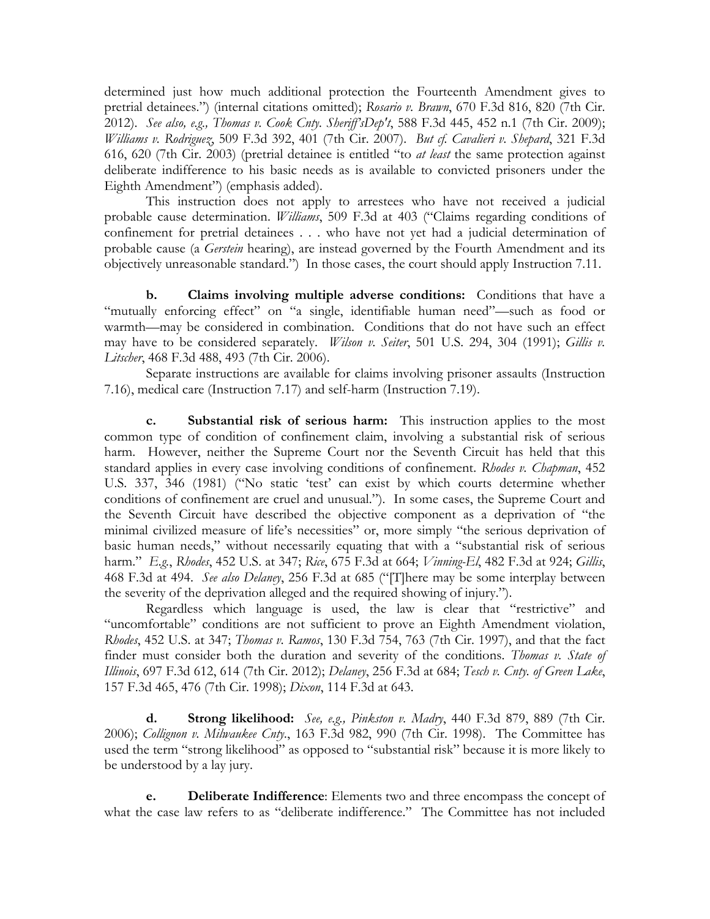determined just how much additional protection the Fourteenth Amendment gives to pretrial detainees.") (internal citations omitted); *Rosario v. Brawn*, 670 F.3d 816, 820 (7th Cir. 2012). *See also, e.g., Thomas v. Cook Cnty. Sheriff'sDep't*, 588 F.3d 445, 452 n.1 (7th Cir. 2009); *Williams v. Rodriguez*, 509 F.3d 392, 401 (7th Cir. 2007). *But cf. Cavalieri v. Shepard*, 321 F.3d 616, 620 (7th Cir. 2003) (pretrial detainee is entitled "to *at least* the same protection against deliberate indifference to his basic needs as is available to convicted prisoners under the Eighth Amendment") (emphasis added).

This instruction does not apply to arrestees who have not received a judicial probable cause determination. *Williams*, 509 F.3d at 403 ("Claims regarding conditions of confinement for pretrial detainees . . . who have not yet had a judicial determination of probable cause (a *Gerstein* hearing), are instead governed by the Fourth Amendment and its objectively unreasonable standard.") In those cases, the court should apply Instruction 7.11.

**b. Claims involving multiple adverse conditions:** Conditions that have a "mutually enforcing effect" on "a single, identifiable human need"—such as food or warmth—may be considered in combination. Conditions that do not have such an effect may have to be considered separately. *Wilson v. Seiter*, 501 U.S. 294, 304 (1991); *Gillis v. Litscher*, 468 F.3d 488, 493 (7th Cir. 2006).

Separate instructions are available for claims involving prisoner assaults (Instruction 7.16), medical care (Instruction 7.17) and self-harm (Instruction 7.19).

**c. Substantial risk of serious harm:** This instruction applies to the most common type of condition of confinement claim, involving a substantial risk of serious harm. However, neither the Supreme Court nor the Seventh Circuit has held that this standard applies in every case involving conditions of confinement. *Rhodes v. Chapman*, 452 U.S. 337, 346 (1981) ("No static 'test' can exist by which courts determine whether conditions of confinement are cruel and unusual."). In some cases, the Supreme Court and the Seventh Circuit have described the objective component as a deprivation of "the minimal civilized measure of life's necessities" or, more simply "the serious deprivation of basic human needs," without necessarily equating that with a "substantial risk of serious harm." *E.g.*, *Rhodes*, 452 U.S. at 347; *Rice*, 675 F.3d at 664; *Vinning-El*, 482 F.3d at 924; *Gillis*, 468 F.3d at 494. *See also Delaney*, 256 F.3d at 685 ("[T]here may be some interplay between the severity of the deprivation alleged and the required showing of injury.").

Regardless which language is used, the law is clear that "restrictive" and "uncomfortable" conditions are not sufficient to prove an Eighth Amendment violation, *Rhodes*, 452 U.S. at 347; *Thomas v. Ramos*, 130 F.3d 754, 763 (7th Cir. 1997), and that the fact finder must consider both the duration and severity of the conditions. *Thomas v. State of Illinois*, 697 F.3d 612, 614 (7th Cir. 2012); *Delaney*, 256 F.3d at 684; *Tesch v. Cnty. of Green Lake*, 157 F.3d 465, 476 (7th Cir. 1998); *Dixon*, 114 F.3d at 643.

**d. Strong likelihood:** *See, e.g., Pinkston v. Madry*, 440 F.3d 879, 889 (7th Cir. 2006); *Collignon v. Milwaukee Cnty.*, 163 F.3d 982, 990 (7th Cir. 1998). The Committee has used the term "strong likelihood" as opposed to "substantial risk" because it is more likely to be understood by a lay jury.

**e. Deliberate Indifference**: Elements two and three encompass the concept of what the case law refers to as "deliberate indifference." The Committee has not included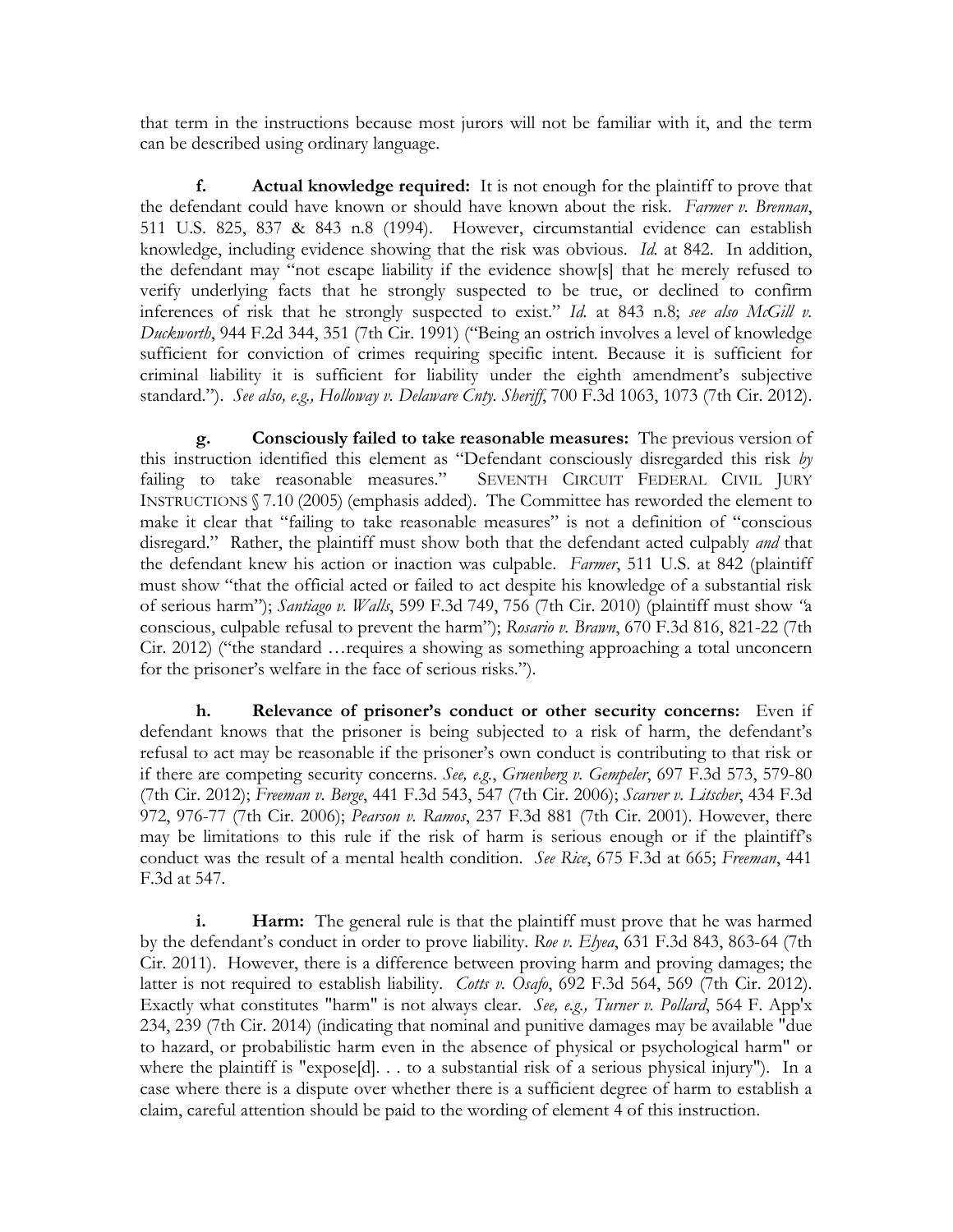that term in the instructions because most jurors will not be familiar with it, and the term can be described using ordinary language.

**f. Actual knowledge required:** It is not enough for the plaintiff to prove that the defendant could have known or should have known about the risk. *Farmer v. Brennan*, 511 U.S. 825, 837 & 843 n.8 (1994). However, circumstantial evidence can establish knowledge, including evidence showing that the risk was obvious. *Id.* at 842. In addition, the defendant may "not escape liability if the evidence show[s] that he merely refused to verify underlying facts that he strongly suspected to be true, or declined to confirm inferences of risk that he strongly suspected to exist." *Id.* at 843 n.8; *see also McGill v. Duckworth*, 944 F.2d 344, 351 (7th Cir. 1991) ("Being an ostrich involves a level of knowledge sufficient for conviction of crimes requiring specific intent. Because it is sufficient for criminal liability it is sufficient for liability under the eighth amendment's subjective standard."). *See also, e.g., Holloway v. Delaware Cnty. Sheriff*, 700 F.3d 1063, 1073 (7th Cir. 2012).

**g. Consciously failed to take reasonable measures:** The previous version of this instruction identified this element as "Defendant consciously disregarded this risk *by* failing to take reasonable measures." SEVENTH CIRCUIT FEDERAL CIVIL JURY INSTRUCTIONS § 7.10 (2005) (emphasis added). The Committee has reworded the element to make it clear that "failing to take reasonable measures" is not a definition of "conscious disregard." Rather, the plaintiff must show both that the defendant acted culpably *and* that the defendant knew his action or inaction was culpable. *Farmer*, 511 U.S. at 842 (plaintiff must show "that the official acted or failed to act despite his knowledge of a substantial risk of serious harm"); *Santiago v. Walls*, 599 F.3d 749, 756 (7th Cir. 2010) (plaintiff must show "a conscious, culpable refusal to prevent the harm"); *Rosario v. Brawn*, 670 F.3d 816, 821-22 (7th Cir. 2012) ("the standard …requires a showing as something approaching a total unconcern for the prisoner's welfare in the face of serious risks.").

**h. Relevance of prisoner's conduct or other security concerns:** Even if defendant knows that the prisoner is being subjected to a risk of harm, the defendant's refusal to act may be reasonable if the prisoner's own conduct is contributing to that risk or if there are competing security concerns. *See, e.g.*, *Gruenberg v. Gempeler*, 697 F.3d 573, 579-80 (7th Cir. 2012); *Freeman v. Berge*, 441 F.3d 543, 547 (7th Cir. 2006); *Scarver v. Litscher*, 434 F.3d 972, 976-77 (7th Cir. 2006); *Pearson v. Ramos*, 237 F.3d 881 (7th Cir. 2001). However, there may be limitations to this rule if the risk of harm is serious enough or if the plaintiff's conduct was the result of a mental health condition. *See Rice*, 675 F.3d at 665; *Freeman*, 441 F.3d at 547.

**i. Harm:** The general rule is that the plaintiff must prove that he was harmed by the defendant's conduct in order to prove liability. *Roe v. Elyea*, 631 F.3d 843, 863-64 (7th Cir. 2011). However, there is a difference between proving harm and proving damages; the latter is not required to establish liability. *Cotts v. Osafo*, 692 F.3d 564, 569 (7th Cir. 2012). Exactly what constitutes "harm" is not always clear. *See, e.g., Turner v. Pollard*, 564 F. App'x 234, 239 (7th Cir. 2014) (indicating that nominal and punitive damages may be available "due to hazard, or probabilistic harm even in the absence of physical or psychological harm" or where the plaintiff is "expose[d]. . . to a substantial risk of a serious physical injury"). In a case where there is a dispute over whether there is a sufficient degree of harm to establish a claim, careful attention should be paid to the wording of element 4 of this instruction.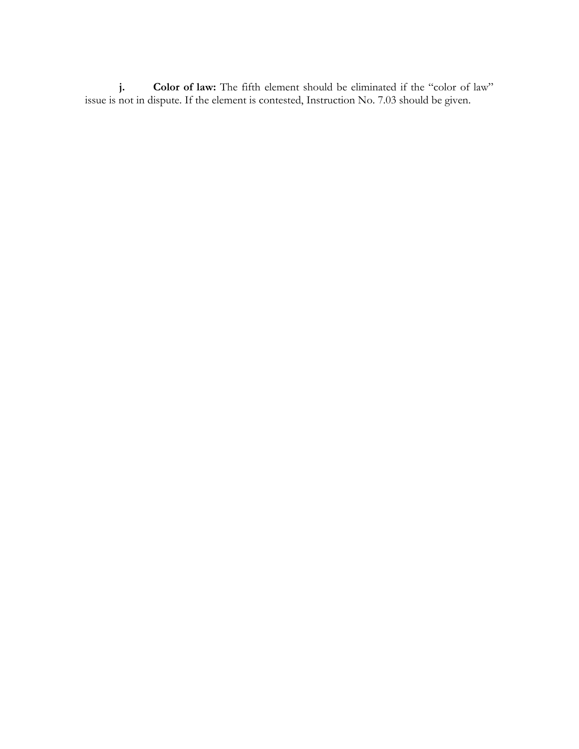**j.** **Color of law:** The fifth element should be eliminated if the "color of law" issue is not in dispute. If the element is contested, Instruction No. 7.03 should be given.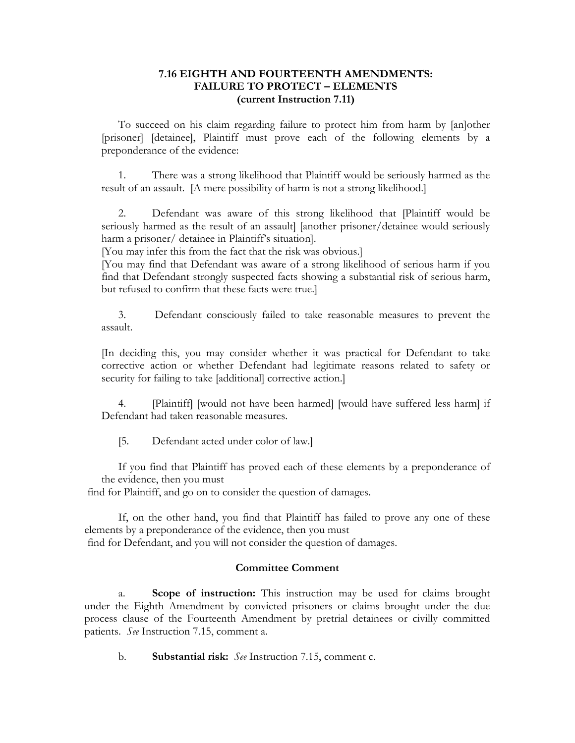### 7.16 EIGHTH AND FOURTEENTH AMENDMENTS: FAILURE TO PROTECT – ELEMENTS (current Instruction 7.11)

To succeed on his claim regarding failure to protect him from harm by [an]other [prisoner] [detainee], Plaintiff must prove each of the following elements by a preponderance of the evidence:

1. There was a strong likelihood that Plaintiff would be seriously harmed as the result of an assault. [A mere possibility of harm is not a strong likelihood.]

2. Defendant was aware of this strong likelihood that [Plaintiff would be seriously harmed as the result of an assault] [another prisoner/detainee would seriously harm a prisoner/ detainee in Plaintiff's situation].
[You may infer this from the fact that the risk was obvious.]
[You may find that Defendant was aware of a strong likelihood of serious harm if you find that Defendant strongly suspected facts showing a substantial risk of serious harm, but refused to confirm that these facts were true.]

3. Defendant consciously failed to take reasonable measures to prevent the assault.

[In deciding this, you may consider whether it was practical for Defendant to take corrective action or whether Defendant had legitimate reasons related to safety or security for failing to take [additional] corrective action.]

4. [Plaintiff] [would not have been harmed] [would have suffered less harm] if Defendant had taken reasonable measures.

[5. Defendant acted under color of law.]

If you find that Plaintiff has proved each of these elements by a preponderance of the evidence, then you must find for Plaintiff, and go on to consider the question of damages.

If, on the other hand, you find that Plaintiff has failed to prove any one of these elements by a preponderance of the evidence, then you must find for Defendant, and you will not consider the question of damages.

#### Committee Comment

a. **Scope of instruction:** This instruction may be used for claims brought under the Eighth Amendment by convicted prisoners or claims brought under the due process clause of the Fourteenth Amendment by pretrial detainees or civilly committed patients. *See* Instruction 7.15, comment a.

b. **Substantial risk:** *See* Instruction 7.15, comment c.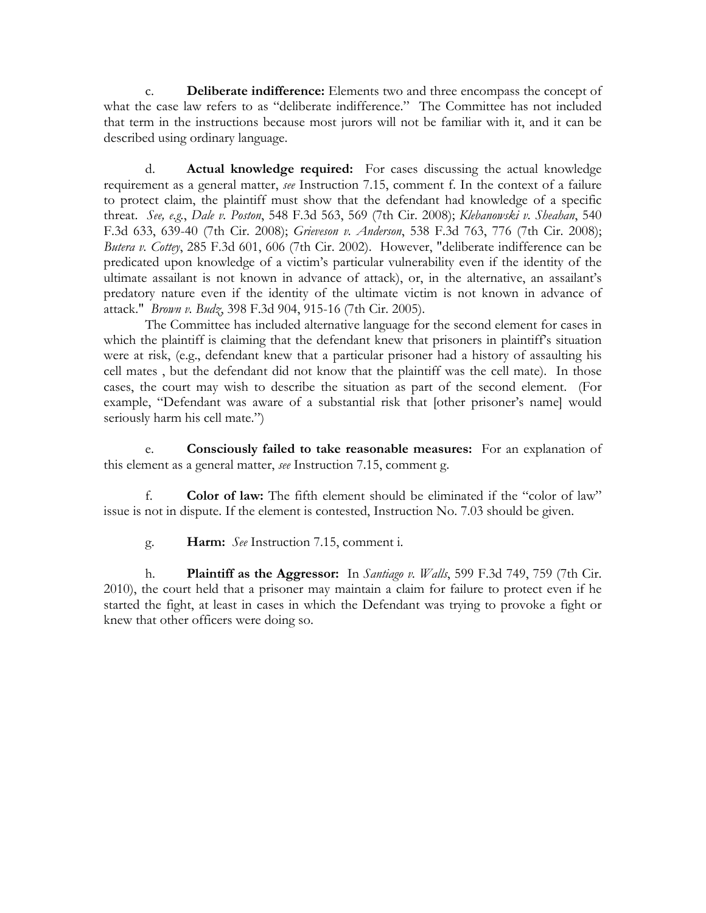c. **Deliberate indifference:** Elements two and three encompass the concept of what the case law refers to as "deliberate indifference." The Committee has not included that term in the instructions because most jurors will not be familiar with it, and it can be described using ordinary language.

d. **Actual knowledge required:** For cases discussing the actual knowledge requirement as a general matter, *see* Instruction 7.15, comment f. In the context of a failure to protect claim, the plaintiff must show that the defendant had knowledge of a specific threat. *See, e.g.*, *Dale v. Poston*, 548 F.3d 563, 569 (7th Cir. 2008); *Klebanowski v. Sheahan*, 540 F.3d 633, 639-40 (7th Cir. 2008); *Grieveson v. Anderson*, 538 F.3d 763, 776 (7th Cir. 2008); *Butera v. Cottey*, 285 F.3d 601, 606 (7th Cir. 2002). However, "deliberate indifference can be predicated upon knowledge of a victim's particular vulnerability even if the identity of the ultimate assailant is not known in advance of attack), or, in the alternative, an assailant's predatory nature even if the identity of the ultimate victim is not known in advance of attack." *Brown v. Budz*, 398 F.3d 904, 915-16 (7th Cir. 2005).

The Committee has included alternative language for the second element for cases in which the plaintiff is claiming that the defendant knew that prisoners in plaintiff's situation were at risk, (e.g., defendant knew that a particular prisoner had a history of assaulting his cell mates , but the defendant did not know that the plaintiff was the cell mate). In those cases, the court may wish to describe the situation as part of the second element. (For example, "Defendant was aware of a substantial risk that [other prisoner's name] would seriously harm his cell mate.")

e. **Consciously failed to take reasonable measures:** For an explanation of this element as a general matter, *see* Instruction 7.15, comment g.

f. **Color of law:** The fifth element should be eliminated if the "color of law" issue is not in dispute. If the element is contested, Instruction No. 7.03 should be given.

g. **Harm:** *See* Instruction 7.15, comment i.

h. **Plaintiff as the Aggressor:** In *Santiago v. Walls*, 599 F.3d 749, 759 (7th Cir. 2010), the court held that a prisoner may maintain a claim for failure to protect even if he started the fight, at least in cases in which the Defendant was trying to provoke a fight or knew that other officers were doing so.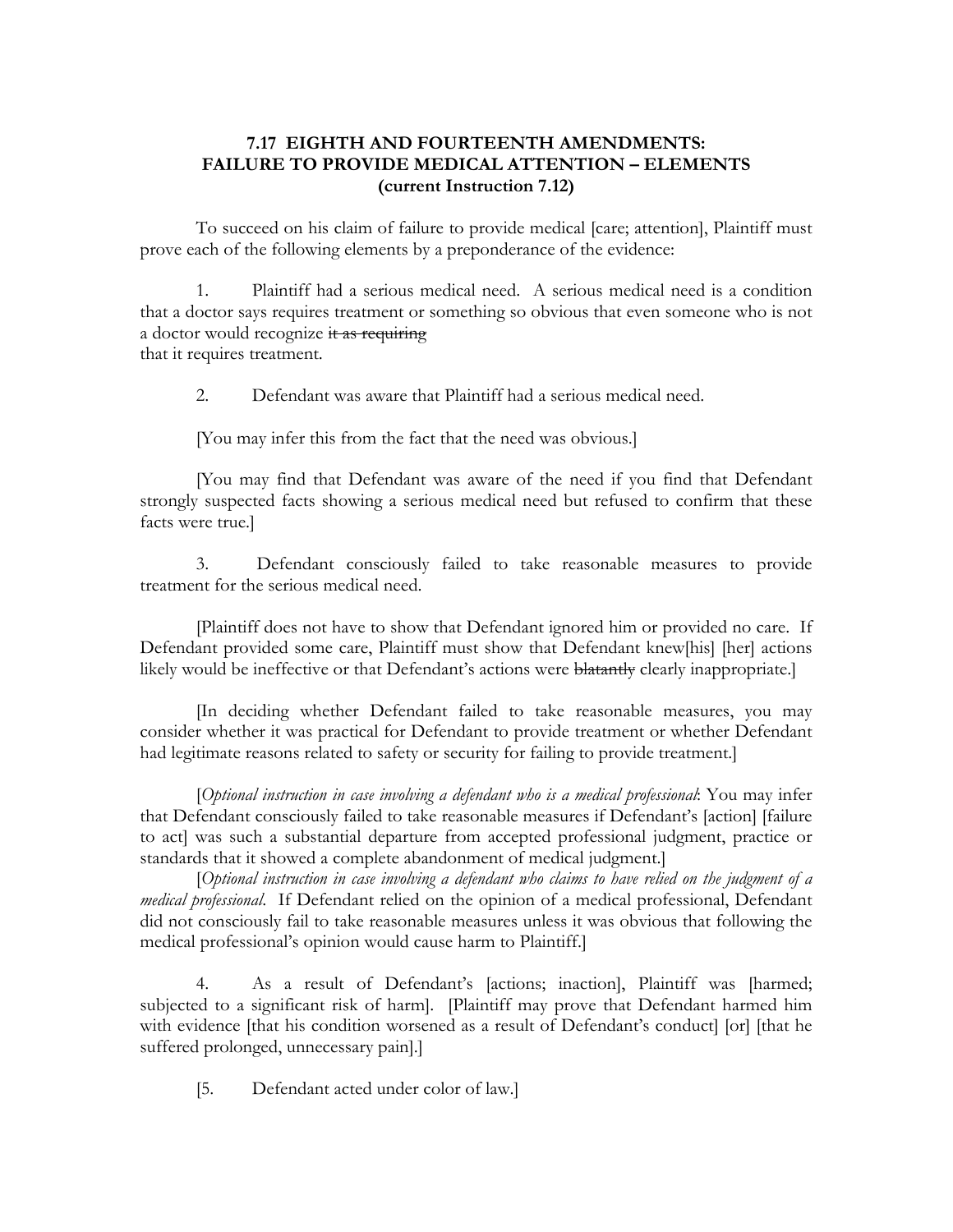## 7.17 EIGHTH AND FOURTEENTH AMENDMENTS: FAILURE TO PROVIDE MEDICAL ATTENTION – ELEMENTS (current Instruction 7.12)

To succeed on his claim of failure to provide medical [care; attention], Plaintiff must prove each of the following elements by a preponderance of the evidence:

1. Plaintiff had a serious medical need. A serious medical need is a condition that a doctor says requires treatment or something so obvious that even someone who is not a doctor would recognize ~~it as requiring~~ that it requires treatment.

2. Defendant was aware that Plaintiff had a serious medical need.

[You may infer this from the fact that the need was obvious.]

[You may find that Defendant was aware of the need if you find that Defendant strongly suspected facts showing a serious medical need but refused to confirm that these facts were true.]

3. Defendant consciously failed to take reasonable measures to provide treatment for the serious medical need.

[Plaintiff does not have to show that Defendant ignored him or provided no care. If Defendant provided some care, Plaintiff must show that Defendant knew[his] [her] actions likely would be ineffective or that Defendant's actions were ~~blatantly~~ clearly inappropriate.]

[In deciding whether Defendant failed to take reasonable measures, you may consider whether it was practical for Defendant to provide treatment or whether Defendant had legitimate reasons related to safety or security for failing to provide treatment.]

[*Optional instruction in case involving a defendant who is a medical professional*: You may infer that Defendant consciously failed to take reasonable measures if Defendant's [action] [failure to act] was such a substantial departure from accepted professional judgment, practice or standards that it showed a complete abandonment of medical judgment.]

[*Optional instruction in case involving a defendant who claims to have relied on the judgment of a medical professional*. If Defendant relied on the opinion of a medical professional, Defendant did not consciously fail to take reasonable measures unless it was obvious that following the medical professional's opinion would cause harm to Plaintiff.]

4. As a result of Defendant's [actions; inaction], Plaintiff was [harmed; subjected to a significant risk of harm]. [Plaintiff may prove that Defendant harmed him with evidence [that his condition worsened as a result of Defendant's conduct] [or] [that he suffered prolonged, unnecessary pain].]

[5. Defendant acted under color of law.]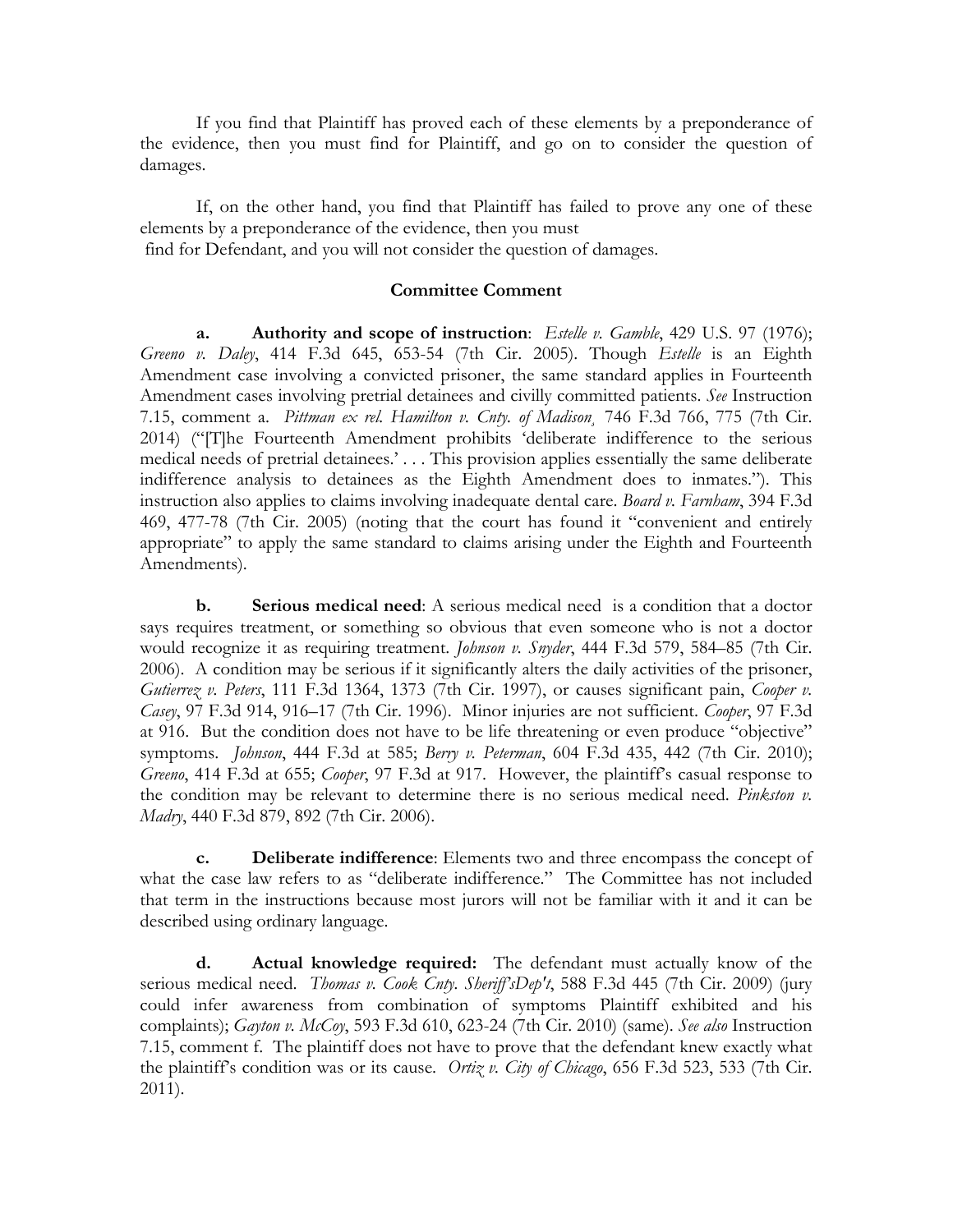If you find that Plaintiff has proved each of these elements by a preponderance of the evidence, then you must find for Plaintiff, and go on to consider the question of damages.

If, on the other hand, you find that Plaintiff has failed to prove any one of these elements by a preponderance of the evidence, then you must find for Defendant, and you will not consider the question of damages.

**Committee Comment**

**a. Authority and scope of instruction**: *Estelle v. Gamble*, 429 U.S. 97 (1976); *Greeno v. Daley*, 414 F.3d 645, 653-54 (7th Cir. 2005). Though *Estelle* is an Eighth Amendment case involving a convicted prisoner, the same standard applies in Fourteenth Amendment cases involving pretrial detainees and civilly committed patients. *See* Instruction 7.15, comment a. *Pittman ex rel. Hamilton v. Cnty. of Madison*, 746 F.3d 766, 775 (7th Cir. 2014) ("[T]he Fourteenth Amendment prohibits 'deliberate indifference to the serious medical needs of pretrial detainees.' . . . This provision applies essentially the same deliberate indifference analysis to detainees as the Eighth Amendment does to inmates."). This instruction also applies to claims involving inadequate dental care. *Board v. Farnham*, 394 F.3d 469, 477-78 (7th Cir. 2005) (noting that the court has found it "convenient and entirely appropriate" to apply the same standard to claims arising under the Eighth and Fourteenth Amendments).

**b. Serious medical need**: A serious medical need is a condition that a doctor says requires treatment, or something so obvious that even someone who is not a doctor would recognize it as requiring treatment. *Johnson v. Snyder*, 444 F.3d 579, 584–85 (7th Cir. 2006). A condition may be serious if it significantly alters the daily activities of the prisoner, *Gutierrez v. Peters*, 111 F.3d 1364, 1373 (7th Cir. 1997), or causes significant pain, *Cooper v. Casey*, 97 F.3d 914, 916–17 (7th Cir. 1996). Minor injuries are not sufficient. *Cooper*, 97 F.3d at 916. But the condition does not have to be life threatening or even produce "objective" symptoms. *Johnson*, 444 F.3d at 585; *Berry v. Peterman*, 604 F.3d 435, 442 (7th Cir. 2010); *Greeno*, 414 F.3d at 655; *Cooper*, 97 F.3d at 917. However, the plaintiff's casual response to the condition may be relevant to determine there is no serious medical need. *Pinkston v. Madry*, 440 F.3d 879, 892 (7th Cir. 2006).

**c. Deliberate indifference**: Elements two and three encompass the concept of what the case law refers to as "deliberate indifference." The Committee has not included that term in the instructions because most jurors will not be familiar with it and it can be described using ordinary language.

**d. Actual knowledge required:** The defendant must actually know of the serious medical need. *Thomas v. Cook Cnty. Sheriff'sDep't*, 588 F.3d 445 (7th Cir. 2009) (jury could infer awareness from combination of symptoms Plaintiff exhibited and his complaints); *Gayton v. McCoy*, 593 F.3d 610, 623-24 (7th Cir. 2010) (same). *See also* Instruction 7.15, comment f. The plaintiff does not have to prove that the defendant knew exactly what the plaintiff's condition was or its cause. *Ortiz v. City of Chicago*, 656 F.3d 523, 533 (7th Cir. 2011).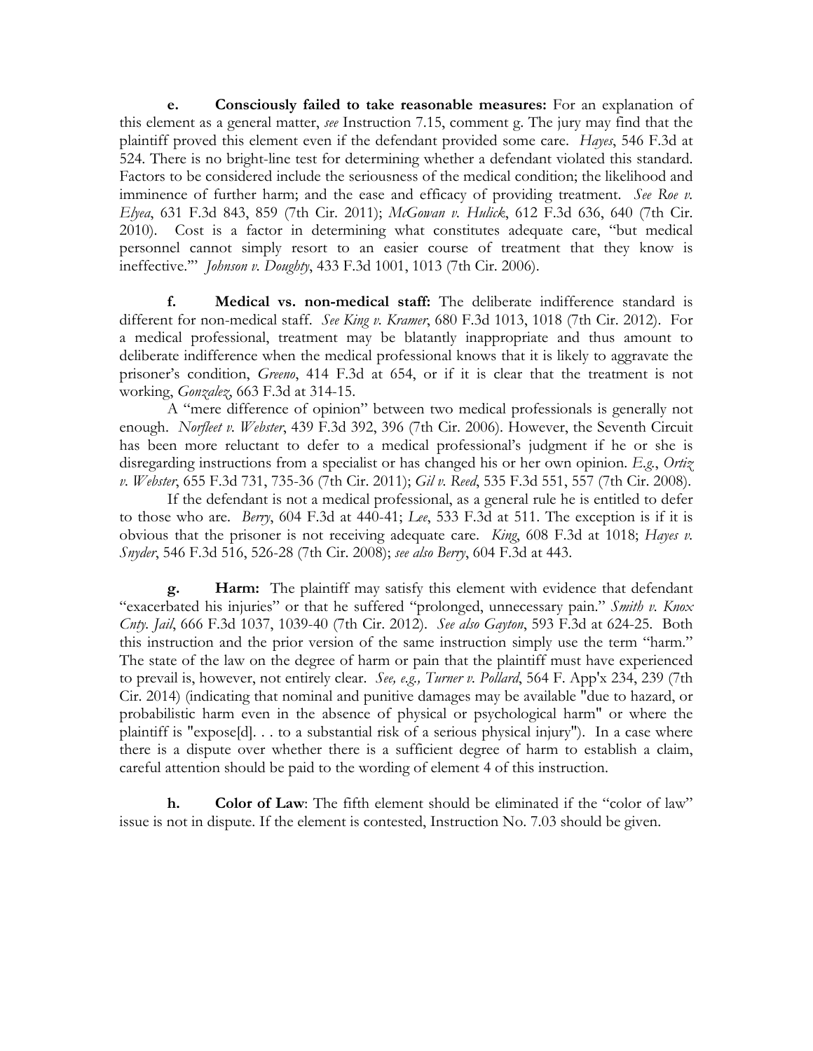**e. Consciously failed to take reasonable measures:** For an explanation of this element as a general matter, *see* Instruction 7.15, comment g. The jury may find that the plaintiff proved this element even if the defendant provided some care. *Hayes*, 546 F.3d at 524. There is no bright-line test for determining whether a defendant violated this standard. Factors to be considered include the seriousness of the medical condition; the likelihood and imminence of further harm; and the ease and efficacy of providing treatment. *See Roe v. Elyea*, 631 F.3d 843, 859 (7th Cir. 2011); *McGowan v. Hulick*, 612 F.3d 636, 640 (7th Cir. 2010). Cost is a factor in determining what constitutes adequate care, "but medical personnel cannot simply resort to an easier course of treatment that they know is ineffective.'" *Johnson v. Doughty*, 433 F.3d 1001, 1013 (7th Cir. 2006).

**f. Medical vs. non-medical staff:** The deliberate indifference standard is different for non-medical staff. *See King v. Kramer*, 680 F.3d 1013, 1018 (7th Cir. 2012). For a medical professional, treatment may be blatantly inappropriate and thus amount to deliberate indifference when the medical professional knows that it is likely to aggravate the prisoner's condition, *Greeno*, 414 F.3d at 654, or if it is clear that the treatment is not working, *Gonzalez*, 663 F.3d at 314-15.

A "mere difference of opinion" between two medical professionals is generally not enough. *Norfleet v. Webster*, 439 F.3d 392, 396 (7th Cir. 2006). However, the Seventh Circuit has been more reluctant to defer to a medical professional's judgment if he or she is disregarding instructions from a specialist or has changed his or her own opinion. *E.g.*, *Ortiz v. Webster*, 655 F.3d 731, 735-36 (7th Cir. 2011); *Gil v. Reed*, 535 F.3d 551, 557 (7th Cir. 2008).

If the defendant is not a medical professional, as a general rule he is entitled to defer to those who are. *Berry*, 604 F.3d at 440-41; *Lee*, 533 F.3d at 511. The exception is if it is obvious that the prisoner is not receiving adequate care. *King*, 608 F.3d at 1018; *Hayes v. Snyder*, 546 F.3d 516, 526-28 (7th Cir. 2008); *see also Berry*, 604 F.3d at 443.

**g. Harm:** The plaintiff may satisfy this element with evidence that defendant "exacerbated his injuries" or that he suffered "prolonged, unnecessary pain." *Smith v. Knox Cnty. Jail*, 666 F.3d 1037, 1039-40 (7th Cir. 2012). *See also Gayton*, 593 F.3d at 624-25. Both this instruction and the prior version of the same instruction simply use the term "harm." The state of the law on the degree of harm or pain that the plaintiff must have experienced to prevail is, however, not entirely clear. *See, e.g., Turner v. Pollard*, 564 F. App'x 234, 239 (7th Cir. 2014) (indicating that nominal and punitive damages may be available "due to hazard, or probabilistic harm even in the absence of physical or psychological harm" or where the plaintiff is "expose[d]. . . to a substantial risk of a serious physical injury"). In a case where there is a dispute over whether there is a sufficient degree of harm to establish a claim, careful attention should be paid to the wording of element 4 of this instruction.

**h. Color of Law**: The fifth element should be eliminated if the "color of law" issue is not in dispute. If the element is contested, Instruction No. 7.03 should be given.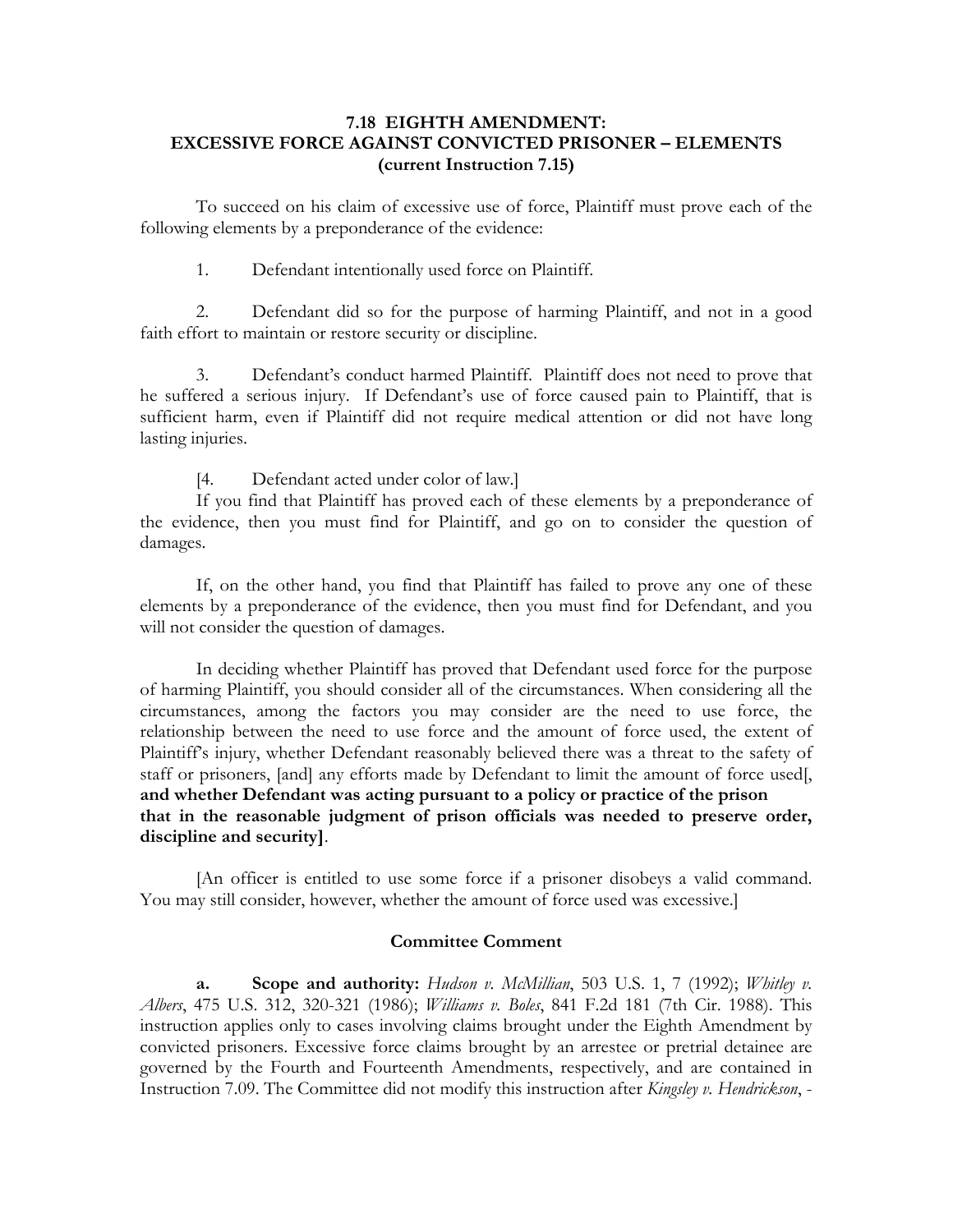### 7.18 EIGHTH AMENDMENT: EXCESSIVE FORCE AGAINST CONVICTED PRISONER – ELEMENTS (current Instruction 7.15)

To succeed on his claim of excessive use of force, Plaintiff must prove each of the following elements by a preponderance of the evidence:

1. Defendant intentionally used force on Plaintiff.

2. Defendant did so for the purpose of harming Plaintiff, and not in a good faith effort to maintain or restore security or discipline.

3. Defendant's conduct harmed Plaintiff. Plaintiff does not need to prove that he suffered a serious injury. If Defendant's use of force caused pain to Plaintiff, that is sufficient harm, even if Plaintiff did not require medical attention or did not have long lasting injuries.

[4. Defendant acted under color of law.]

If you find that Plaintiff has proved each of these elements by a preponderance of the evidence, then you must find for Plaintiff, and go on to consider the question of damages.

If, on the other hand, you find that Plaintiff has failed to prove any one of these elements by a preponderance of the evidence, then you must find for Defendant, and you will not consider the question of damages.

In deciding whether Plaintiff has proved that Defendant used force for the purpose of harming Plaintiff, you should consider all of the circumstances. When considering all the circumstances, among the factors you may consider are the need to use force, the relationship between the need to use force and the amount of force used, the extent of Plaintiff's injury, whether Defendant reasonably believed there was a threat to the safety of staff or prisoners, [and] any efforts made by Defendant to limit the amount of force used[, **and whether Defendant was acting pursuant to a policy or practice of the prison that in the reasonable judgment of prison officials was needed to preserve order, discipline and security]**.

[An officer is entitled to use some force if a prisoner disobeys a valid command. You may still consider, however, whether the amount of force used was excessive.]

#### Committee Comment

a. **Scope and authority:** *Hudson v. McMillian*, 503 U.S. 1, 7 (1992); *Whitley v. Albers*, 475 U.S. 312, 320-321 (1986); *Williams v. Boles*, 841 F.2d 181 (7th Cir. 1988). This instruction applies only to cases involving claims brought under the Eighth Amendment by convicted prisoners. Excessive force claims brought by an arrestee or pretrial detainee are governed by the Fourth and Fourteenth Amendments, respectively, and are contained in Instruction 7.09. The Committee did not modify this instruction after *Kingsley v. Hendrickson*, -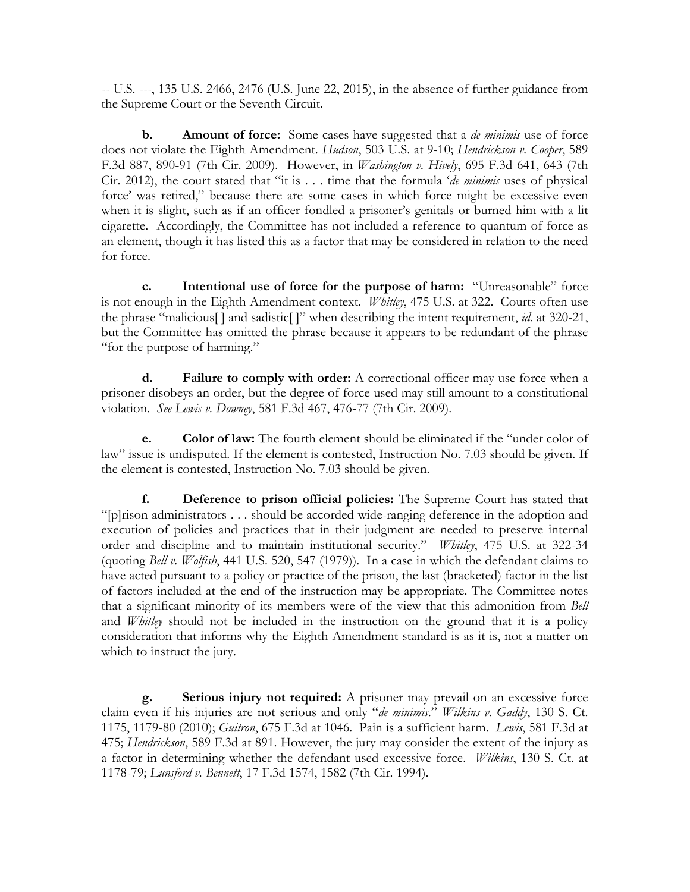-- U.S. ---, 135 U.S. 2466, 2476 (U.S. June 22, 2015), in the absence of further guidance from the Supreme Court or the Seventh Circuit.

**b. Amount of force:** Some cases have suggested that a *de minimis* use of force does not violate the Eighth Amendment. *Hudson*, 503 U.S. at 9-10; *Hendrickson v. Cooper*, 589 F.3d 887, 890-91 (7th Cir. 2009). However, in *Washington v. Hively*, 695 F.3d 641, 643 (7th Cir. 2012), the court stated that "it is . . . time that the formula '*de minimis* uses of physical force' was retired," because there are some cases in which force might be excessive even when it is slight, such as if an officer fondled a prisoner's genitals or burned him with a lit cigarette. Accordingly, the Committee has not included a reference to quantum of force as an element, though it has listed this as a factor that may be considered in relation to the need for force.

**c. Intentional use of force for the purpose of harm:** "Unreasonable" force is not enough in the Eighth Amendment context. *Whitley*, 475 U.S. at 322. Courts often use the phrase "malicious[ ] and sadistic[ ]" when describing the intent requirement, *id.* at 320-21, but the Committee has omitted the phrase because it appears to be redundant of the phrase "for the purpose of harming."

**d. Failure to comply with order:** A correctional officer may use force when a prisoner disobeys an order, but the degree of force used may still amount to a constitutional violation. *See Lewis v. Downey*, 581 F.3d 467, 476-77 (7th Cir. 2009).

**e. Color of law:** The fourth element should be eliminated if the "under color of law" issue is undisputed. If the element is contested, Instruction No. 7.03 should be given. If the element is contested, Instruction No. 7.03 should be given.

**f. Deference to prison official policies:** The Supreme Court has stated that "[p]rison administrators . . . should be accorded wide-ranging deference in the adoption and execution of policies and practices that in their judgment are needed to preserve internal order and discipline and to maintain institutional security." *Whitley*, 475 U.S. at 322-34 (quoting *Bell v. Wolfish*, 441 U.S. 520, 547 (1979)). In a case in which the defendant claims to have acted pursuant to a policy or practice of the prison, the last (bracketed) factor in the list of factors included at the end of the instruction may be appropriate. The Committee notes that a significant minority of its members were of the view that this admonition from *Bell* and *Whitley* should not be included in the instruction on the ground that it is a policy consideration that informs why the Eighth Amendment standard is as it is, not a matter on which to instruct the jury.

**g. Serious injury not required:** A prisoner may prevail on an excessive force claim even if his injuries are not serious and only "*de minimis*." *Wilkins v. Gaddy*, 130 S. Ct. 1175, 1179-80 (2010); *Guitron*, 675 F.3d at 1046. Pain is a sufficient harm. *Lewis*, 581 F.3d at 475; *Hendrickson*, 589 F.3d at 891. However, the jury may consider the extent of the injury as a factor in determining whether the defendant used excessive force. *Wilkins*, 130 S. Ct. at 1178-79; *Lunsford v. Bennett*, 17 F.3d 1574, 1582 (7th Cir. 1994).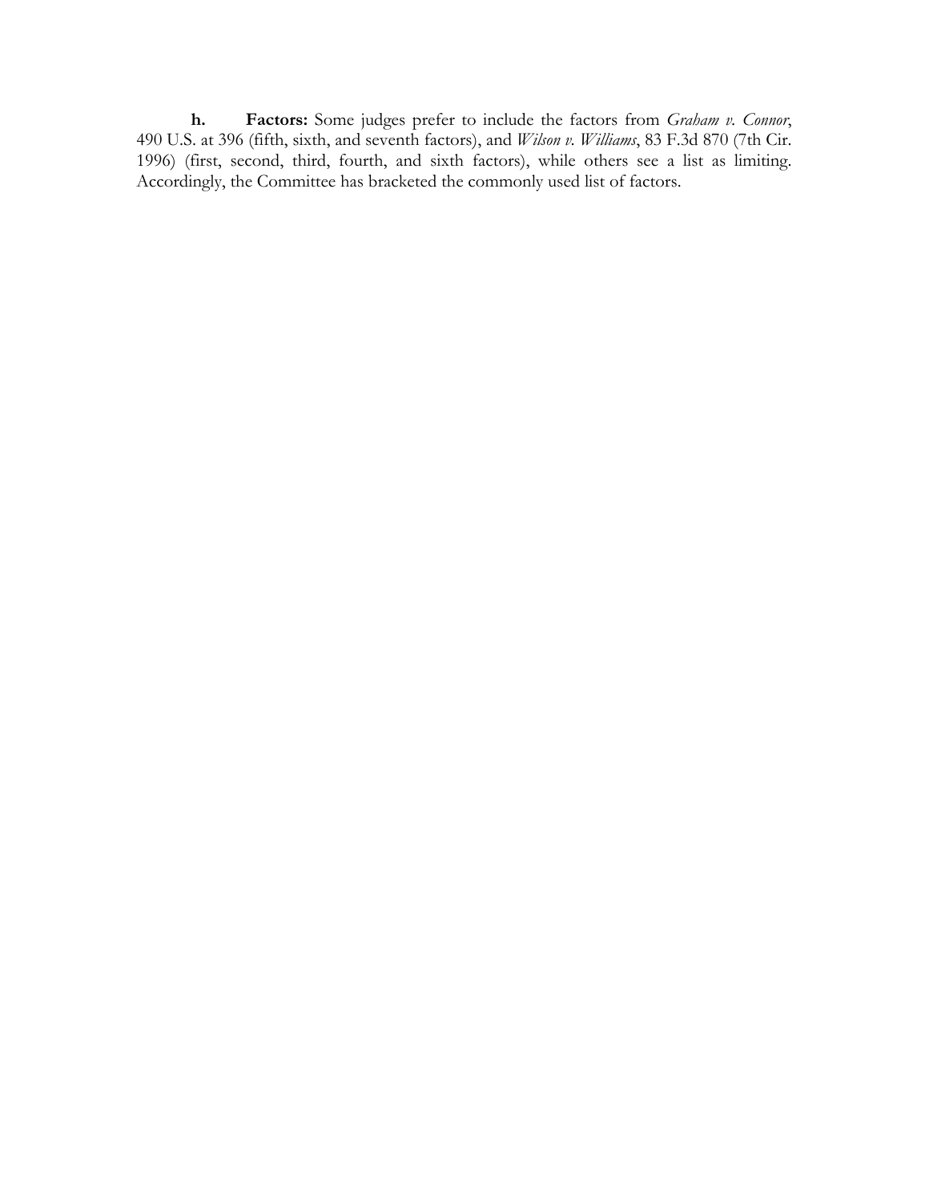**h. Factors:** Some judges prefer to include the factors from *Graham v. Connor*, 490 U.S. at 396 (fifth, sixth, and seventh factors), and *Wilson v. Williams*, 83 F.3d 870 (7th Cir. 1996) (first, second, third, fourth, and sixth factors), while others see a list as limiting. Accordingly, the Committee has bracketed the commonly used list of factors.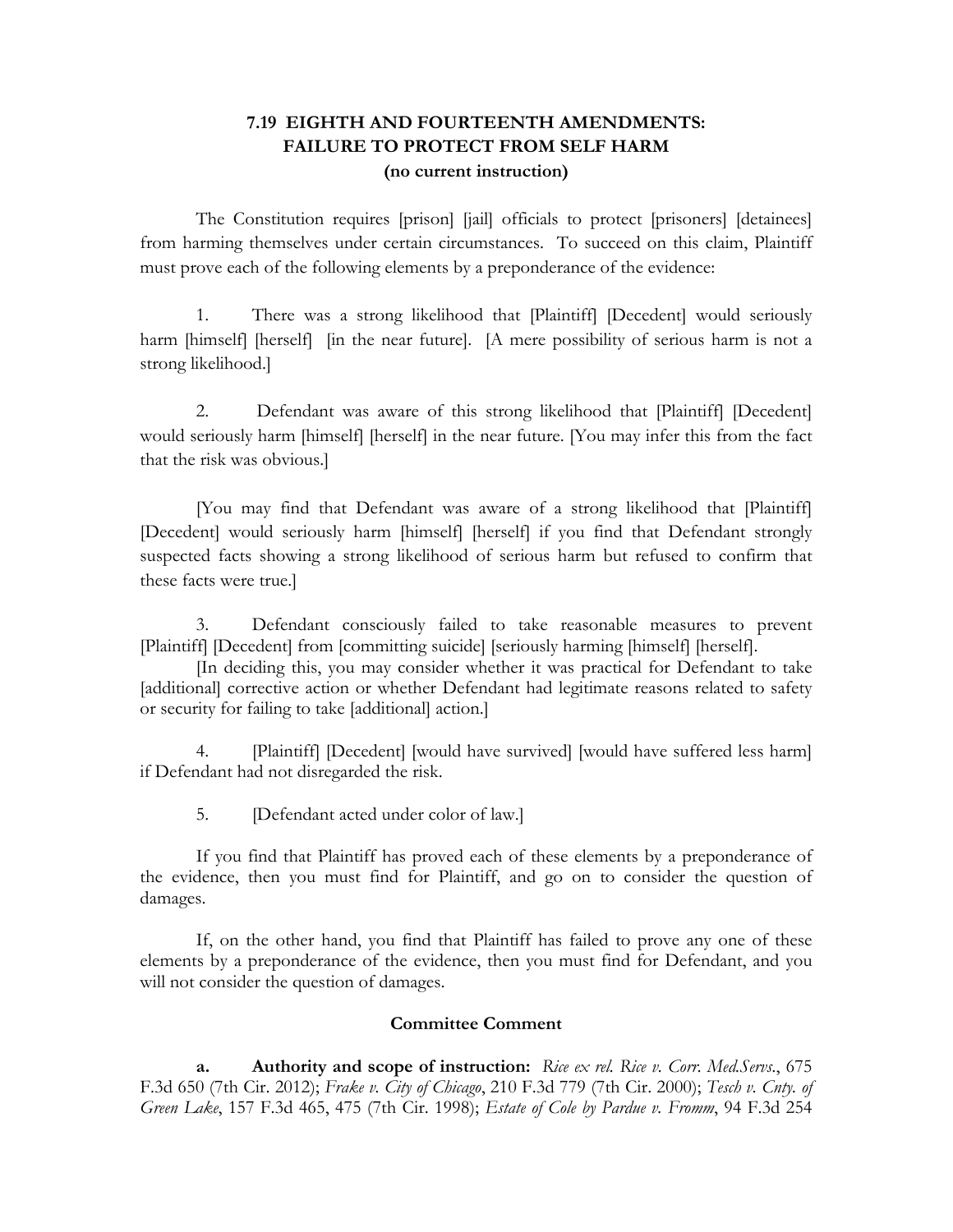## 7.19 EIGHTH AND FOURTEENTH AMENDMENTS: FAILURE TO PROTECT FROM SELF HARM
**(no current instruction)**

The Constitution requires [prison] [jail] officials to protect [prisoners] [detainees] from harming themselves under certain circumstances. To succeed on this claim, Plaintiff must prove each of the following elements by a preponderance of the evidence:

1. There was a strong likelihood that [Plaintiff] [Decedent] would seriously harm [himself] [herself] [in the near future]. [A mere possibility of serious harm is not a strong likelihood.]

2. Defendant was aware of this strong likelihood that [Plaintiff] [Decedent] would seriously harm [himself] [herself] in the near future. [You may infer this from the fact that the risk was obvious.]

[You may find that Defendant was aware of a strong likelihood that [Plaintiff] [Decedent] would seriously harm [himself] [herself] if you find that Defendant strongly suspected facts showing a strong likelihood of serious harm but refused to confirm that these facts were true.]

3. Defendant consciously failed to take reasonable measures to prevent [Plaintiff] [Decedent] from [committing suicide] [seriously harming [himself] [herself].

[In deciding this, you may consider whether it was practical for Defendant to take [additional] corrective action or whether Defendant had legitimate reasons related to safety or security for failing to take [additional] action.]

4. [Plaintiff] [Decedent] [would have survived] [would have suffered less harm] if Defendant had not disregarded the risk.

5. [Defendant acted under color of law.]

If you find that Plaintiff has proved each of these elements by a preponderance of the evidence, then you must find for Plaintiff, and go on to consider the question of damages.

If, on the other hand, you find that Plaintiff has failed to prove any one of these elements by a preponderance of the evidence, then you must find for Defendant, and you will not consider the question of damages.

### Committee Comment

**a. Authority and scope of instruction:** *Rice ex rel. Rice v. Corr. Med.Servs.*, 675 F.3d 650 (7th Cir. 2012); *Frake v. City of Chicago*, 210 F.3d 779 (7th Cir. 2000); *Tesch v. Cnty. of Green Lake*, 157 F.3d 465, 475 (7th Cir. 1998); *Estate of Cole by Pardue v. Fromm*, 94 F.3d 254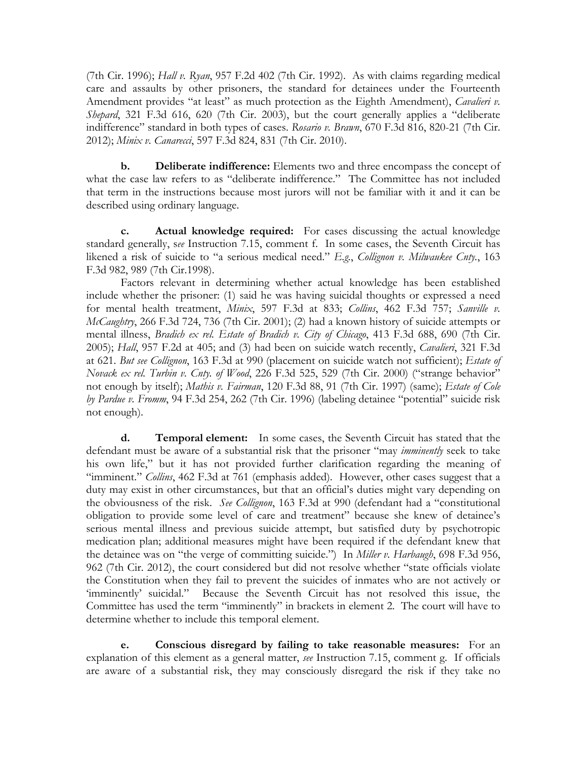(7th Cir. 1996); *Hall v. Ryan*, 957 F.2d 402 (7th Cir. 1992). As with claims regarding medical care and assaults by other prisoners, the standard for detainees under the Fourteenth Amendment provides "at least" as much protection as the Eighth Amendment), *Cavalieri v. Shepard*, 321 F.3d 616, 620 (7th Cir. 2003), but the court generally applies a "deliberate indifference" standard in both types of cases. *Rosario v. Brawn*, 670 F.3d 816, 820-21 (7th Cir. 2012); *Minix v. Canarecci*, 597 F.3d 824, 831 (7th Cir. 2010).

**b. Deliberate indifference:** Elements two and three encompass the concept of what the case law refers to as "deliberate indifference." The Committee has not included that term in the instructions because most jurors will not be familiar with it and it can be described using ordinary language.

**c. Actual knowledge required:** For cases discussing the actual knowledge standard generally, *see* Instruction 7.15, comment f. In some cases, the Seventh Circuit has likened a risk of suicide to "a serious medical need." *E.g.*, *Collignon v. Milwaukee Cnty.*, 163 F.3d 982, 989 (7th Cir.1998).

Factors relevant in determining whether actual knowledge has been established include whether the prisoner: (1) said he was having suicidal thoughts or expressed a need for mental health treatment, *Minix*, 597 F.3d at 833; *Collins*, 462 F.3d 757; *Sanville v. McCaughtry*, 266 F.3d 724, 736 (7th Cir. 2001); (2) had a known history of suicide attempts or mental illness, *Bradich ex rel. Estate of Bradich v. City of Chicago*, 413 F.3d 688, 690 (7th Cir. 2005); *Hall*, 957 F.2d at 405; and (3) had been on suicide watch recently, *Cavalieri*, 321 F.3d at 621. *But see Collignon*, 163 F.3d at 990 (placement on suicide watch not sufficient); *Estate of Novack ex rel. Turbin v. Cnty. of Wood*, 226 F.3d 525, 529 (7th Cir. 2000) ("strange behavior" not enough by itself); *Mathis v. Fairman*, 120 F.3d 88, 91 (7th Cir. 1997) (same); *Estate of Cole by Pardue v. Fromm*, 94 F.3d 254, 262 (7th Cir. 1996) (labeling detainee "potential" suicide risk not enough).

**d. Temporal element:** In some cases, the Seventh Circuit has stated that the defendant must be aware of a substantial risk that the prisoner "may *imminently* seek to take his own life," but it has not provided further clarification regarding the meaning of "imminent." *Collins*, 462 F.3d at 761 (emphasis added). However, other cases suggest that a duty may exist in other circumstances, but that an official's duties might vary depending on the obviousness of the risk. *See Collignon*, 163 F.3d at 990 (defendant had a "constitutional obligation to provide some level of care and treatment" because she knew of detainee's serious mental illness and previous suicide attempt, but satisfied duty by psychotropic medication plan; additional measures might have been required if the defendant knew that the detainee was on "the verge of committing suicide.") In *Miller v. Harbaugh*, 698 F.3d 956, 962 (7th Cir. 2012), the court considered but did not resolve whether "state officials violate the Constitution when they fail to prevent the suicides of inmates who are not actively or 'imminently' suicidal." Because the Seventh Circuit has not resolved this issue, the Committee has used the term "imminently" in brackets in element 2. The court will have to determine whether to include this temporal element.

**e. Conscious disregard by failing to take reasonable measures:** For an explanation of this element as a general matter, *see* Instruction 7.15, comment g. If officials are aware of a substantial risk, they may consciously disregard the risk if they take no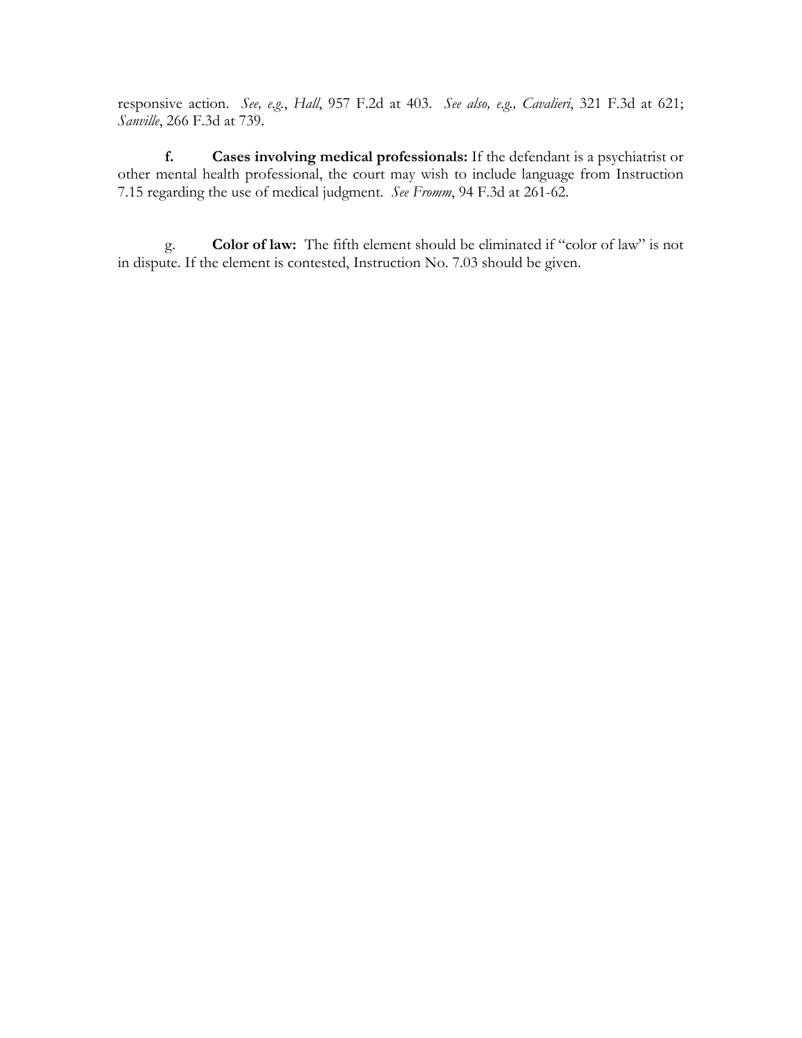responsive action. *See, e.g.*, *Hall*, 957 F.2d at 403. *See also, e.g., Cavalieri*, 321 F.3d at 621; *Sanville*, 266 F.3d at 739.

**f. Cases involving medical professionals:** If the defendant is a psychiatrist or other mental health professional, the court may wish to include language from Instruction 7.15 regarding the use of medical judgment. *See Fromm*, 94 F.3d at 261-62.

g. **Color of law:** The fifth element should be eliminated if "color of law" is not in dispute. If the element is contested, Instruction No. 7.03 should be given.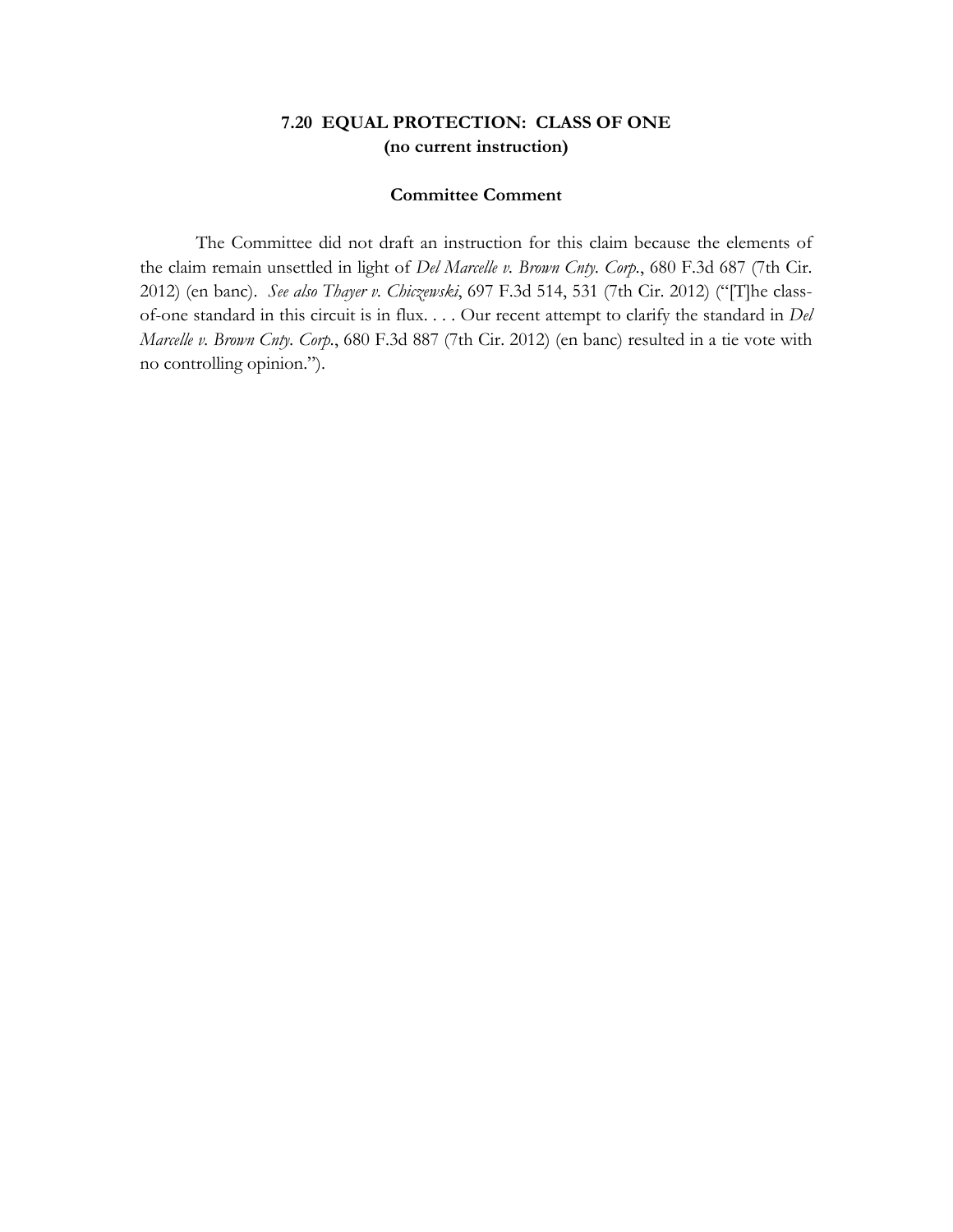## 7.20 EQUAL PROTECTION: CLASS OF ONE
**(no current instruction)**

### Committee Comment

The Committee did not draft an instruction for this claim because the elements of the claim remain unsettled in light of *Del Marcelle v. Brown Cnty. Corp.*, 680 F.3d 687 (7th Cir. 2012) (en banc). *See also Thayer v. Chiczewski*, 697 F.3d 514, 531 (7th Cir. 2012) ("[T]he class-of-one standard in this circuit is in flux. . . . Our recent attempt to clarify the standard in *Del Marcelle v. Brown Cnty. Corp.*, 680 F.3d 887 (7th Cir. 2012) (en banc) resulted in a tie vote with no controlling opinion.").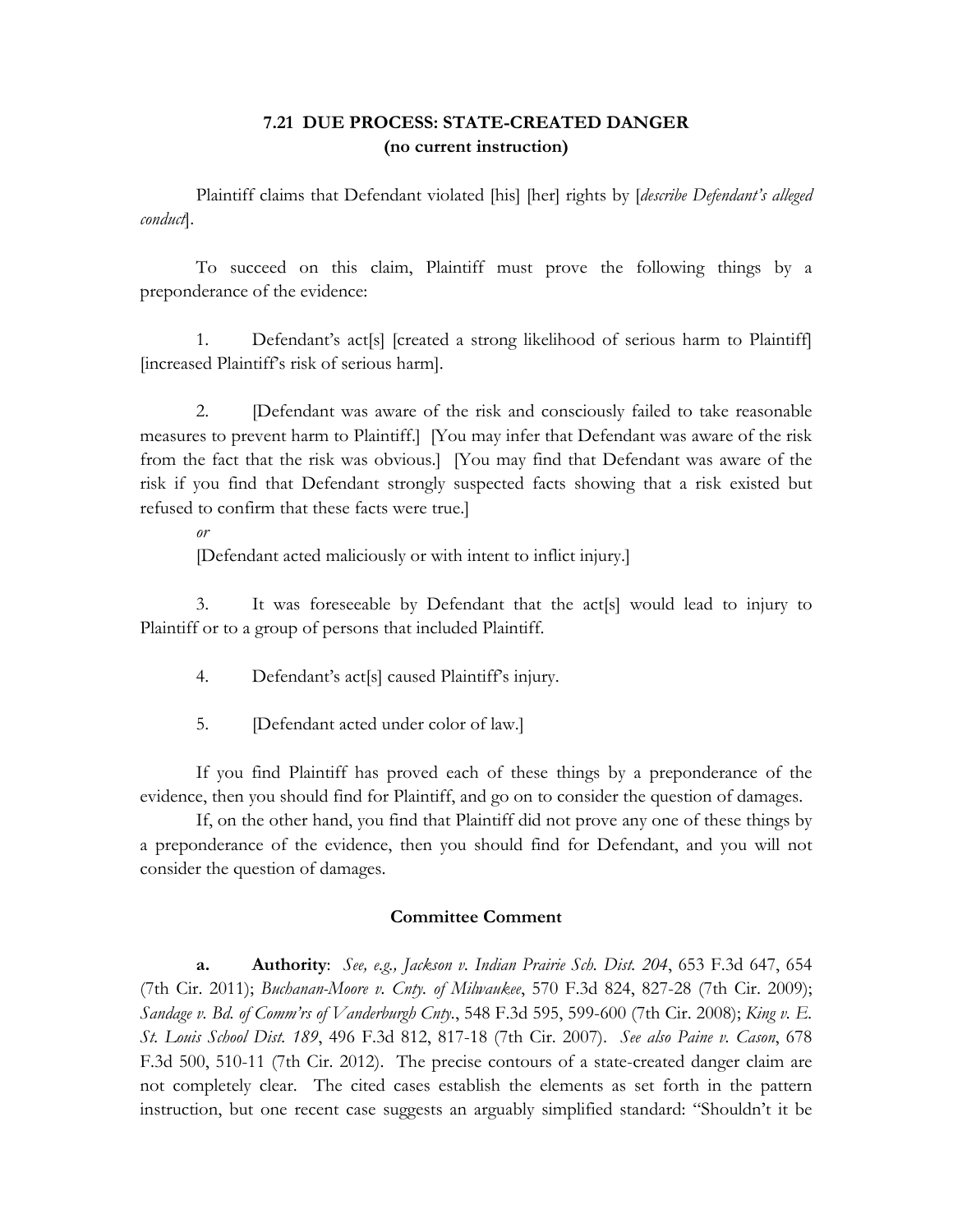## 7.21 DUE PROCESS: STATE-CREATED DANGER
**(no current instruction)**

Plaintiff claims that Defendant violated [his] [her] rights by [*describe Defendant's alleged conduct*].

To succeed on this claim, Plaintiff must prove the following things by a preponderance of the evidence:

1. Defendant's act[s] [created a strong likelihood of serious harm to Plaintiff] [increased Plaintiff's risk of serious harm].

2. [Defendant was aware of the risk and consciously failed to take reasonable measures to prevent harm to Plaintiff.] [You may infer that Defendant was aware of the risk from the fact that the risk was obvious.] [You may find that Defendant was aware of the risk if you find that Defendant strongly suspected facts showing that a risk existed but refused to confirm that these facts were true.]

   *or*

   [Defendant acted maliciously or with intent to inflict injury.]

3. It was foreseeable by Defendant that the act[s] would lead to injury to Plaintiff or to a group of persons that included Plaintiff.

4. Defendant's act[s] caused Plaintiff's injury.

5. [Defendant acted under color of law.]

If you find Plaintiff has proved each of these things by a preponderance of the evidence, then you should find for Plaintiff, and go on to consider the question of damages.

If, on the other hand, you find that Plaintiff did not prove any one of these things by a preponderance of the evidence, then you should find for Defendant, and you will not consider the question of damages.

### Committee Comment

**a. Authority**: *See, e.g., Jackson v. Indian Prairie Sch. Dist. 204*, 653 F.3d 647, 654 (7th Cir. 2011); *Buchanan-Moore v. Cnty. of Milwaukee*, 570 F.3d 824, 827-28 (7th Cir. 2009); *Sandage v. Bd. of Comm'rs of Vanderburgh Cnty.*, 548 F.3d 595, 599-600 (7th Cir. 2008); *King v. E. St. Louis School Dist. 189*, 496 F.3d 812, 817-18 (7th Cir. 2007). *See also Paine v. Cason*, 678 F.3d 500, 510-11 (7th Cir. 2012). The precise contours of a state-created danger claim are not completely clear. The cited cases establish the elements as set forth in the pattern instruction, but one recent case suggests an arguably simplified standard: "Shouldn't it be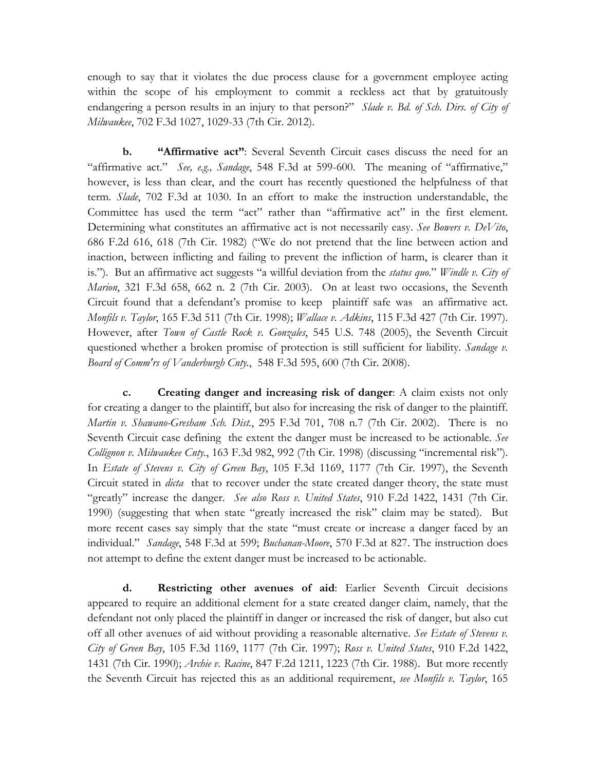enough to say that it violates the due process clause for a government employee acting within the scope of his employment to commit a reckless act that by gratuitously endangering a person results in an injury to that person?" *Slade v. Bd. of Sch. Dirs. of City of Milwaukee*, 702 F.3d 1027, 1029-33 (7th Cir. 2012).

**b. "Affirmative act"**: Several Seventh Circuit cases discuss the need for an "affirmative act." *See, e.g., Sandage*, 548 F.3d at 599-600. The meaning of "affirmative," however, is less than clear, and the court has recently questioned the helpfulness of that term. *Slade*, 702 F.3d at 1030. In an effort to make the instruction understandable, the Committee has used the term "act" rather than "affirmative act" in the first element. Determining what constitutes an affirmative act is not necessarily easy. *See Bowers v. DeVito*, 686 F.2d 616, 618 (7th Cir. 1982) ("We do not pretend that the line between action and inaction, between inflicting and failing to prevent the infliction of harm, is clearer than it is."). But an affirmative act suggests "a willful deviation from the *status quo*." *Windle v. City of Marion*, 321 F.3d 658, 662 n. 2 (7th Cir. 2003). On at least two occasions, the Seventh Circuit found that a defendant's promise to keep plaintiff safe was an affirmative act. *Monfils v. Taylor*, 165 F.3d 511 (7th Cir. 1998); *Wallace v. Adkins*, 115 F.3d 427 (7th Cir. 1997). However, after *Town of Castle Rock v. Gonzales*, 545 U.S. 748 (2005), the Seventh Circuit questioned whether a broken promise of protection is still sufficient for liability. *Sandage v. Board of Comm'rs of Vanderburgh Cnty.*, 548 F.3d 595, 600 (7th Cir. 2008).

**c. Creating danger and increasing risk of danger**: A claim exists not only for creating a danger to the plaintiff, but also for increasing the risk of danger to the plaintiff. *Martin v. Shawano-Gresham Sch. Dist.*, 295 F.3d 701, 708 n.7 (7th Cir. 2002). There is no Seventh Circuit case defining the extent the danger must be increased to be actionable. *See Collignon v. Milwaukee Cnty.*, 163 F.3d 982, 992 (7th Cir. 1998) (discussing "incremental risk"). In *Estate of Stevens v. City of Green Bay*, 105 F.3d 1169, 1177 (7th Cir. 1997), the Seventh Circuit stated in *dicta* that to recover under the state created danger theory, the state must "greatly" increase the danger. *See also Ross v. United States*, 910 F.2d 1422, 1431 (7th Cir. 1990) (suggesting that when state "greatly increased the risk" claim may be stated). But more recent cases say simply that the state "must create or increase a danger faced by an individual." *Sandage*, 548 F.3d at 599; *Buchanan-Moore*, 570 F.3d at 827. The instruction does not attempt to define the extent danger must be increased to be actionable.

**d. Restricting other avenues of aid**: Earlier Seventh Circuit decisions appeared to require an additional element for a state created danger claim, namely, that the defendant not only placed the plaintiff in danger or increased the risk of danger, but also cut off all other avenues of aid without providing a reasonable alternative. *See Estate of Stevens v. City of Green Bay*, 105 F.3d 1169, 1177 (7th Cir. 1997); *Ross v. United States*, 910 F.2d 1422, 1431 (7th Cir. 1990); *Archie v. Racine*, 847 F.2d 1211, 1223 (7th Cir. 1988). But more recently the Seventh Circuit has rejected this as an additional requirement, *see Monfils v. Taylor*, 165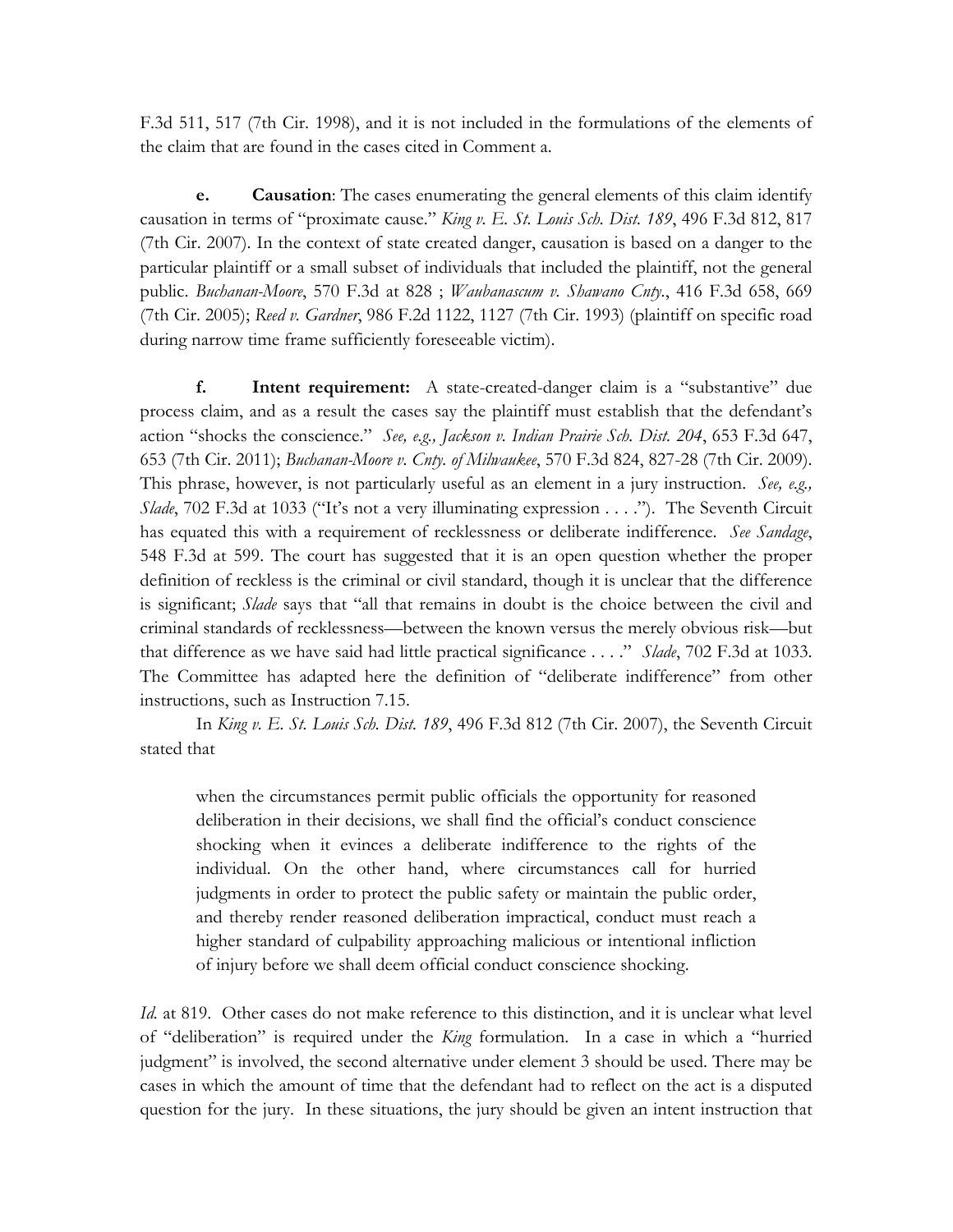F.3d 511, 517 (7th Cir. 1998), and it is not included in the formulations of the elements of the claim that are found in the cases cited in Comment a.

**e. Causation**: The cases enumerating the general elements of this claim identify causation in terms of "proximate cause." *King v. E. St. Louis Sch. Dist. 189*, 496 F.3d 812, 817 (7th Cir. 2007). In the context of state created danger, causation is based on a danger to the particular plaintiff or a small subset of individuals that included the plaintiff, not the general public. *Buchanan-Moore*, 570 F.3d at 828 ; *Waubanascum v. Shawano Cnty.*, 416 F.3d 658, 669 (7th Cir. 2005); *Reed v. Gardner*, 986 F.2d 1122, 1127 (7th Cir. 1993) (plaintiff on specific road during narrow time frame sufficiently foreseeable victim).

**f. Intent requirement:** A state-created-danger claim is a "substantive" due process claim, and as a result the cases say the plaintiff must establish that the defendant's action "shocks the conscience." *See, e.g., Jackson v. Indian Prairie Sch. Dist. 204*, 653 F.3d 647, 653 (7th Cir. 2011); *Buchanan-Moore v. Cnty. of Milwaukee*, 570 F.3d 824, 827-28 (7th Cir. 2009). This phrase, however, is not particularly useful as an element in a jury instruction. *See, e.g., Slade*, 702 F.3d at 1033 ("It's not a very illuminating expression . . . ."). The Seventh Circuit has equated this with a requirement of recklessness or deliberate indifference. *See Sandage*, 548 F.3d at 599. The court has suggested that it is an open question whether the proper definition of reckless is the criminal or civil standard, though it is unclear that the difference is significant; *Slade* says that "all that remains in doubt is the choice between the civil and criminal standards of recklessness—between the known versus the merely obvious risk—but that difference as we have said had little practical significance . . . ." *Slade*, 702 F.3d at 1033. The Committee has adapted here the definition of "deliberate indifference" from other instructions, such as Instruction 7.15.

In *King v. E. St. Louis Sch. Dist. 189*, 496 F.3d 812 (7th Cir. 2007), the Seventh Circuit stated that

> when the circumstances permit public officials the opportunity for reasoned deliberation in their decisions, we shall find the official's conduct conscience shocking when it evinces a deliberate indifference to the rights of the individual. On the other hand, where circumstances call for hurried judgments in order to protect the public safety or maintain the public order, and thereby render reasoned deliberation impractical, conduct must reach a higher standard of culpability approaching malicious or intentional infliction of injury before we shall deem official conduct conscience shocking.

*Id.* at 819. Other cases do not make reference to this distinction, and it is unclear what level of "deliberation" is required under the *King* formulation. In a case in which a "hurried judgment" is involved, the second alternative under element 3 should be used. There may be cases in which the amount of time that the defendant had to reflect on the act is a disputed question for the jury. In these situations, the jury should be given an intent instruction that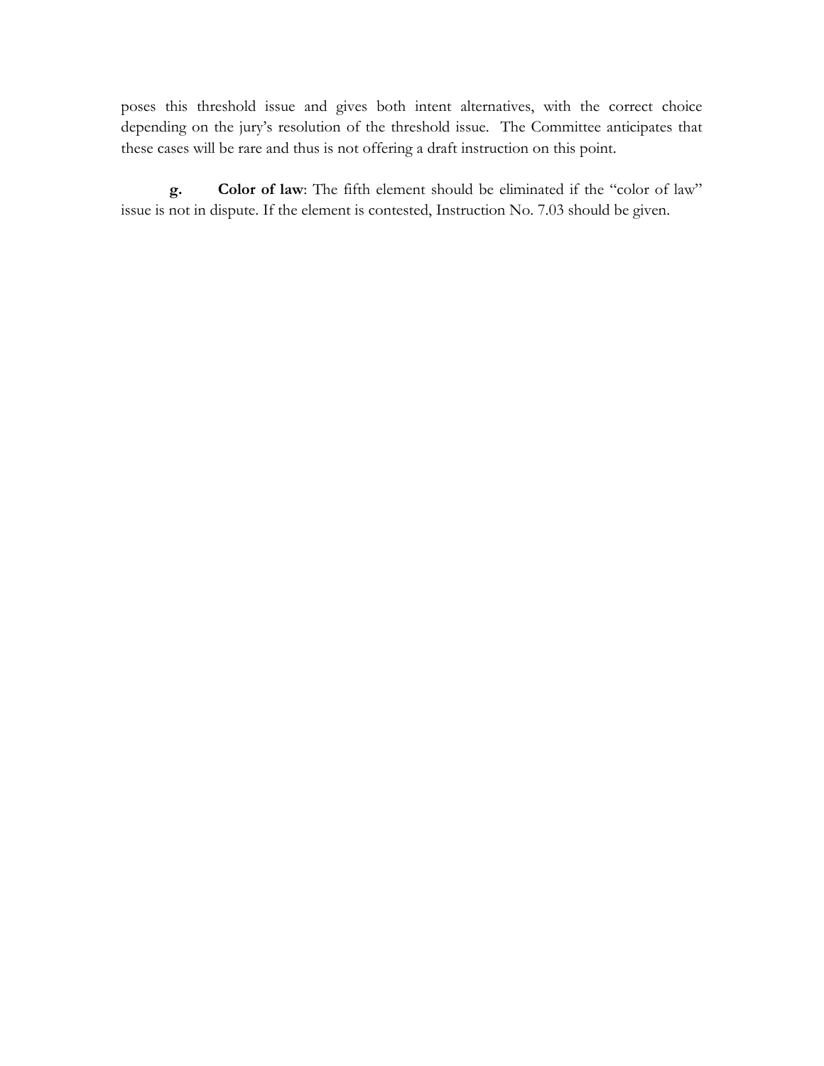poses this threshold issue and gives both intent alternatives, with the correct choice depending on the jury's resolution of the threshold issue. The Committee anticipates that these cases will be rare and thus is not offering a draft instruction on this point.

**g. Color of law**: The fifth element should be eliminated if the "color of law" issue is not in dispute. If the element is contested, Instruction No. 7.03 should be given.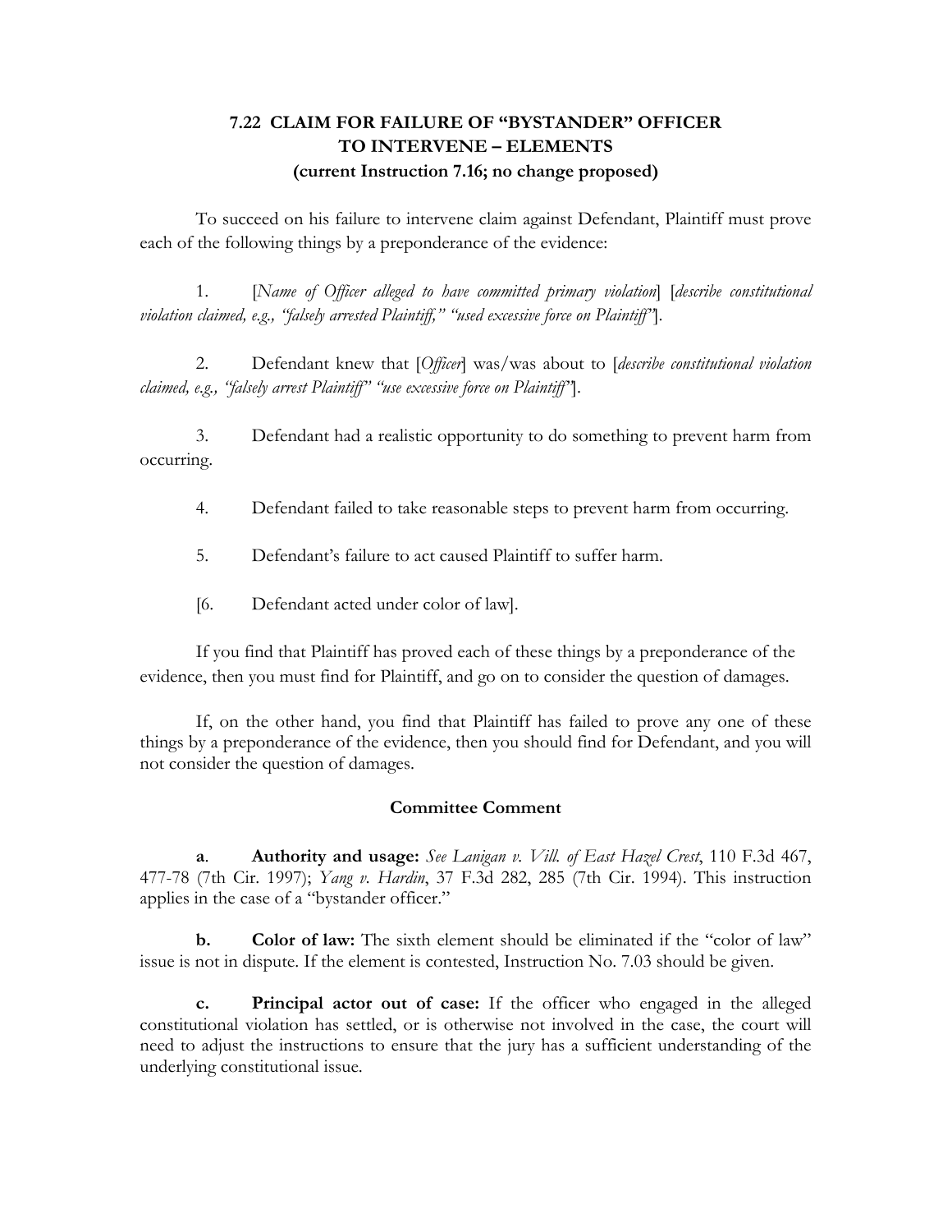# 7.22 CLAIM FOR FAILURE OF "BYSTANDER" OFFICER TO INTERVENE – ELEMENTS
**(current Instruction 7.16; no change proposed)**

To succeed on his failure to intervene claim against Defendant, Plaintiff must prove each of the following things by a preponderance of the evidence:

1. [*Name of Officer alleged to have committed primary violation*] [*describe constitutional violation claimed, e.g., "falsely arrested Plaintiff," "used excessive force on Plaintiff"*].

2. Defendant knew that [*Officer*] was/was about to [*describe constitutional violation claimed, e.g., "falsely arrest Plaintiff" "use excessive force on Plaintiff"*].

3. Defendant had a realistic opportunity to do something to prevent harm from occurring.

4. Defendant failed to take reasonable steps to prevent harm from occurring.

5. Defendant's failure to act caused Plaintiff to suffer harm.

[6. Defendant acted under color of law].

If you find that Plaintiff has proved each of these things by a preponderance of the evidence, then you must find for Plaintiff, and go on to consider the question of damages.

If, on the other hand, you find that Plaintiff has failed to prove any one of these things by a preponderance of the evidence, then you should find for Defendant, and you will not consider the question of damages.

## Committee Comment

**a**. **Authority and usage:** *See Lanigan v. Vill. of East Hazel Crest*, 110 F.3d 467, 477-78 (7th Cir. 1997); *Yang v. Hardin*, 37 F.3d 282, 285 (7th Cir. 1994). This instruction applies in the case of a "bystander officer."

**b.** **Color of law:** The sixth element should be eliminated if the "color of law" issue is not in dispute. If the element is contested, Instruction No. 7.03 should be given.

**c.** **Principal actor out of case:** If the officer who engaged in the alleged constitutional violation has settled, or is otherwise not involved in the case, the court will need to adjust the instructions to ensure that the jury has a sufficient understanding of the underlying constitutional issue.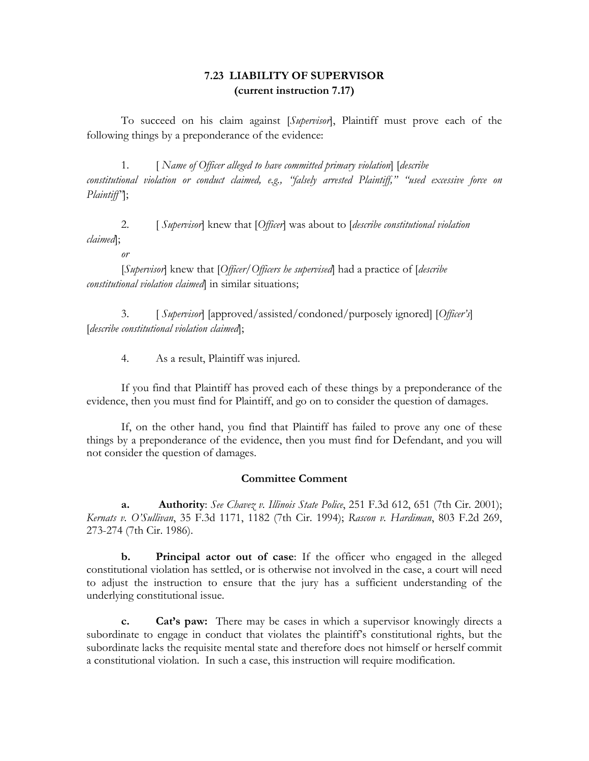## 7.23 LIABILITY OF SUPERVISOR
**(current instruction 7.17)**

To succeed on his claim against [*Supervisor*], Plaintiff must prove each of the following things by a preponderance of the evidence:

1. [ *Name of Officer alleged to have committed primary violation*] [*describe constitutional violation or conduct claimed, e.g., "falsely arrested Plaintiff," "used excessive force on Plaintiff"*];

2. [ *Supervisor*] knew that [*Officer*] was about to [*describe constitutional violation claimed*];

   *or*

   [*Supervisor*] knew that [*Officer/Officers he supervised*] had a practice of [*describe constitutional violation claimed*] in similar situations;

3. [ *Supervisor*] [approved/assisted/condoned/purposely ignored] [*Officer's*] [*describe constitutional violation claimed*];

4. As a result, Plaintiff was injured.

If you find that Plaintiff has proved each of these things by a preponderance of the evidence, then you must find for Plaintiff, and go on to consider the question of damages.

If, on the other hand, you find that Plaintiff has failed to prove any one of these things by a preponderance of the evidence, then you must find for Defendant, and you will not consider the question of damages.

### Committee Comment

**a. Authority**: *See Chavez v. Illinois State Police*, 251 F.3d 612, 651 (7th Cir. 2001); *Kernats v. O'Sullivan*, 35 F.3d 1171, 1182 (7th Cir. 1994); *Rascon v. Hardiman*, 803 F.2d 269, 273-274 (7th Cir. 1986).

**b. Principal actor out of case**: If the officer who engaged in the alleged constitutional violation has settled, or is otherwise not involved in the case, a court will need to adjust the instruction to ensure that the jury has a sufficient understanding of the underlying constitutional issue.

**c. Cat's paw:** There may be cases in which a supervisor knowingly directs a subordinate to engage in conduct that violates the plaintiff's constitutional rights, but the subordinate lacks the requisite mental state and therefore does not himself or herself commit a constitutional violation. In such a case, this instruction will require modification.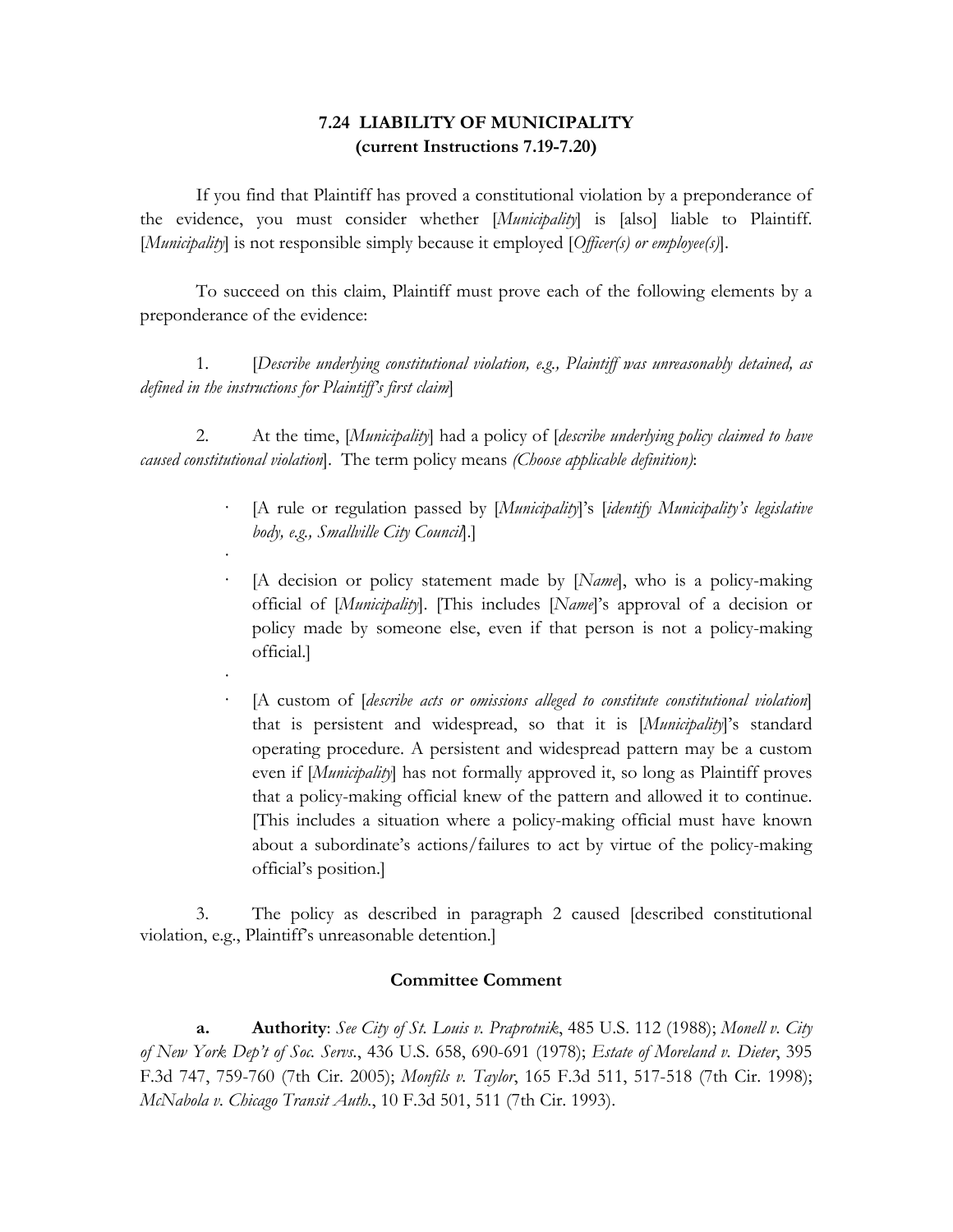## 7.24 LIABILITY OF MUNICIPALITY
**(current Instructions 7.19-7.20)**

If you find that Plaintiff has proved a constitutional violation by a preponderance of the evidence, you must consider whether [*Municipality*] is [also] liable to Plaintiff. [*Municipality*] is not responsible simply because it employed [*Officer(s) or employee(s)*].

To succeed on this claim, Plaintiff must prove each of the following elements by a preponderance of the evidence:

1. [*Describe underlying constitutional violation, e.g., Plaintiff was unreasonably detained, as defined in the instructions for Plaintiff's first claim*]

2. At the time, [*Municipality*] had a policy of [*describe underlying policy claimed to have caused constitutional violation*]. The term policy means *(Choose applicable definition)*:

   - [A rule or regulation passed by [*Municipality*]'s [*identify Municipality's legislative body, e.g., Smallville City Council*].]

   - [A decision or policy statement made by [*Name*], who is a policy-making official of [*Municipality*]. [This includes [*Name*]'s approval of a decision or policy made by someone else, even if that person is not a policy-making official.]

   - [A custom of [*describe acts or omissions alleged to constitute constitutional violation*] that is persistent and widespread, so that it is [*Municipality*]'s standard operating procedure. A persistent and widespread pattern may be a custom even if [*Municipality*] has not formally approved it, so long as Plaintiff proves that a policy-making official knew of the pattern and allowed it to continue. [This includes a situation where a policy-making official must have known about a subordinate's actions/failures to act by virtue of the policy-making official's position.]

3. The policy as described in paragraph 2 caused [described constitutional violation, e.g., Plaintiff's unreasonable detention.]

### Committee Comment

**a. Authority**: *See City of St. Louis v. Praprotnik*, 485 U.S. 112 (1988); *Monell v. City of New York Dep't of Soc. Servs.*, 436 U.S. 658, 690-691 (1978); *Estate of Moreland v. Dieter*, 395 F.3d 747, 759-760 (7th Cir. 2005); *Monfils v. Taylor*, 165 F.3d 511, 517-518 (7th Cir. 1998); *McNabola v. Chicago Transit Auth.*, 10 F.3d 501, 511 (7th Cir. 1993).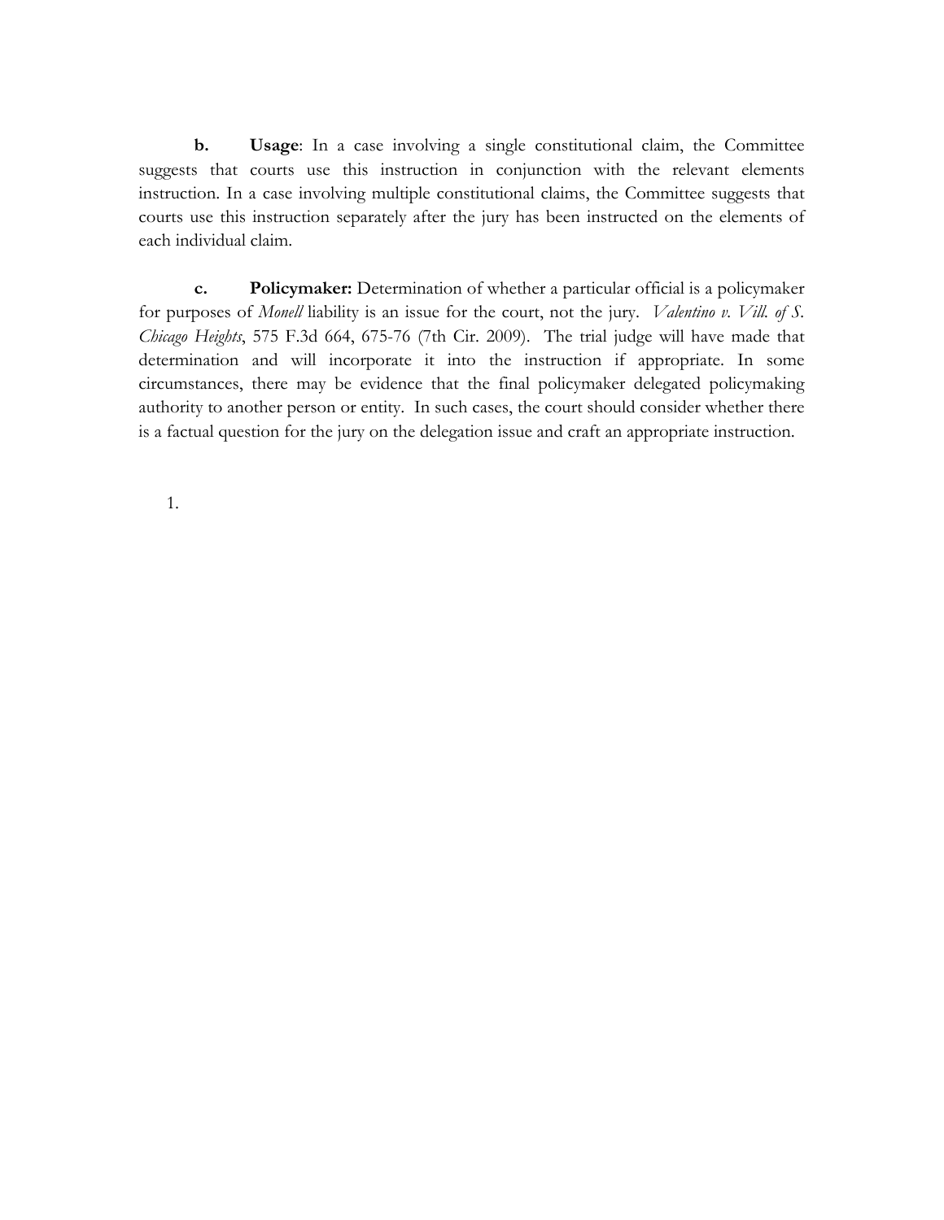**b.** **Usage**: In a case involving a single constitutional claim, the Committee suggests that courts use this instruction in conjunction with the relevant elements instruction. In a case involving multiple constitutional claims, the Committee suggests that courts use this instruction separately after the jury has been instructed on the elements of each individual claim.

**c.** **Policymaker:** Determination of whether a particular official is a policymaker for purposes of *Monell* liability is an issue for the court, not the jury. *Valentino v. Vill. of S. Chicago Heights*, 575 F.3d 664, 675-76 (7th Cir. 2009). The trial judge will have made that determination and will incorporate it into the instruction if appropriate. In some circumstances, there may be evidence that the final policymaker delegated policymaking authority to another person or entity. In such cases, the court should consider whether there is a factual question for the jury on the delegation issue and craft an appropriate instruction.

1.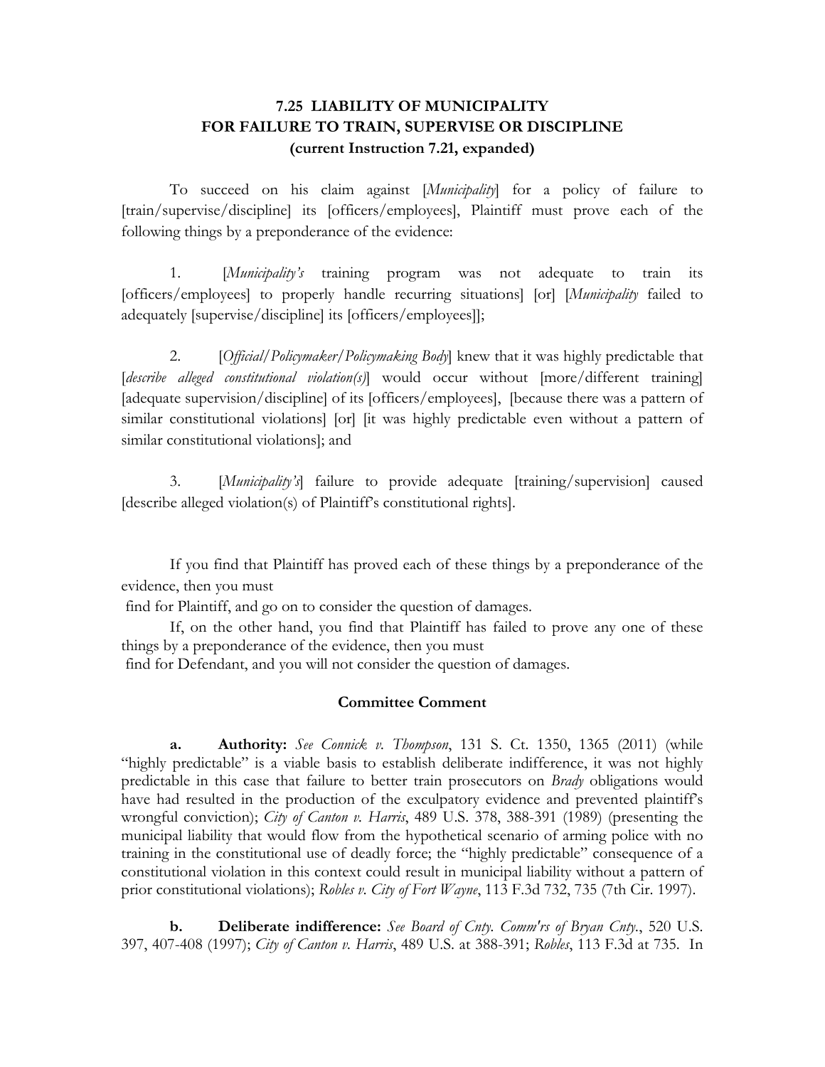## 7.25 LIABILITY OF MUNICIPALITY FOR FAILURE TO TRAIN, SUPERVISE OR DISCIPLINE (current Instruction 7.21, expanded)

To succeed on his claim against [*Municipality*] for a policy of failure to [train/supervise/discipline] its [officers/employees], Plaintiff must prove each of the following things by a preponderance of the evidence:

1. [*Municipality's* training program was not adequate to train its [officers/employees] to properly handle recurring situations] [or] [*Municipality* failed to adequately [supervise/discipline] its [officers/employees]];

2. [*Official/Policymaker/Policymaking Body*] knew that it was highly predictable that [*describe alleged constitutional violation(s)*] would occur without [more/different training] [adequate supervision/discipline] of its [officers/employees], [because there was a pattern of similar constitutional violations] [or] [it was highly predictable even without a pattern of similar constitutional violations]; and

3. [*Municipality's*] failure to provide adequate [training/supervision] caused [describe alleged violation(s) of Plaintiff's constitutional rights].

If you find that Plaintiff has proved each of these things by a preponderance of the evidence, then you must find for Plaintiff, and go on to consider the question of damages.

If, on the other hand, you find that Plaintiff has failed to prove any one of these things by a preponderance of the evidence, then you must find for Defendant, and you will not consider the question of damages.

### Committee Comment

**a. Authority:** *See Connick v. Thompson*, 131 S. Ct. 1350, 1365 (2011) (while "highly predictable" is a viable basis to establish deliberate indifference, it was not highly predictable in this case that failure to better train prosecutors on *Brady* obligations would have had resulted in the production of the exculpatory evidence and prevented plaintiff's wrongful conviction); *City of Canton v. Harris*, 489 U.S. 378, 388-391 (1989) (presenting the municipal liability that would flow from the hypothetical scenario of arming police with no training in the constitutional use of deadly force; the "highly predictable" consequence of a constitutional violation in this context could result in municipal liability without a pattern of prior constitutional violations); *Robles v. City of Fort Wayne*, 113 F.3d 732, 735 (7th Cir. 1997).

**b. Deliberate indifference:** *See Board of Cnty. Comm'rs of Bryan Cnty.*, 520 U.S. 397, 407-408 (1997); *City of Canton v. Harris*, 489 U.S. at 388-391; *Robles*, 113 F.3d at 735. In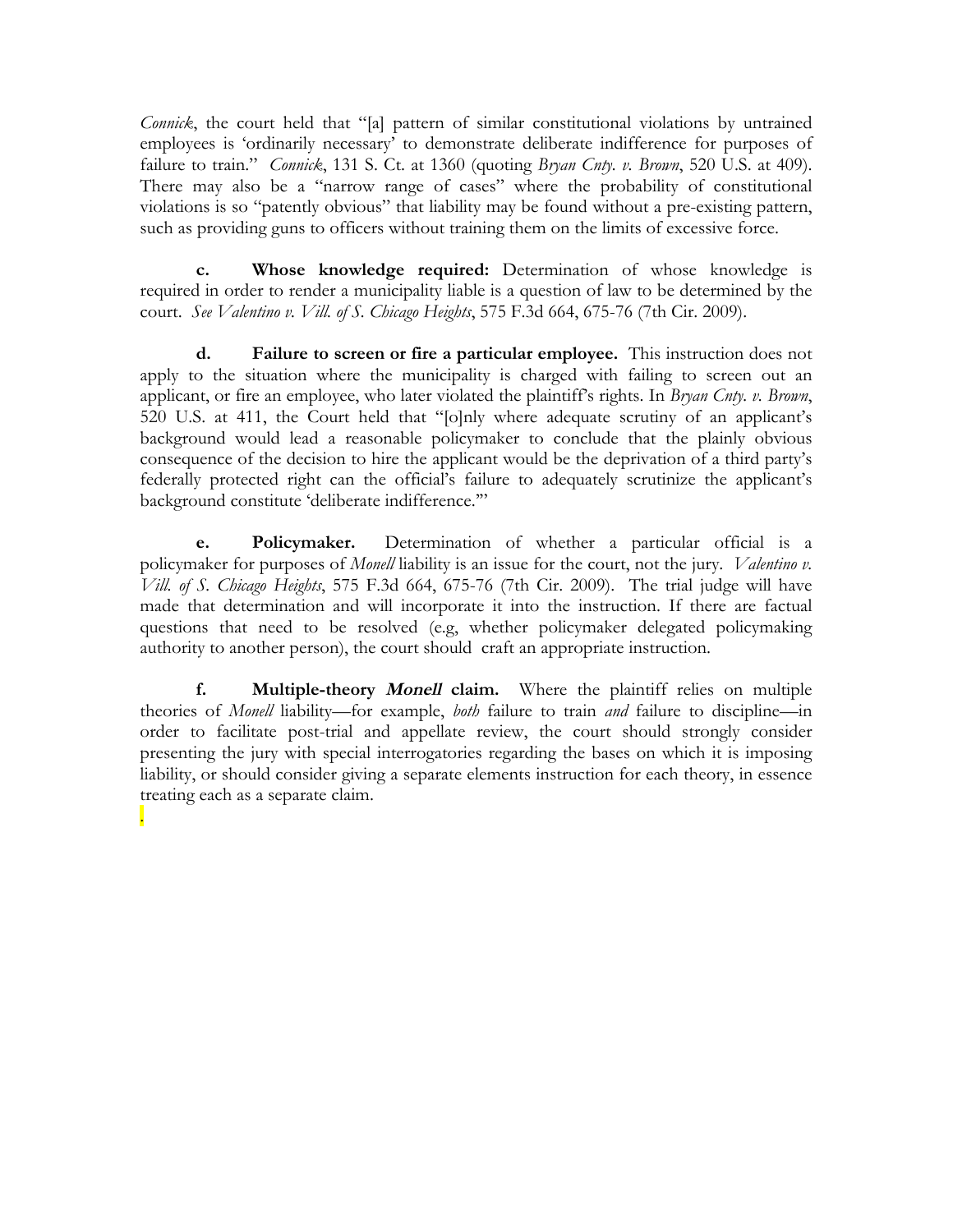*Connick*, the court held that "[a] pattern of similar constitutional violations by untrained employees is 'ordinarily necessary' to demonstrate deliberate indifference for purposes of failure to train." *Connick*, 131 S. Ct. at 1360 (quoting *Bryan Cnty. v. Brown*, 520 U.S. at 409). There may also be a "narrow range of cases" where the probability of constitutional violations is so "patently obvious" that liability may be found without a pre-existing pattern, such as providing guns to officers without training them on the limits of excessive force.

**c. Whose knowledge required:** Determination of whose knowledge is required in order to render a municipality liable is a question of law to be determined by the court. *See Valentino v. Vill. of S. Chicago Heights*, 575 F.3d 664, 675-76 (7th Cir. 2009).

**d. Failure to screen or fire a particular employee.** This instruction does not apply to the situation where the municipality is charged with failing to screen out an applicant, or fire an employee, who later violated the plaintiff's rights. In *Bryan Cnty. v. Brown*, 520 U.S. at 411, the Court held that "[o]nly where adequate scrutiny of an applicant's background would lead a reasonable policymaker to conclude that the plainly obvious consequence of the decision to hire the applicant would be the deprivation of a third party's federally protected right can the official's failure to adequately scrutinize the applicant's background constitute 'deliberate indifference.'"

**e. Policymaker.** Determination of whether a particular official is a policymaker for purposes of *Monell* liability is an issue for the court, not the jury. *Valentino v. Vill. of S. Chicago Heights*, 575 F.3d 664, 675-76 (7th Cir. 2009). The trial judge will have made that determination and will incorporate it into the instruction. If there are factual questions that need to be resolved (e.g, whether policymaker delegated policymaking authority to another person), the court should craft an appropriate instruction.

**f. Multiple-theory *Monell* claim.** Where the plaintiff relies on multiple theories of *Monell* liability—for example, *both* failure to train *and* failure to discipline—in order to facilitate post-trial and appellate review, the court should strongly consider presenting the jury with special interrogatories regarding the bases on which it is imposing liability, or should consider giving a separate elements instruction for each theory, in essence treating each as a separate claim.

.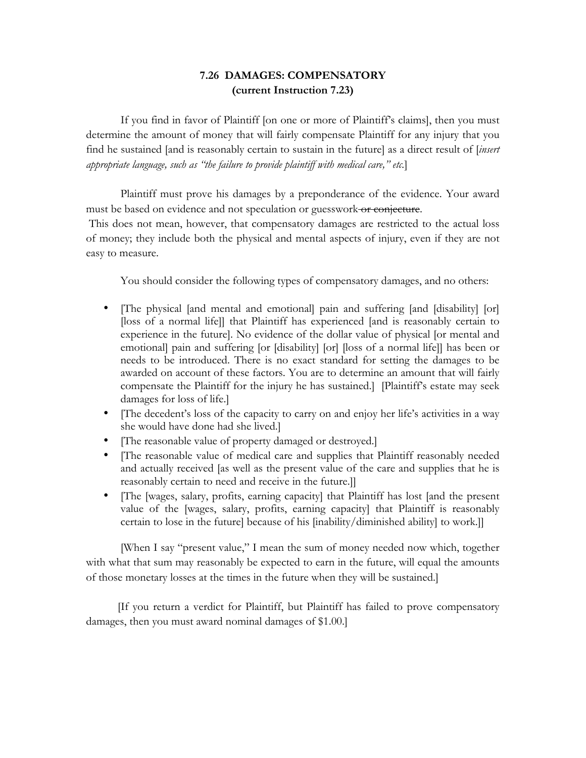### 7.26 DAMAGES: COMPENSATORY
### (current Instruction 7.23)

If you find in favor of Plaintiff [on one or more of Plaintiff's claims], then you must determine the amount of money that will fairly compensate Plaintiff for any injury that you find he sustained [and is reasonably certain to sustain in the future] as a direct result of [*insert appropriate language, such as "the failure to provide plaintiff with medical care," etc.*]

Plaintiff must prove his damages by a preponderance of the evidence. Your award must be based on evidence and not speculation or guesswork ~~or conjecture~~. This does not mean, however, that compensatory damages are restricted to the actual loss of money; they include both the physical and mental aspects of injury, even if they are not easy to measure.

You should consider the following types of compensatory damages, and no others:

- [The physical [and mental and emotional] pain and suffering [and [disability] [or] [loss of a normal life]] that Plaintiff has experienced [and is reasonably certain to experience in the future]. No evidence of the dollar value of physical [or mental and emotional] pain and suffering [or [disability] [or] [loss of a normal life]] has been or needs to be introduced. There is no exact standard for setting the damages to be awarded on account of these factors. You are to determine an amount that will fairly compensate the Plaintiff for the injury he has sustained.] [Plaintiff's estate may seek damages for loss of life.]
- [The decedent's loss of the capacity to carry on and enjoy her life's activities in a way she would have done had she lived.]
- [The reasonable value of property damaged or destroyed.]
- [The reasonable value of medical care and supplies that Plaintiff reasonably needed and actually received [as well as the present value of the care and supplies that he is reasonably certain to need and receive in the future.]]
- [The [wages, salary, profits, earning capacity] that Plaintiff has lost [and the present value of the [wages, salary, profits, earning capacity] that Plaintiff is reasonably certain to lose in the future] because of his [inability/diminished ability] to work.]]

[When I say "present value," I mean the sum of money needed now which, together with what that sum may reasonably be expected to earn in the future, will equal the amounts of those monetary losses at the times in the future when they will be sustained.]

[If you return a verdict for Plaintiff, but Plaintiff has failed to prove compensatory damages, then you must award nominal damages of $1.00.]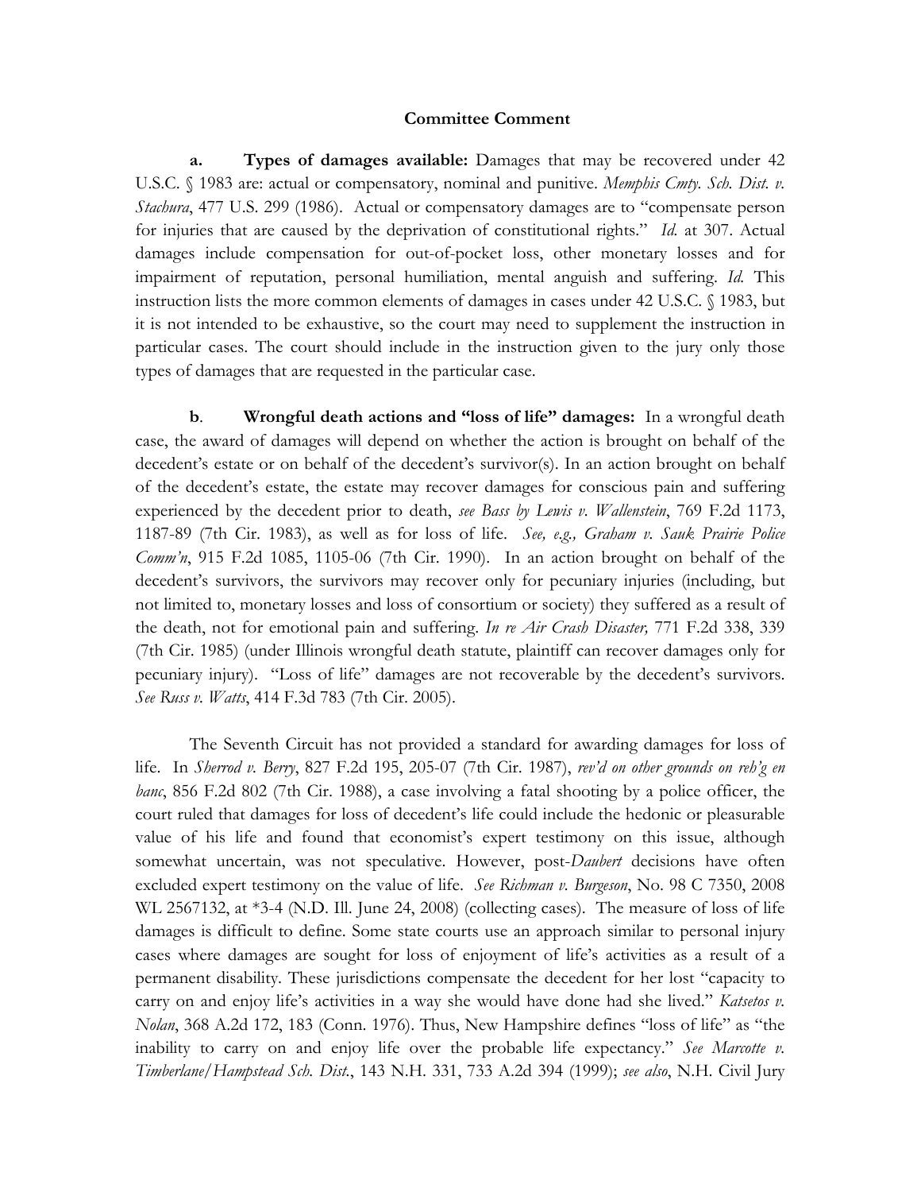**Committee Comment**

**a. Types of damages available:** Damages that may be recovered under 42 U.S.C. § 1983 are: actual or compensatory, nominal and punitive. *Memphis Cmty. Sch. Dist. v. Stachura*, 477 U.S. 299 (1986). Actual or compensatory damages are to "compensate person for injuries that are caused by the deprivation of constitutional rights." *Id.* at 307. Actual damages include compensation for out-of-pocket loss, other monetary losses and for impairment of reputation, personal humiliation, mental anguish and suffering. *Id.* This instruction lists the more common elements of damages in cases under 42 U.S.C. § 1983, but it is not intended to be exhaustive, so the court may need to supplement the instruction in particular cases. The court should include in the instruction given to the jury only those types of damages that are requested in the particular case.

**b. Wrongful death actions and "loss of life" damages:** In a wrongful death case, the award of damages will depend on whether the action is brought on behalf of the decedent's estate or on behalf of the decedent's survivor(s). In an action brought on behalf of the decedent's estate, the estate may recover damages for conscious pain and suffering experienced by the decedent prior to death, *see Bass by Lewis v. Wallenstein*, 769 F.2d 1173, 1187-89 (7th Cir. 1983), as well as for loss of life. *See, e.g., Graham v. Sauk Prairie Police Comm'n*, 915 F.2d 1085, 1105-06 (7th Cir. 1990). In an action brought on behalf of the decedent's survivors, the survivors may recover only for pecuniary injuries (including, but not limited to, monetary losses and loss of consortium or society) they suffered as a result of the death, not for emotional pain and suffering. *In re Air Crash Disaster,* 771 F.2d 338, 339 (7th Cir. 1985) (under Illinois wrongful death statute, plaintiff can recover damages only for pecuniary injury). "Loss of life" damages are not recoverable by the decedent's survivors. *See Russ v. Watts*, 414 F.3d 783 (7th Cir. 2005).

The Seventh Circuit has not provided a standard for awarding damages for loss of life. In *Sherrod v. Berry*, 827 F.2d 195, 205-07 (7th Cir. 1987), *rev'd on other grounds on reh'g en banc*, 856 F.2d 802 (7th Cir. 1988), a case involving a fatal shooting by a police officer, the court ruled that damages for loss of decedent's life could include the hedonic or pleasurable value of his life and found that economist's expert testimony on this issue, although somewhat uncertain, was not speculative. However, post-*Daubert* decisions have often excluded expert testimony on the value of life. *See Richman v. Burgeson*, No. 98 C 7350, 2008 WL 2567132, at *3-4 (N.D. Ill. June 24, 2008) (collecting cases). The measure of loss of life damages is difficult to define. Some state courts use an approach similar to personal injury cases where damages are sought for loss of enjoyment of life's activities as a result of a permanent disability. These jurisdictions compensate the decedent for her lost "capacity to carry on and enjoy life's activities in a way she would have done had she lived." *Katsetos v. Nolan*, 368 A.2d 172, 183 (Conn. 1976). Thus, New Hampshire defines "loss of life" as "the inability to carry on and enjoy life over the probable life expectancy." *See Marcotte v. Timberlane/Hampstead Sch. Dist.*, 143 N.H. 331, 733 A.2d 394 (1999); *see also*, N.H. Civil Jury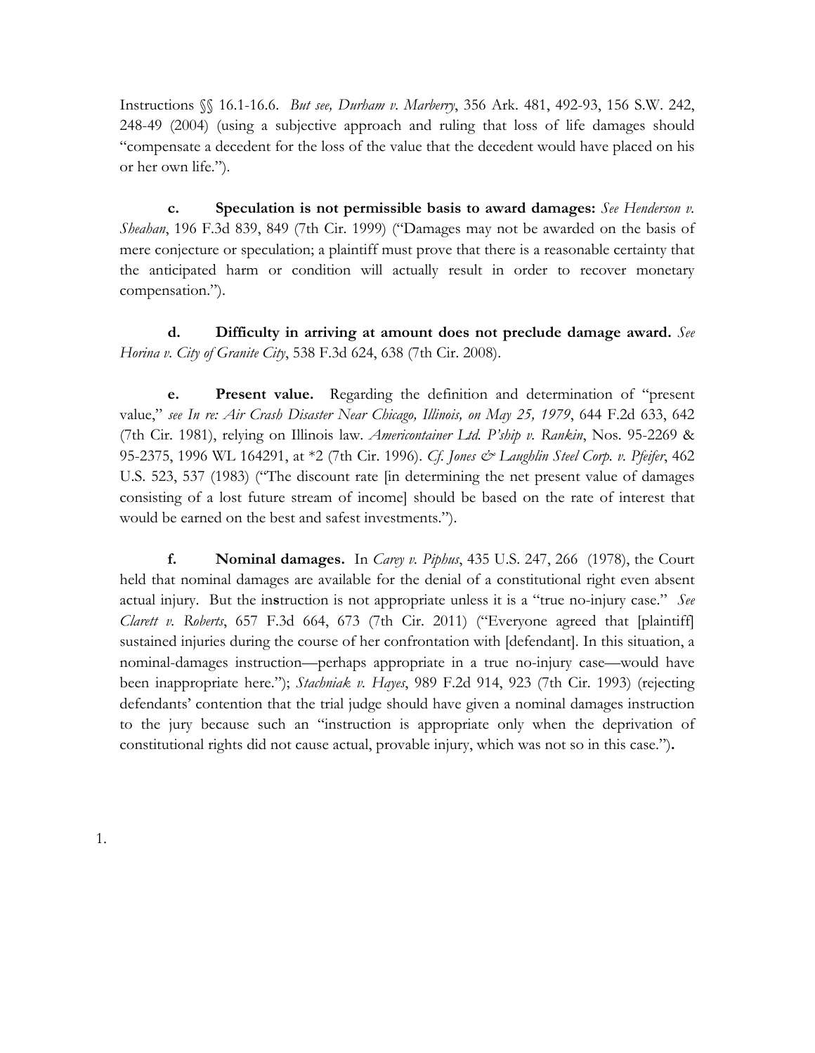Instructions §§ 16.1-16.6. *But see, Durham v. Marberry*, 356 Ark. 481, 492-93, 156 S.W. 242, 248-49 (2004) (using a subjective approach and ruling that loss of life damages should "compensate a decedent for the loss of the value that the decedent would have placed on his or her own life.").

**c. Speculation is not permissible basis to award damages:** *See Henderson v. Sheahan*, 196 F.3d 839, 849 (7th Cir. 1999) ("Damages may not be awarded on the basis of mere conjecture or speculation; a plaintiff must prove that there is a reasonable certainty that the anticipated harm or condition will actually result in order to recover monetary compensation.").

**d. Difficulty in arriving at amount does not preclude damage award.** *See Horina v. City of Granite City*, 538 F.3d 624, 638 (7th Cir. 2008).

**e. Present value.** Regarding the definition and determination of "present value," *see In re: Air Crash Disaster Near Chicago, Illinois, on May 25, 1979*, 644 F.2d 633, 642 (7th Cir. 1981), relying on Illinois law. *Americontainer Ltd. P'ship v. Rankin*, Nos. 95-2269 & 95-2375, 1996 WL 164291, at *2 (7th Cir. 1996). *Cf. Jones & Laughlin Steel Corp. v. Pfeifer*, 462 U.S. 523, 537 (1983) ("The discount rate [in determining the net present value of damages consisting of a lost future stream of income] should be based on the rate of interest that would be earned on the best and safest investments.").

**f. Nominal damages.** In *Carey v. Piphus*, 435 U.S. 247, 266 (1978), the Court held that nominal damages are available for the denial of a constitutional right even absent actual injury. But the instruction is not appropriate unless it is a "true no-injury case." *See Clarett v. Roberts*, 657 F.3d 664, 673 (7th Cir. 2011) ("Everyone agreed that [plaintiff] sustained injuries during the course of her confrontation with [defendant]. In this situation, a nominal-damages instruction—perhaps appropriate in a true no-injury case—would have been inappropriate here."); *Stachniak v. Hayes*, 989 F.2d 914, 923 (7th Cir. 1993) (rejecting defendants' contention that the trial judge should have given a nominal damages instruction to the jury because such an "instruction is appropriate only when the deprivation of constitutional rights did not cause actual, provable injury, which was not so in this case.").

1.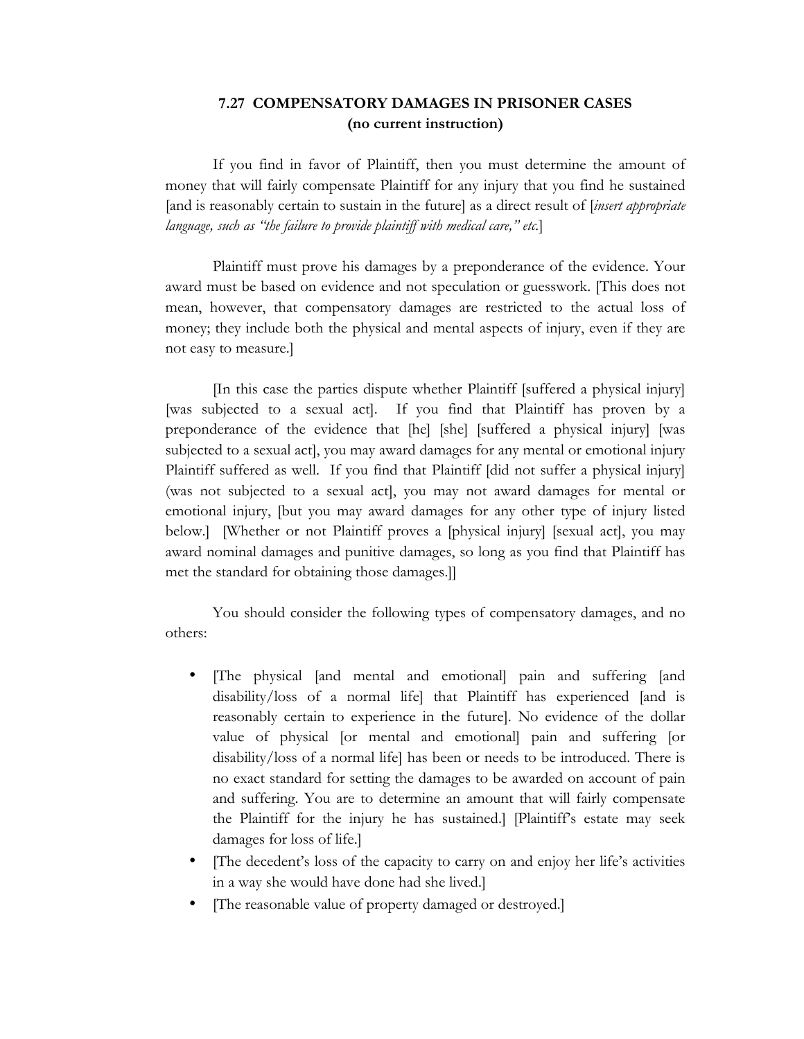### 7.27 COMPENSATORY DAMAGES IN PRISONER CASES
**(no current instruction)**

If you find in favor of Plaintiff, then you must determine the amount of money that will fairly compensate Plaintiff for any injury that you find he sustained [and is reasonably certain to sustain in the future] as a direct result of [*insert appropriate language, such as "the failure to provide plaintiff with medical care," etc.*]

Plaintiff must prove his damages by a preponderance of the evidence. Your award must be based on evidence and not speculation or guesswork. [This does not mean, however, that compensatory damages are restricted to the actual loss of money; they include both the physical and mental aspects of injury, even if they are not easy to measure.]

[In this case the parties dispute whether Plaintiff [suffered a physical injury] [was subjected to a sexual act]. If you find that Plaintiff has proven by a preponderance of the evidence that [he] [she] [suffered a physical injury] [was subjected to a sexual act], you may award damages for any mental or emotional injury Plaintiff suffered as well. If you find that Plaintiff [did not suffer a physical injury] (was not subjected to a sexual act], you may not award damages for mental or emotional injury, [but you may award damages for any other type of injury listed below.] [Whether or not Plaintiff proves a [physical injury] [sexual act], you may award nominal damages and punitive damages, so long as you find that Plaintiff has met the standard for obtaining those damages.]]

You should consider the following types of compensatory damages, and no others:

- [The physical [and mental and emotional] pain and suffering [and disability/loss of a normal life] that Plaintiff has experienced [and is reasonably certain to experience in the future]. No evidence of the dollar value of physical [or mental and emotional] pain and suffering [or disability/loss of a normal life] has been or needs to be introduced. There is no exact standard for setting the damages to be awarded on account of pain and suffering. You are to determine an amount that will fairly compensate the Plaintiff for the injury he has sustained.] [Plaintiff's estate may seek damages for loss of life.]
- [The decedent's loss of the capacity to carry on and enjoy her life's activities in a way she would have done had she lived.]
- [The reasonable value of property damaged or destroyed.]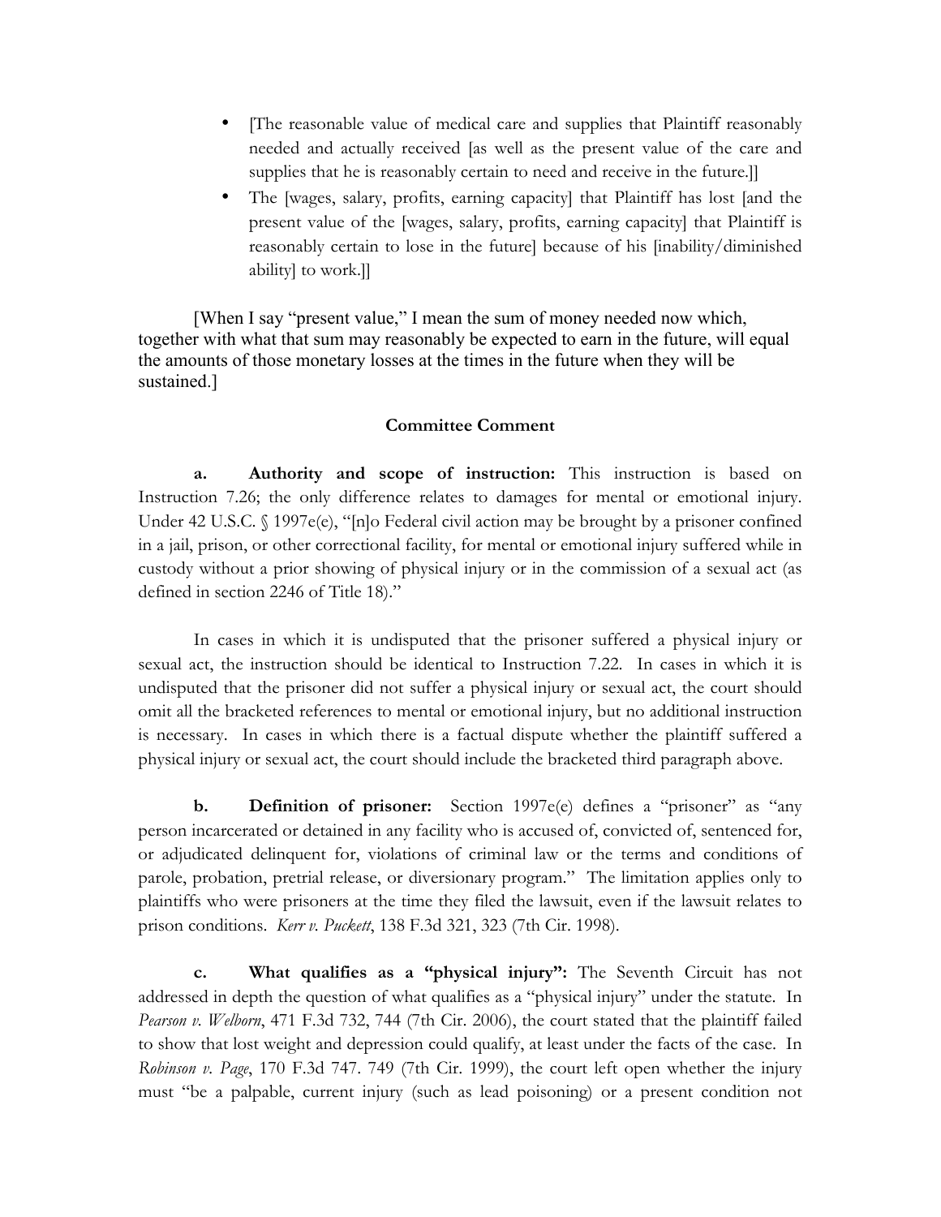- [The reasonable value of medical care and supplies that Plaintiff reasonably needed and actually received [as well as the present value of the care and supplies that he is reasonably certain to need and receive in the future.]]
- The [wages, salary, profits, earning capacity] that Plaintiff has lost [and the present value of the [wages, salary, profits, earning capacity] that Plaintiff is reasonably certain to lose in the future] because of his [inability/diminished ability] to work.]]

[When I say "present value," I mean the sum of money needed now which, together with what that sum may reasonably be expected to earn in the future, will equal the amounts of those monetary losses at the times in the future when they will be sustained.]

**Committee Comment**

**a. Authority and scope of instruction:** This instruction is based on Instruction 7.26; the only difference relates to damages for mental or emotional injury. Under 42 U.S.C. § 1997e(e), "[n]o Federal civil action may be brought by a prisoner confined in a jail, prison, or other correctional facility, for mental or emotional injury suffered while in custody without a prior showing of physical injury or in the commission of a sexual act (as defined in section 2246 of Title 18)."

In cases in which it is undisputed that the prisoner suffered a physical injury or sexual act, the instruction should be identical to Instruction 7.22. In cases in which it is undisputed that the prisoner did not suffer a physical injury or sexual act, the court should omit all the bracketed references to mental or emotional injury, but no additional instruction is necessary. In cases in which there is a factual dispute whether the plaintiff suffered a physical injury or sexual act, the court should include the bracketed third paragraph above.

**b. Definition of prisoner:** Section 1997e(e) defines a "prisoner" as "any person incarcerated or detained in any facility who is accused of, convicted of, sentenced for, or adjudicated delinquent for, violations of criminal law or the terms and conditions of parole, probation, pretrial release, or diversionary program." The limitation applies only to plaintiffs who were prisoners at the time they filed the lawsuit, even if the lawsuit relates to prison conditions. *Kerr v. Puckett*, 138 F.3d 321, 323 (7th Cir. 1998).

**c. What qualifies as a "physical injury":** The Seventh Circuit has not addressed in depth the question of what qualifies as a "physical injury" under the statute. In *Pearson v. Welborn*, 471 F.3d 732, 744 (7th Cir. 2006), the court stated that the plaintiff failed to show that lost weight and depression could qualify, at least under the facts of the case. In *Robinson v. Page*, 170 F.3d 747. 749 (7th Cir. 1999), the court left open whether the injury must "be a palpable, current injury (such as lead poisoning) or a present condition not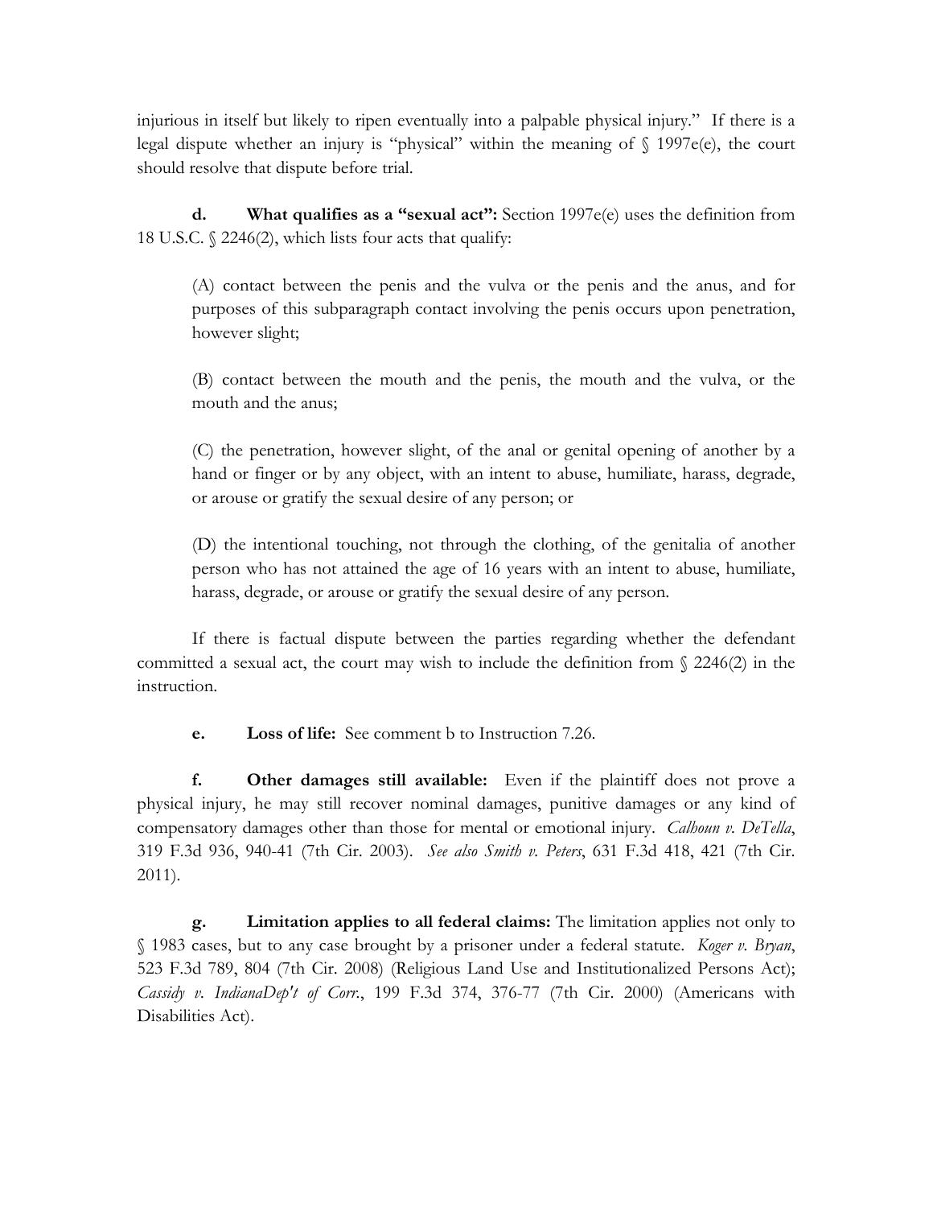injurious in itself but likely to ripen eventually into a palpable physical injury." If there is a legal dispute whether an injury is "physical" within the meaning of § 1997e(e), the court should resolve that dispute before trial.

**d. What qualifies as a "sexual act":** Section 1997e(e) uses the definition from 18 U.S.C. § 2246(2), which lists four acts that qualify:

> (A) contact between the penis and the vulva or the penis and the anus, and for purposes of this subparagraph contact involving the penis occurs upon penetration, however slight;
>
> (B) contact between the mouth and the penis, the mouth and the vulva, or the mouth and the anus;
>
> (C) the penetration, however slight, of the anal or genital opening of another by a hand or finger or by any object, with an intent to abuse, humiliate, harass, degrade, or arouse or gratify the sexual desire of any person; or
>
> (D) the intentional touching, not through the clothing, of the genitalia of another person who has not attained the age of 16 years with an intent to abuse, humiliate, harass, degrade, or arouse or gratify the sexual desire of any person.

If there is factual dispute between the parties regarding whether the defendant committed a sexual act, the court may wish to include the definition from § 2246(2) in the instruction.

**e. Loss of life:** See comment b to Instruction 7.26.

**f. Other damages still available:** Even if the plaintiff does not prove a physical injury, he may still recover nominal damages, punitive damages or any kind of compensatory damages other than those for mental or emotional injury. *Calhoun v. DeTella*, 319 F.3d 936, 940-41 (7th Cir. 2003). *See also Smith v. Peters*, 631 F.3d 418, 421 (7th Cir. 2011).

**g. Limitation applies to all federal claims:** The limitation applies not only to § 1983 cases, but to any case brought by a prisoner under a federal statute. *Koger v. Bryan*, 523 F.3d 789, 804 (7th Cir. 2008) (Religious Land Use and Institutionalized Persons Act); *Cassidy v. IndianaDep't of Corr.*, 199 F.3d 374, 376-77 (7th Cir. 2000) (Americans with Disabilities Act).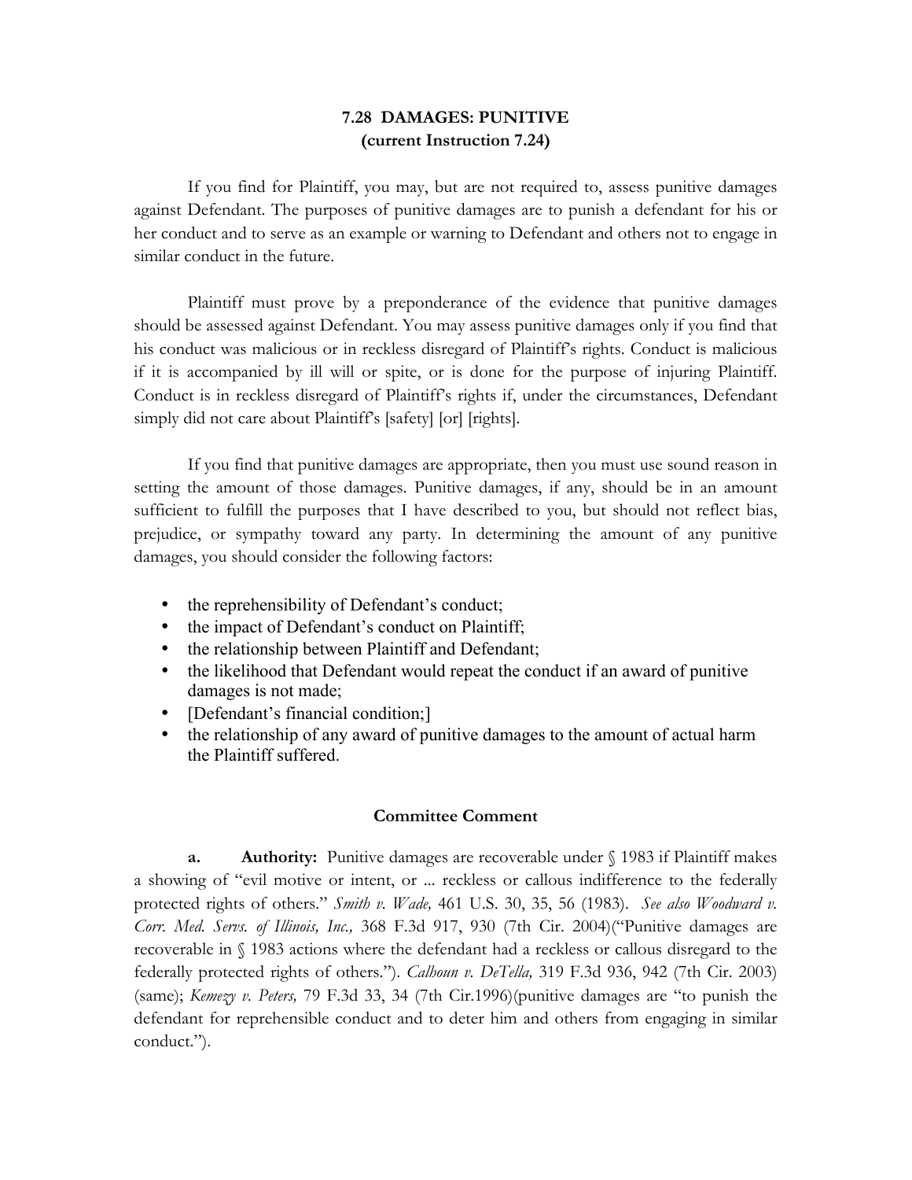## 7.28 DAMAGES: PUNITIVE
**(current Instruction 7.24)**

If you find for Plaintiff, you may, but are not required to, assess punitive damages against Defendant. The purposes of punitive damages are to punish a defendant for his or her conduct and to serve as an example or warning to Defendant and others not to engage in similar conduct in the future.

Plaintiff must prove by a preponderance of the evidence that punitive damages should be assessed against Defendant. You may assess punitive damages only if you find that his conduct was malicious or in reckless disregard of Plaintiff's rights. Conduct is malicious if it is accompanied by ill will or spite, or is done for the purpose of injuring Plaintiff. Conduct is in reckless disregard of Plaintiff's rights if, under the circumstances, Defendant simply did not care about Plaintiff's [safety] [or] [rights].

If you find that punitive damages are appropriate, then you must use sound reason in setting the amount of those damages. Punitive damages, if any, should be in an amount sufficient to fulfill the purposes that I have described to you, but should not reflect bias, prejudice, or sympathy toward any party. In determining the amount of any punitive damages, you should consider the following factors:

- the reprehensibility of Defendant's conduct;
- the impact of Defendant's conduct on Plaintiff;
- the relationship between Plaintiff and Defendant;
- the likelihood that Defendant would repeat the conduct if an award of punitive damages is not made;
- [Defendant's financial condition;]
- the relationship of any award of punitive damages to the amount of actual harm the Plaintiff suffered.

### Committee Comment

**a. Authority:** Punitive damages are recoverable under § 1983 if Plaintiff makes a showing of "evil motive or intent, or ... reckless or callous indifference to the federally protected rights of others." *Smith v. Wade,* 461 U.S. 30, 35, 56 (1983). *See also Woodward v. Corr. Med. Servs. of Illinois, Inc.,* 368 F.3d 917, 930 (7th Cir. 2004)("Punitive damages are recoverable in § 1983 actions where the defendant had a reckless or callous disregard to the federally protected rights of others."). *Calhoun v. DeTella,* 319 F.3d 936, 942 (7th Cir. 2003) (same); *Kemezy v. Peters,* 79 F.3d 33, 34 (7th Cir.1996)(punitive damages are "to punish the defendant for reprehensible conduct and to deter him and others from engaging in similar conduct.").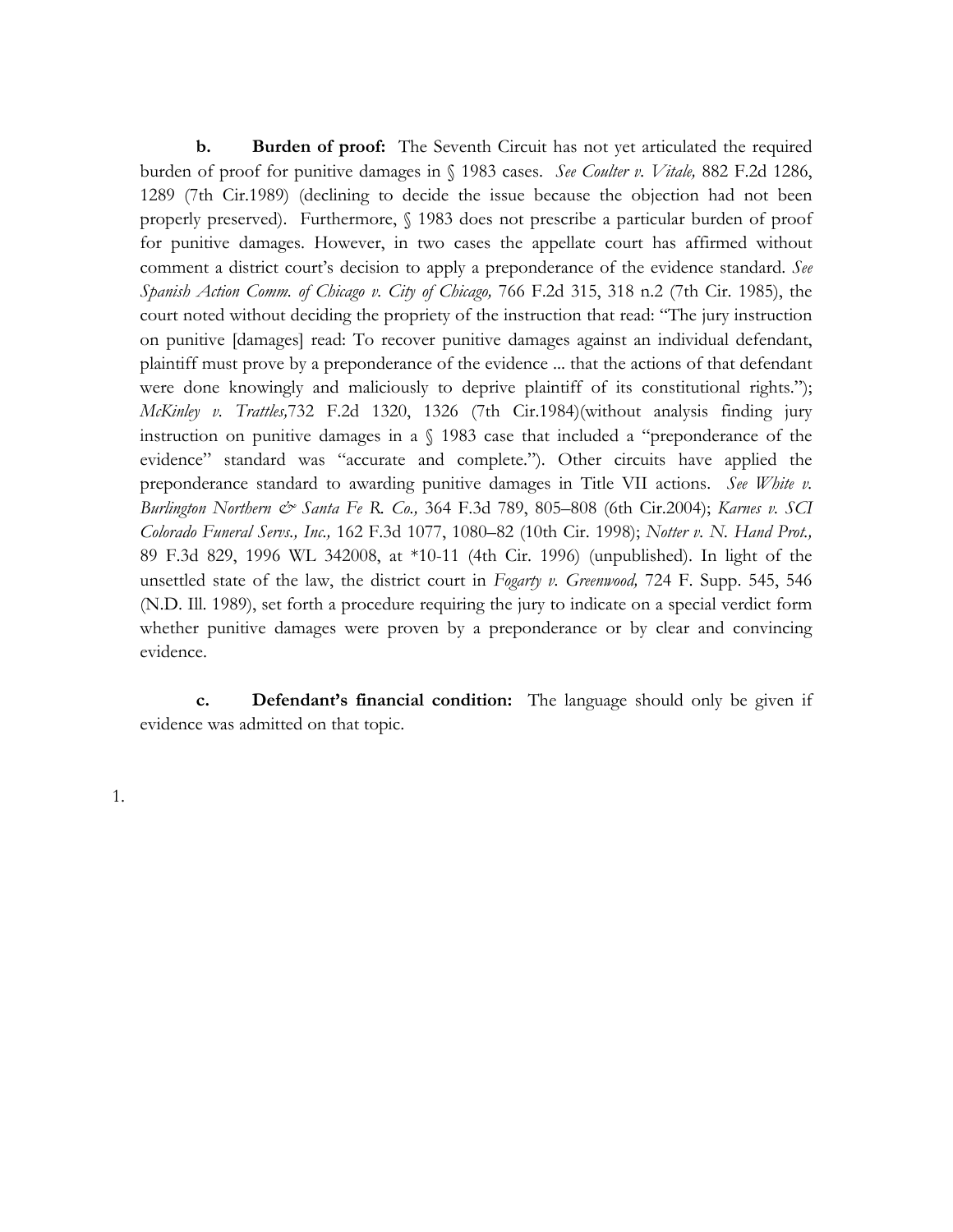**b. Burden of proof:** The Seventh Circuit has not yet articulated the required burden of proof for punitive damages in § 1983 cases. *See Coulter v. Vitale,* 882 F.2d 1286, 1289 (7th Cir.1989) (declining to decide the issue because the objection had not been properly preserved). Furthermore, § 1983 does not prescribe a particular burden of proof for punitive damages. However, in two cases the appellate court has affirmed without comment a district court's decision to apply a preponderance of the evidence standard. *See Spanish Action Comm. of Chicago v. City of Chicago,* 766 F.2d 315, 318 n.2 (7th Cir. 1985), the court noted without deciding the propriety of the instruction that read: "The jury instruction on punitive [damages] read: To recover punitive damages against an individual defendant, plaintiff must prove by a preponderance of the evidence ... that the actions of that defendant were done knowingly and maliciously to deprive plaintiff of its constitutional rights."); *McKinley v. Trattles,*732 F.2d 1320, 1326 (7th Cir.1984)(without analysis finding jury instruction on punitive damages in a § 1983 case that included a "preponderance of the evidence" standard was "accurate and complete."). Other circuits have applied the preponderance standard to awarding punitive damages in Title VII actions. *See White v. Burlington Northern & Santa Fe R. Co.,* 364 F.3d 789, 805–808 (6th Cir.2004); *Karnes v. SCI Colorado Funeral Servs., Inc.,* 162 F.3d 1077, 1080–82 (10th Cir. 1998); *Notter v. N. Hand Prot.,* 89 F.3d 829, 1996 WL 342008, at *10-11 (4th Cir. 1996) (unpublished). In light of the unsettled state of the law, the district court in *Fogarty v. Greenwood,* 724 F. Supp. 545, 546 (N.D. Ill. 1989), set forth a procedure requiring the jury to indicate on a special verdict form whether punitive damages were proven by a preponderance or by clear and convincing evidence.

**c. Defendant's financial condition:** The language should only be given if evidence was admitted on that topic.

1.